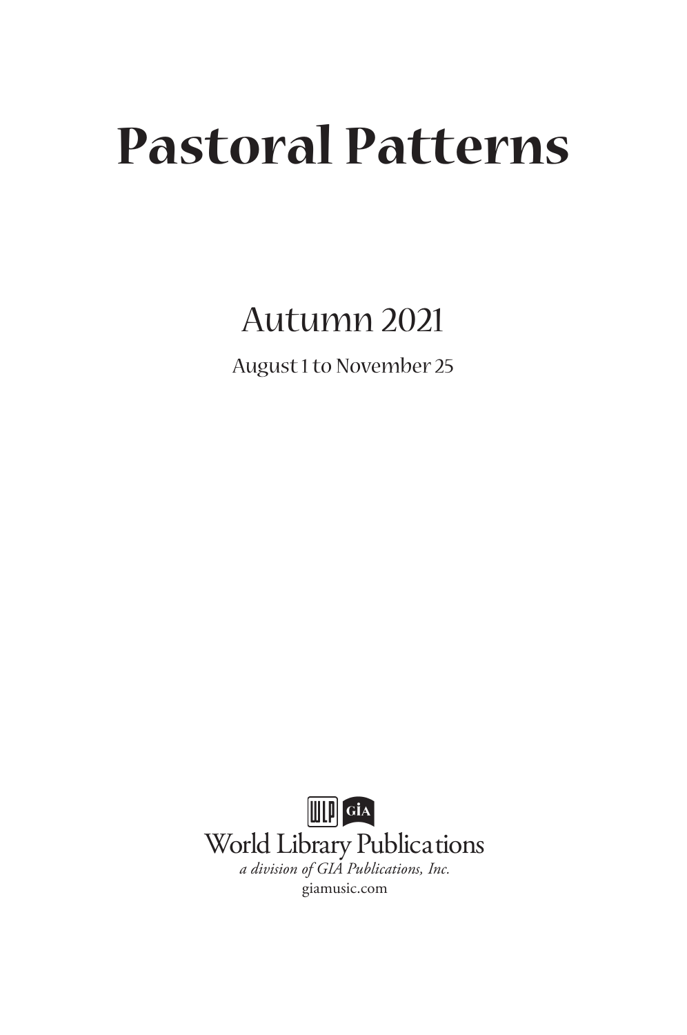# Pastoral Patterns

## Autumn 2021

August 1 to November 25

WLP GIA

World Library Publications

*a division of GIA Publications, Inc.*

giamusic.com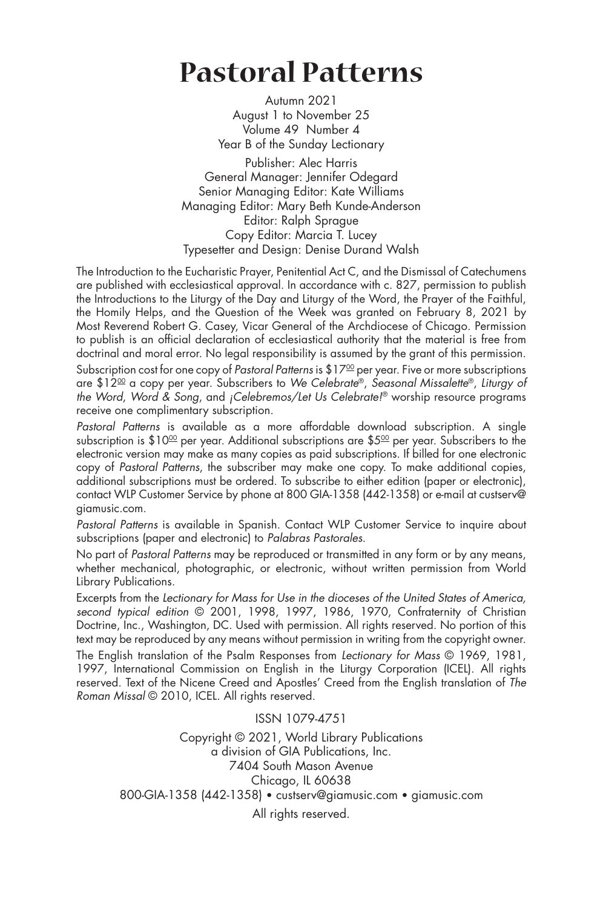# Pastoral Patterns

Autumn 2021
August 1 to November 25
Volume 49 Number 4
Year B of the Sunday Lectionary

Publisher: Alec Harris
General Manager: Jennifer Odegard
Senior Managing Editor: Kate Williams
Managing Editor: Mary Beth Kunde-Anderson
Editor: Ralph Sprague
Copy Editor: Marcia T. Lucey
Typesetter and Design: Denise Durand Walsh

The Introduction to the Eucharistic Prayer, Penitential Act C, and the Dismissal of Catechumens are published with ecclesiastical approval. In accordance with c. 827, permission to publish the Introductions to the Liturgy of the Day and Liturgy of the Word, the Prayer of the Faithful, the Homily Helps, and the Question of the Week was granted on February 8, 2021 by Most Reverend Robert G. Casey, Vicar General of the Archdiocese of Chicago. Permission to publish is an official declaration of ecclesiastical authority that the material is free from doctrinal and moral error. No legal responsibility is assumed by the grant of this permission.

Subscription cost for one copy of *Pastoral Patterns* is $17.00 per year. Five or more subscriptions are $12.00 a copy per year. Subscribers to *We Celebrate®*, *Seasonal Missalette®*, *Liturgy of the Word*, *Word & Song*, and *¡Celebremos/Let Us Celebrate!®* worship resource programs receive one complimentary subscription.

*Pastoral Patterns* is available as a more affordable download subscription. A single subscription is $10.00 per year. Additional subscriptions are $5.00 per year. Subscribers to the electronic version may make as many copies as paid subscriptions. If billed for one electronic copy of *Pastoral Patterns*, the subscriber may make one copy. To make additional copies, additional subscriptions must be ordered. To subscribe to either edition (paper or electronic), contact WLP Customer Service by phone at 800 GIA-1358 (442-1358) or e-mail at custserv@giamusic.com.

*Pastoral Patterns* is available in Spanish. Contact WLP Customer Service to inquire about subscriptions (paper and electronic) to *Palabras Pastorales*.

No part of *Pastoral Patterns* may be reproduced or transmitted in any form or by any means, whether mechanical, photographic, or electronic, without written permission from World Library Publications.

Excerpts from the *Lectionary for Mass for Use in the dioceses of the United States of America, second typical edition* © 2001, 1998, 1997, 1986, 1970, Confraternity of Christian Doctrine, Inc., Washington, DC. Used with permission. All rights reserved. No portion of this text may be reproduced by any means without permission in writing from the copyright owner.

The English translation of the Psalm Responses from *Lectionary for Mass* © 1969, 1981, 1997, International Commission on English in the Liturgy Corporation (ICEL). All rights reserved. Text of the Nicene Creed and Apostles' Creed from the English translation of *The Roman Missal* © 2010, ICEL. All rights reserved.

ISSN 1079-4751

Copyright © 2021, World Library Publications
a division of GIA Publications, Inc.
7404 South Mason Avenue
Chicago, IL 60638
800-GIA-1358 (442-1358) • custserv@giamusic.com • giamusic.com

All rights reserved.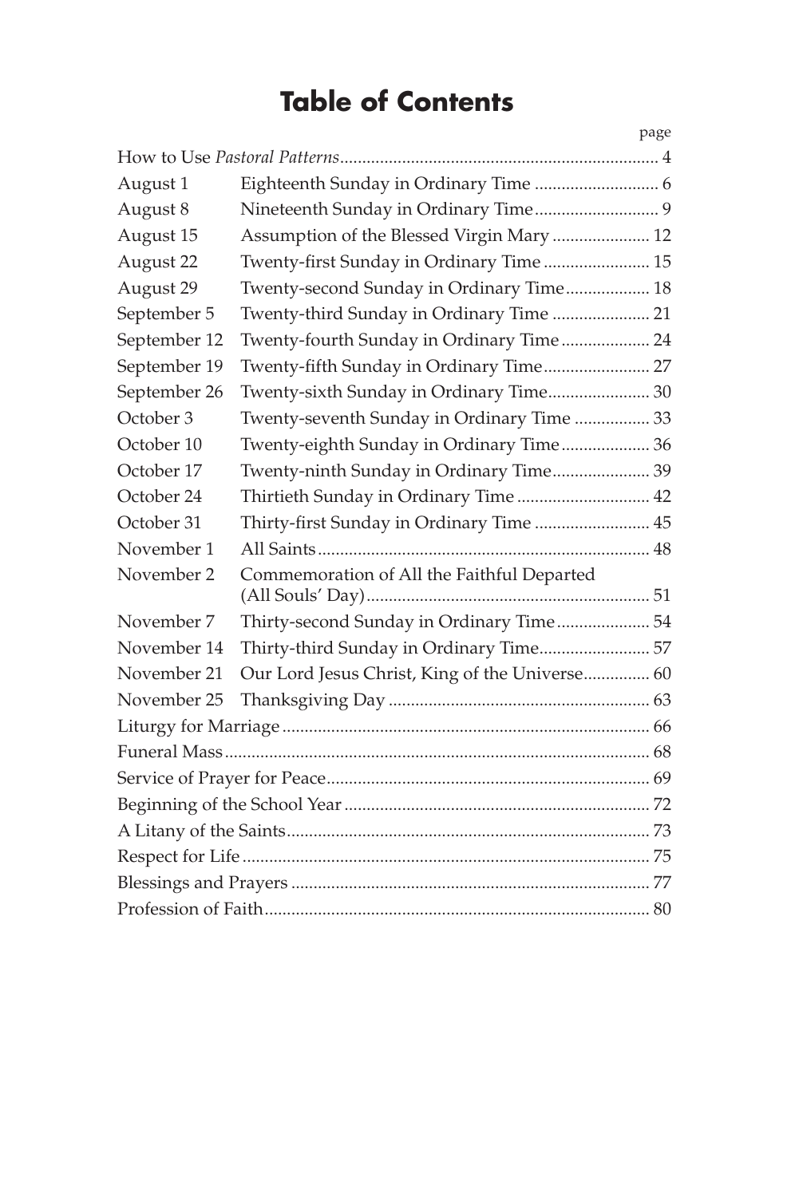# Table of Contents

| | | page |
|---|---|---|
| How to Use *Pastoral Patterns* | | 4 |
| August 1 | Eighteenth Sunday in Ordinary Time | 6 |
| August 8 | Nineteenth Sunday in Ordinary Time | 9 |
| August 15 | Assumption of the Blessed Virgin Mary | 12 |
| August 22 | Twenty-first Sunday in Ordinary Time | 15 |
| August 29 | Twenty-second Sunday in Ordinary Time | 18 |
| September 5 | Twenty-third Sunday in Ordinary Time | 21 |
| September 12 | Twenty-fourth Sunday in Ordinary Time | 24 |
| September 19 | Twenty-fifth Sunday in Ordinary Time | 27 |
| September 26 | Twenty-sixth Sunday in Ordinary Time | 30 |
| October 3 | Twenty-seventh Sunday in Ordinary Time | 33 |
| October 10 | Twenty-eighth Sunday in Ordinary Time | 36 |
| October 17 | Twenty-ninth Sunday in Ordinary Time | 39 |
| October 24 | Thirtieth Sunday in Ordinary Time | 42 |
| October 31 | Thirty-first Sunday in Ordinary Time | 45 |
| November 1 | All Saints | 48 |
| November 2 | Commemoration of All the Faithful Departed (All Souls' Day) | 51 |
| November 7 | Thirty-second Sunday in Ordinary Time | 54 |
| November 14 | Thirty-third Sunday in Ordinary Time | 57 |
| November 21 | Our Lord Jesus Christ, King of the Universe | 60 |
| November 25 | Thanksgiving Day | 63 |
| Liturgy for Marriage | | 66 |
| Funeral Mass | | 68 |
| Service of Prayer for Peace | | 69 |
| Beginning of the School Year | | 72 |
| A Litany of the Saints | | 73 |
| Respect for Life | | 75 |
| Blessings and Prayers | | 77 |
| Profession of Faith | | 80 |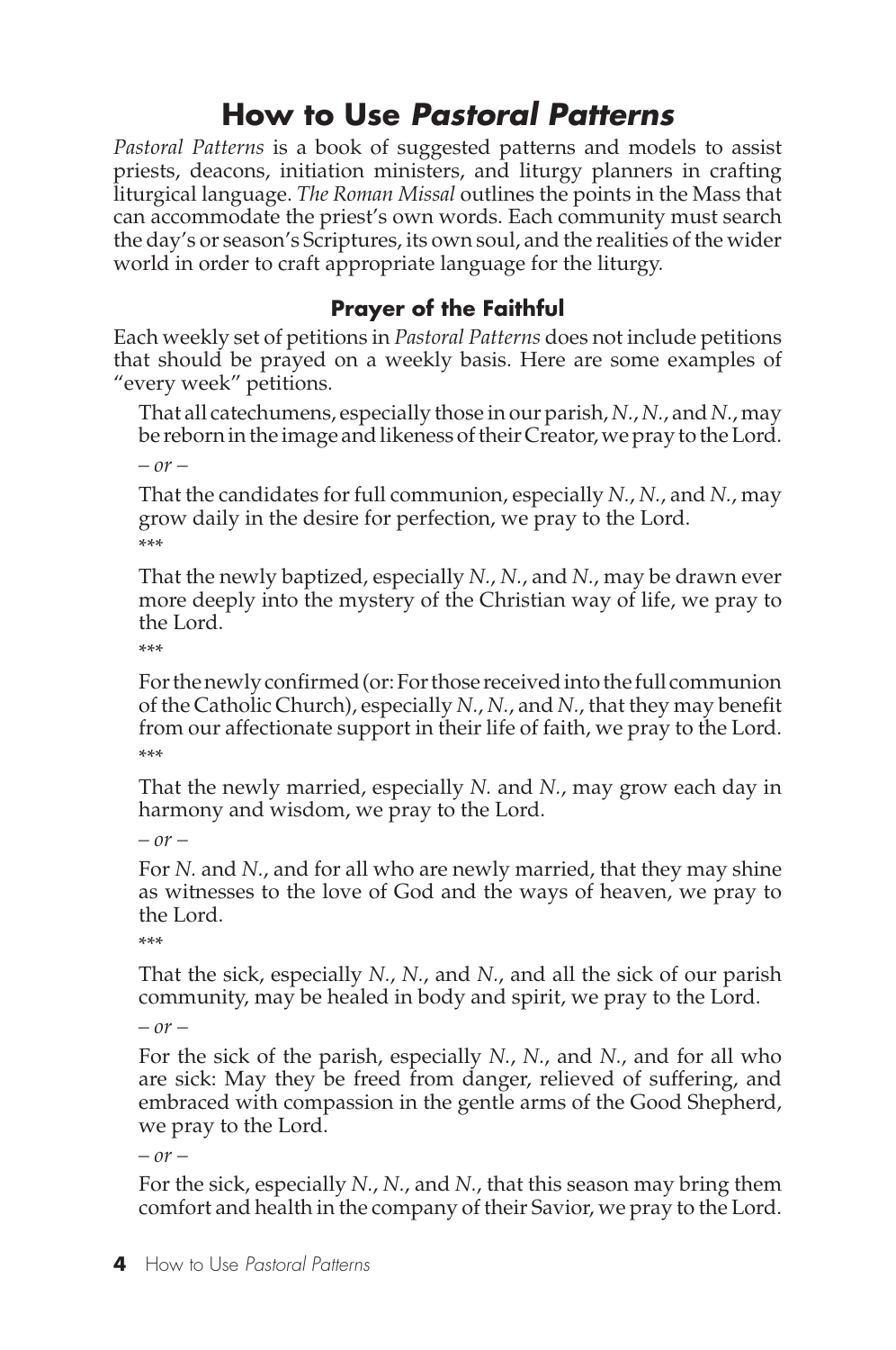# How to Use *Pastoral Patterns*

*Pastoral Patterns* is a book of suggested patterns and models to assist priests, deacons, initiation ministers, and liturgy planners in crafting liturgical language. *The Roman Missal* outlines the points in the Mass that can accommodate the priest's own words. Each community must search the day's or season's Scriptures, its own soul, and the realities of the wider world in order to craft appropriate language for the liturgy.

### Prayer of the Faithful

Each weekly set of petitions in *Pastoral Patterns* does not include petitions that should be prayed on a weekly basis. Here are some examples of "every week" petitions.

That all catechumens, especially those in our parish, *N.*, *N.*, and *N.*, may be reborn in the image and likeness of their Creator, we pray to the Lord.

*– or –*

That the candidates for full communion, especially *N.*, *N.*, and *N.*, may grow daily in the desire for perfection, we pray to the Lord.

\*\*\*

That the newly baptized, especially *N.*, *N.*, and *N.*, may be drawn ever more deeply into the mystery of the Christian way of life, we pray to the Lord.

\*\*\*

For the newly confirmed (or: For those received into the full communion of the Catholic Church), especially *N.*, *N.*, and *N.*, that they may benefit from our affectionate support in their life of faith, we pray to the Lord.

\*\*\*

That the newly married, especially *N.* and *N.*, may grow each day in harmony and wisdom, we pray to the Lord.

*– or –*

For *N.* and *N.*, and for all who are newly married, that they may shine as witnesses to the love of God and the ways of heaven, we pray to the Lord.

\*\*\*

That the sick, especially *N.*, *N.*, and *N.*, and all the sick of our parish community, may be healed in body and spirit, we pray to the Lord.

*– or –*

For the sick of the parish, especially *N.*, *N.*, and *N.*, and for all who are sick: May they be freed from danger, relieved of suffering, and embraced with compassion in the gentle arms of the Good Shepherd, we pray to the Lord.

*– or –*

For the sick, especially *N.*, *N.*, and *N.*, that this season may bring them comfort and health in the company of their Savior, we pray to the Lord.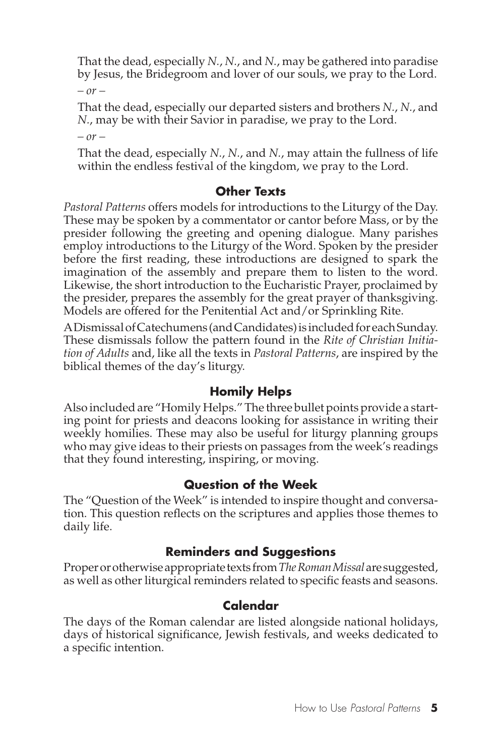That the dead, especially *N.*, *N.*, and *N.*, may be gathered into paradise by Jesus, the Bridegroom and lover of our souls, we pray to the Lord.

*– or –*

That the dead, especially our departed sisters and brothers *N.*, *N.*, and *N.*, may be with their Savior in paradise, we pray to the Lord.

*– or –*

That the dead, especially *N.*, *N.*, and *N.*, may attain the fullness of life within the endless festival of the kingdom, we pray to the Lord.

## Other Texts

*Pastoral Patterns* offers models for introductions to the Liturgy of the Day. These may be spoken by a commentator or cantor before Mass, or by the presider following the greeting and opening dialogue. Many parishes employ introductions to the Liturgy of the Word. Spoken by the presider before the first reading, these introductions are designed to spark the imagination of the assembly and prepare them to listen to the word. Likewise, the short introduction to the Eucharistic Prayer, proclaimed by the presider, prepares the assembly for the great prayer of thanksgiving. Models are offered for the Penitential Act and/or Sprinkling Rite.

A Dismissal of Catechumens (and Candidates) is included for each Sunday. These dismissals follow the pattern found in the *Rite of Christian Initiation of Adults* and, like all the texts in *Pastoral Patterns*, are inspired by the biblical themes of the day's liturgy.

## Homily Helps

Also included are "Homily Helps." The three bullet points provide a starting point for priests and deacons looking for assistance in writing their weekly homilies. These may also be useful for liturgy planning groups who may give ideas to their priests on passages from the week's readings that they found interesting, inspiring, or moving.

## Question of the Week

The "Question of the Week" is intended to inspire thought and conversation. This question reflects on the scriptures and applies those themes to daily life.

## Reminders and Suggestions

Proper or otherwise appropriate texts from *The Roman Missal* are suggested, as well as other liturgical reminders related to specific feasts and seasons.

## Calendar

The days of the Roman calendar are listed alongside national holidays, days of historical significance, Jewish festivals, and weeks dedicated to a specific intention.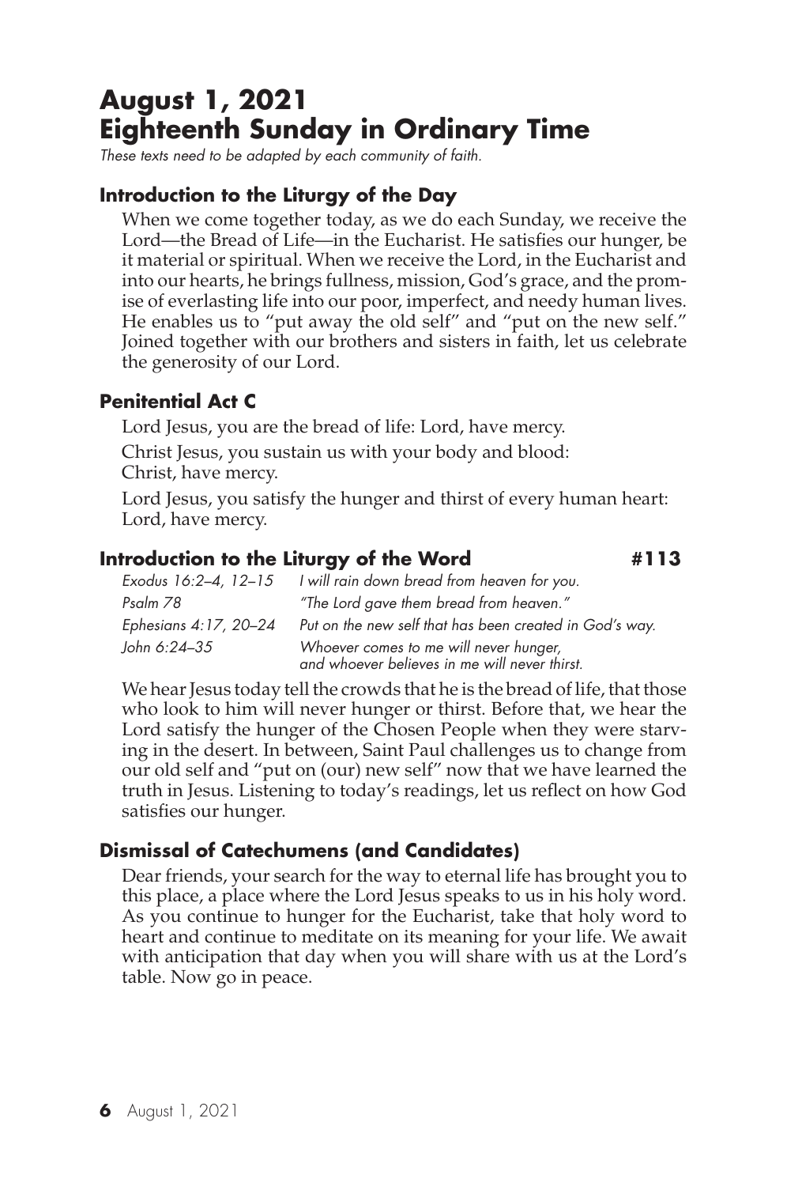# August 1, 2021
# Eighteenth Sunday in Ordinary Time

*These texts need to be adapted by each community of faith.*

### Introduction to the Liturgy of the Day

When we come together today, as we do each Sunday, we receive the Lord—the Bread of Life—in the Eucharist. He satisfies our hunger, be it material or spiritual. When we receive the Lord, in the Eucharist and into our hearts, he brings fullness, mission, God's grace, and the promise of everlasting life into our poor, imperfect, and needy human lives. He enables us to "put away the old self" and "put on the new self." Joined together with our brothers and sisters in faith, let us celebrate the generosity of our Lord.

### Penitential Act C

Lord Jesus, you are the bread of life: Lord, have mercy.

Christ Jesus, you sustain us with your body and blood:
Christ, have mercy.

Lord Jesus, you satisfy the hunger and thirst of every human heart:
Lord, have mercy.

### Introduction to the Liturgy of the Word #113

| | |
|---|---|
| *Exodus 16:2–4, 12–15* | *I will rain down bread from heaven for you.* |
| *Psalm 78* | *"The Lord gave them bread from heaven."* |
| *Ephesians 4:17, 20–24* | *Put on the new self that has been created in God's way.* |
| *John 6:24–35* | *Whoever comes to me will never hunger, and whoever believes in me will never thirst.* |

We hear Jesus today tell the crowds that he is the bread of life, that those who look to him will never hunger or thirst. Before that, we hear the Lord satisfy the hunger of the Chosen People when they were starving in the desert. In between, Saint Paul challenges us to change from our old self and "put on (our) new self" now that we have learned the truth in Jesus. Listening to today's readings, let us reflect on how God satisfies our hunger.

### Dismissal of Catechumens (and Candidates)

Dear friends, your search for the way to eternal life has brought you to this place, a place where the Lord Jesus speaks to us in his holy word. As you continue to hunger for the Eucharist, take that holy word to heart and continue to meditate on its meaning for your life. We await with anticipation that day when you will share with us at the Lord's table. Now go in peace.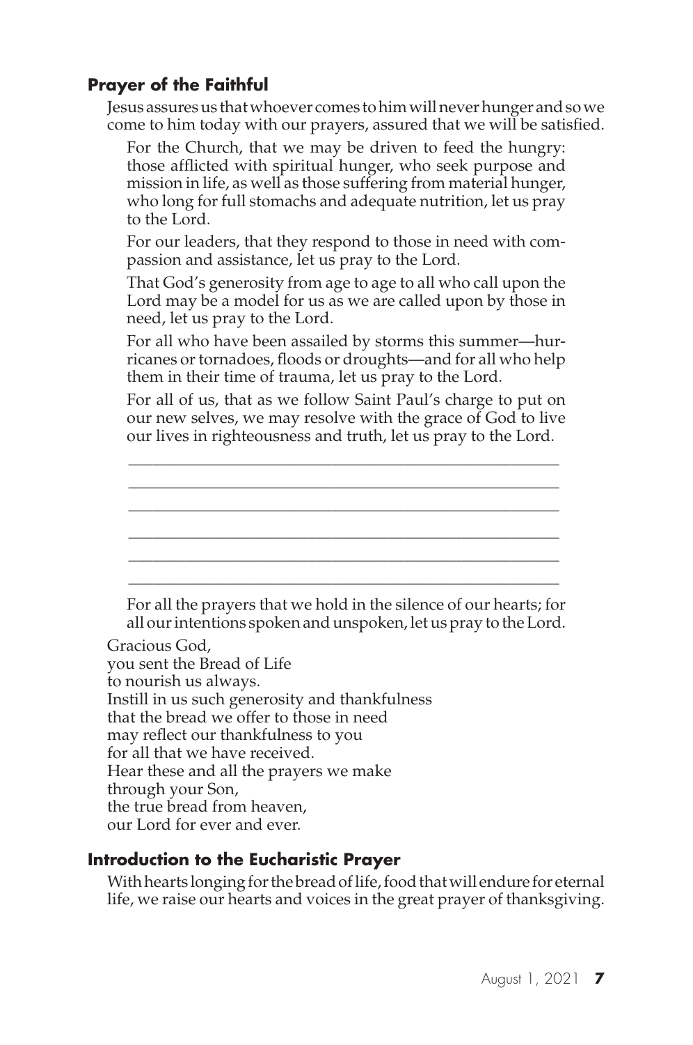### Prayer of the Faithful

Jesus assures us that whoever comes to him will never hunger and so we come to him today with our prayers, assured that we will be satisfied.

For the Church, that we may be driven to feed the hungry: those afflicted with spiritual hunger, who seek purpose and mission in life, as well as those suffering from material hunger, who long for full stomachs and adequate nutrition, let us pray to the Lord.

For our leaders, that they respond to those in need with compassion and assistance, let us pray to the Lord.

That God's generosity from age to age to all who call upon the Lord may be a model for us as we are called upon by those in need, let us pray to the Lord.

For all who have been assailed by storms this summer—hurricanes or tornadoes, floods or droughts—and for all who help them in their time of trauma, let us pray to the Lord.

For all of us, that as we follow Saint Paul's charge to put on our new selves, we may resolve with the grace of God to live our lives in righteousness and truth, let us pray to the Lord.

\_\_\_\_\_\_\_\_\_\_\_\_\_\_\_\_\_\_\_\_\_\_\_\_\_\_\_\_\_\_\_\_\_\_\_\_\_\_\_\_\_\_\_\_\_\_\_\_\_\_

\_\_\_\_\_\_\_\_\_\_\_\_\_\_\_\_\_\_\_\_\_\_\_\_\_\_\_\_\_\_\_\_\_\_\_\_\_\_\_\_\_\_\_\_\_\_\_\_\_\_

\_\_\_\_\_\_\_\_\_\_\_\_\_\_\_\_\_\_\_\_\_\_\_\_\_\_\_\_\_\_\_\_\_\_\_\_\_\_\_\_\_\_\_\_\_\_\_\_\_\_

\_\_\_\_\_\_\_\_\_\_\_\_\_\_\_\_\_\_\_\_\_\_\_\_\_\_\_\_\_\_\_\_\_\_\_\_\_\_\_\_\_\_\_\_\_\_\_\_\_\_

\_\_\_\_\_\_\_\_\_\_\_\_\_\_\_\_\_\_\_\_\_\_\_\_\_\_\_\_\_\_\_\_\_\_\_\_\_\_\_\_\_\_\_\_\_\_\_\_\_\_

\_\_\_\_\_\_\_\_\_\_\_\_\_\_\_\_\_\_\_\_\_\_\_\_\_\_\_\_\_\_\_\_\_\_\_\_\_\_\_\_\_\_\_\_\_\_\_\_\_\_

For all the prayers that we hold in the silence of our hearts; for all our intentions spoken and unspoken, let us pray to the Lord.

Gracious God,  
you sent the Bread of Life  
to nourish us always.  
Instill in us such generosity and thankfulness  
that the bread we offer to those in need  
may reflect our thankfulness to you  
for all that we have received.  
Hear these and all the prayers we make  
through your Son,  
the true bread from heaven,  
our Lord for ever and ever.

### Introduction to the Eucharistic Prayer

With hearts longing for the bread of life, food that will endure for eternal life, we raise our hearts and voices in the great prayer of thanksgiving.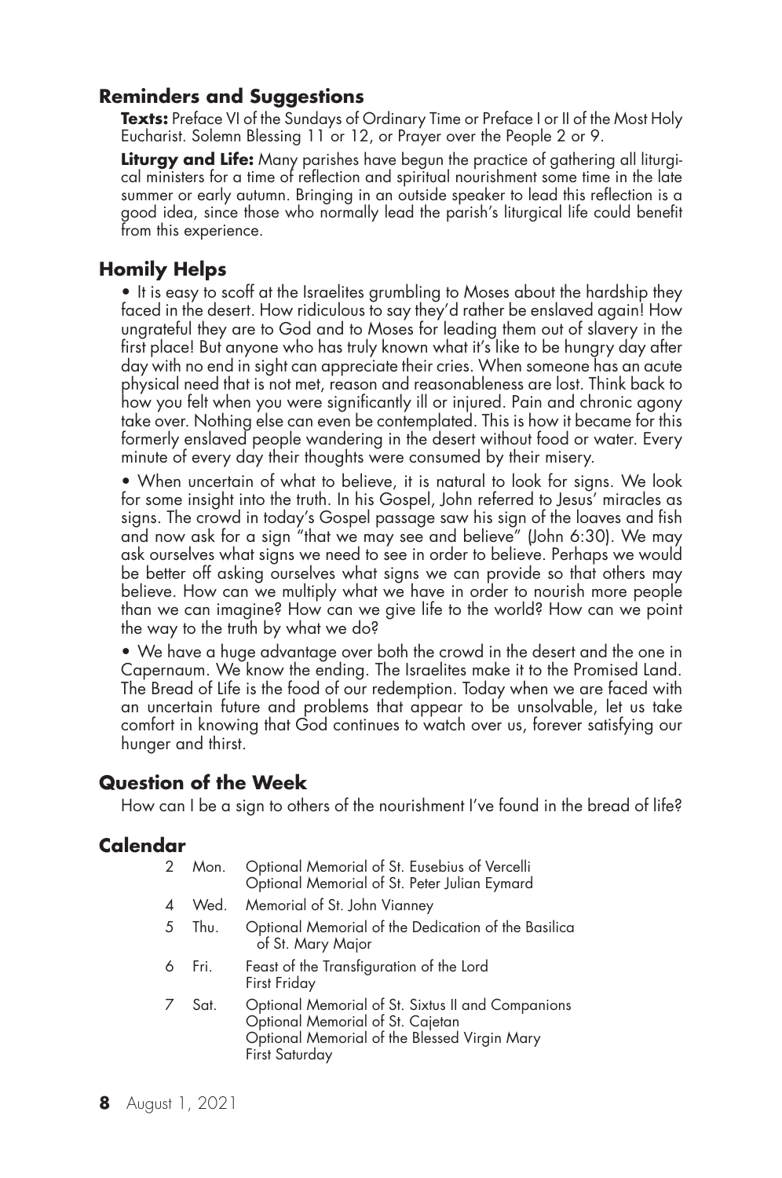## Reminders and Suggestions

**Texts:** Preface VI of the Sundays of Ordinary Time or Preface I or II of the Most Holy Eucharist. Solemn Blessing 11 or 12, or Prayer over the People 2 or 9.

**Liturgy and Life:** Many parishes have begun the practice of gathering all liturgical ministers for a time of reflection and spiritual nourishment some time in the late summer or early autumn. Bringing in an outside speaker to lead this reflection is a good idea, since those who normally lead the parish's liturgical life could benefit from this experience.

## Homily Helps

• It is easy to scoff at the Israelites grumbling to Moses about the hardship they faced in the desert. How ridiculous to say they'd rather be enslaved again! How ungrateful they are to God and to Moses for leading them out of slavery in the first place! But anyone who has truly known what it's like to be hungry day after day with no end in sight can appreciate their cries. When someone has an acute physical need that is not met, reason and reasonableness are lost. Think back to how you felt when you were significantly ill or injured. Pain and chronic agony take over. Nothing else can even be contemplated. This is how it became for this formerly enslaved people wandering in the desert without food or water. Every minute of every day their thoughts were consumed by their misery.

• When uncertain of what to believe, it is natural to look for signs. We look for some insight into the truth. In his Gospel, John referred to Jesus' miracles as signs. The crowd in today's Gospel passage saw his sign of the loaves and fish and now ask for a sign "that we may see and believe" (John 6:30). We may ask ourselves what signs we need to see in order to believe. Perhaps we would be better off asking ourselves what signs we can provide so that others may believe. How can we multiply what we have in order to nourish more people than we can imagine? How can we give life to the world? How can we point the way to the truth by what we do?

• We have a huge advantage over both the crowd in the desert and the one in Capernaum. We know the ending. The Israelites make it to the Promised Land. The Bread of Life is the food of our redemption. Today when we are faced with an uncertain future and problems that appear to be unsolvable, let us take comfort in knowing that God continues to watch over us, forever satisfying our hunger and thirst.

## Question of the Week

How can I be a sign to others of the nourishment I've found in the bread of life?

## Calendar

| | | |
|---|---|---|
| 2 | Mon. | Optional Memorial of St. Eusebius of Vercelli<br>Optional Memorial of St. Peter Julian Eymard |
| 4 | Wed. | Memorial of St. John Vianney |
| 5 | Thu. | Optional Memorial of the Dedication of the Basilica of St. Mary Major |
| 6 | Fri. | Feast of the Transfiguration of the Lord<br>First Friday |
| 7 | Sat. | Optional Memorial of St. Sixtus II and Companions<br>Optional Memorial of St. Cajetan<br>Optional Memorial of the Blessed Virgin Mary<br>First Saturday |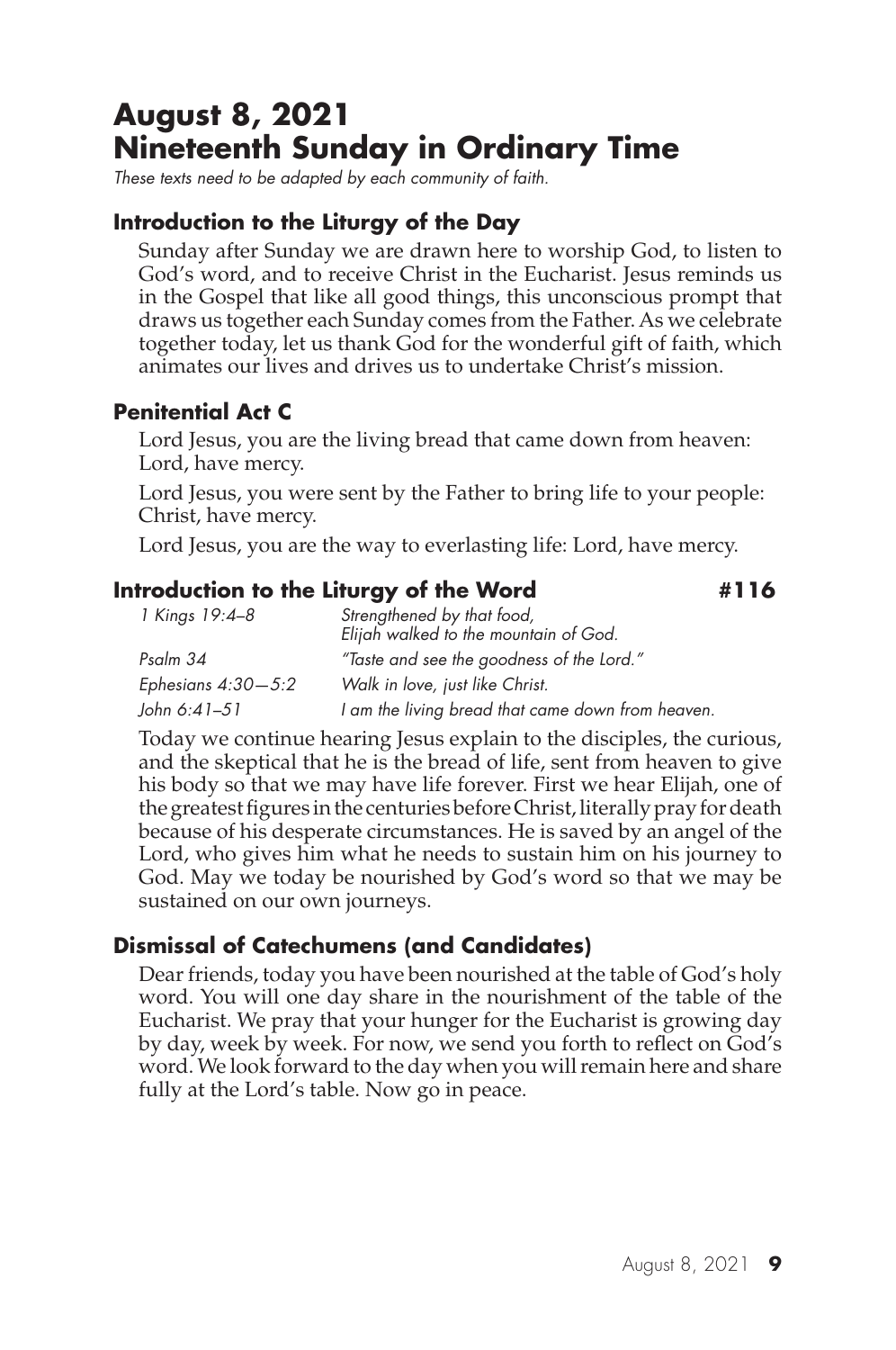# August 8, 2021
# Nineteenth Sunday in Ordinary Time

*These texts need to be adapted by each community of faith.*

### Introduction to the Liturgy of the Day

Sunday after Sunday we are drawn here to worship God, to listen to God's word, and to receive Christ in the Eucharist. Jesus reminds us in the Gospel that like all good things, this unconscious prompt that draws us together each Sunday comes from the Father. As we celebrate together today, let us thank God for the wonderful gift of faith, which animates our lives and drives us to undertake Christ's mission.

### Penitential Act C

Lord Jesus, you are the living bread that came down from heaven: Lord, have mercy.

Lord Jesus, you were sent by the Father to bring life to your people: Christ, have mercy.

Lord Jesus, you are the way to everlasting life: Lord, have mercy.

### Introduction to the Liturgy of the Word #116

| | |
|---|---|
| *1 Kings 19:4–8* | *Strengthened by that food, Elijah walked to the mountain of God.* |
| *Psalm 34* | *"Taste and see the goodness of the Lord."* |
| *Ephesians 4:30—5:2* | *Walk in love, just like Christ.* |
| *John 6:41–51* | *I am the living bread that came down from heaven.* |

Today we continue hearing Jesus explain to the disciples, the curious, and the skeptical that he is the bread of life, sent from heaven to give his body so that we may have life forever. First we hear Elijah, one of the greatest figures in the centuries before Christ, literally pray for death because of his desperate circumstances. He is saved by an angel of the Lord, who gives him what he needs to sustain him on his journey to God. May we today be nourished by God's word so that we may be sustained on our own journeys.

### Dismissal of Catechumens (and Candidates)

Dear friends, today you have been nourished at the table of God's holy word. You will one day share in the nourishment of the table of the Eucharist. We pray that your hunger for the Eucharist is growing day by day, week by week. For now, we send you forth to reflect on God's word. We look forward to the day when you will remain here and share fully at the Lord's table. Now go in peace.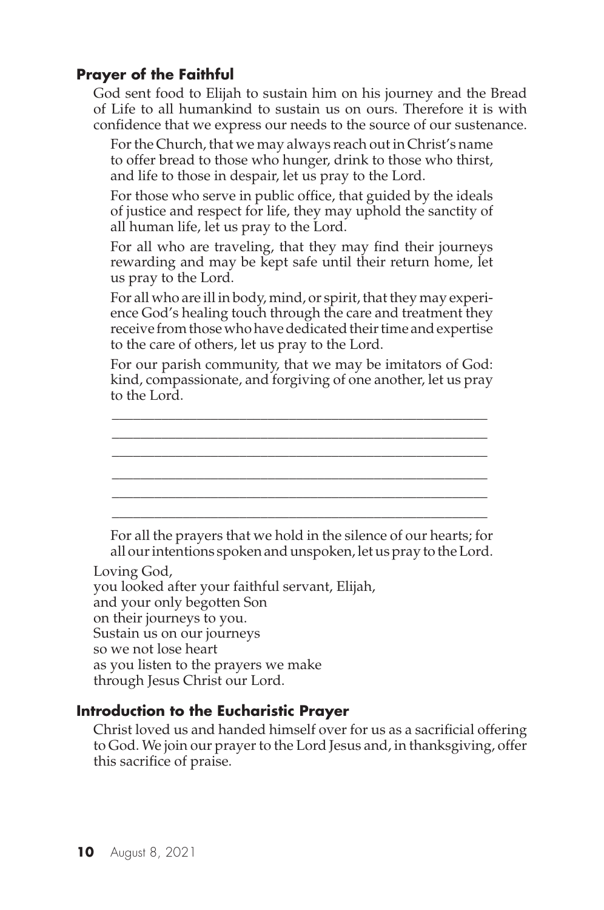### Prayer of the Faithful

God sent food to Elijah to sustain him on his journey and the Bread of Life to all humankind to sustain us on ours. Therefore it is with confidence that we express our needs to the source of our sustenance.

For the Church, that we may always reach out in Christ's name to offer bread to those who hunger, drink to those who thirst, and life to those in despair, let us pray to the Lord.

For those who serve in public office, that guided by the ideals of justice and respect for life, they may uphold the sanctity of all human life, let us pray to the Lord.

For all who are traveling, that they may find their journeys rewarding and may be kept safe until their return home, let us pray to the Lord.

For all who are ill in body, mind, or spirit, that they may experience God's healing touch through the care and treatment they receive from those who have dedicated their time and expertise to the care of others, let us pray to the Lord.

For our parish community, that we may be imitators of God: kind, compassionate, and forgiving of one another, let us pray to the Lord.

_____________________________________________________
_____________________________________________________
_____________________________________________________
_____________________________________________________
_____________________________________________________
_____________________________________________________

For all the prayers that we hold in the silence of our hearts; for all our intentions spoken and unspoken, let us pray to the Lord.

Loving God,
you looked after your faithful servant, Elijah,
and your only begotten Son
on their journeys to you.
Sustain us on our journeys
so we not lose heart
as you listen to the prayers we make
through Jesus Christ our Lord.

### Introduction to the Eucharistic Prayer

Christ loved us and handed himself over for us as a sacrificial offering to God. We join our prayer to the Lord Jesus and, in thanksgiving, offer this sacrifice of praise.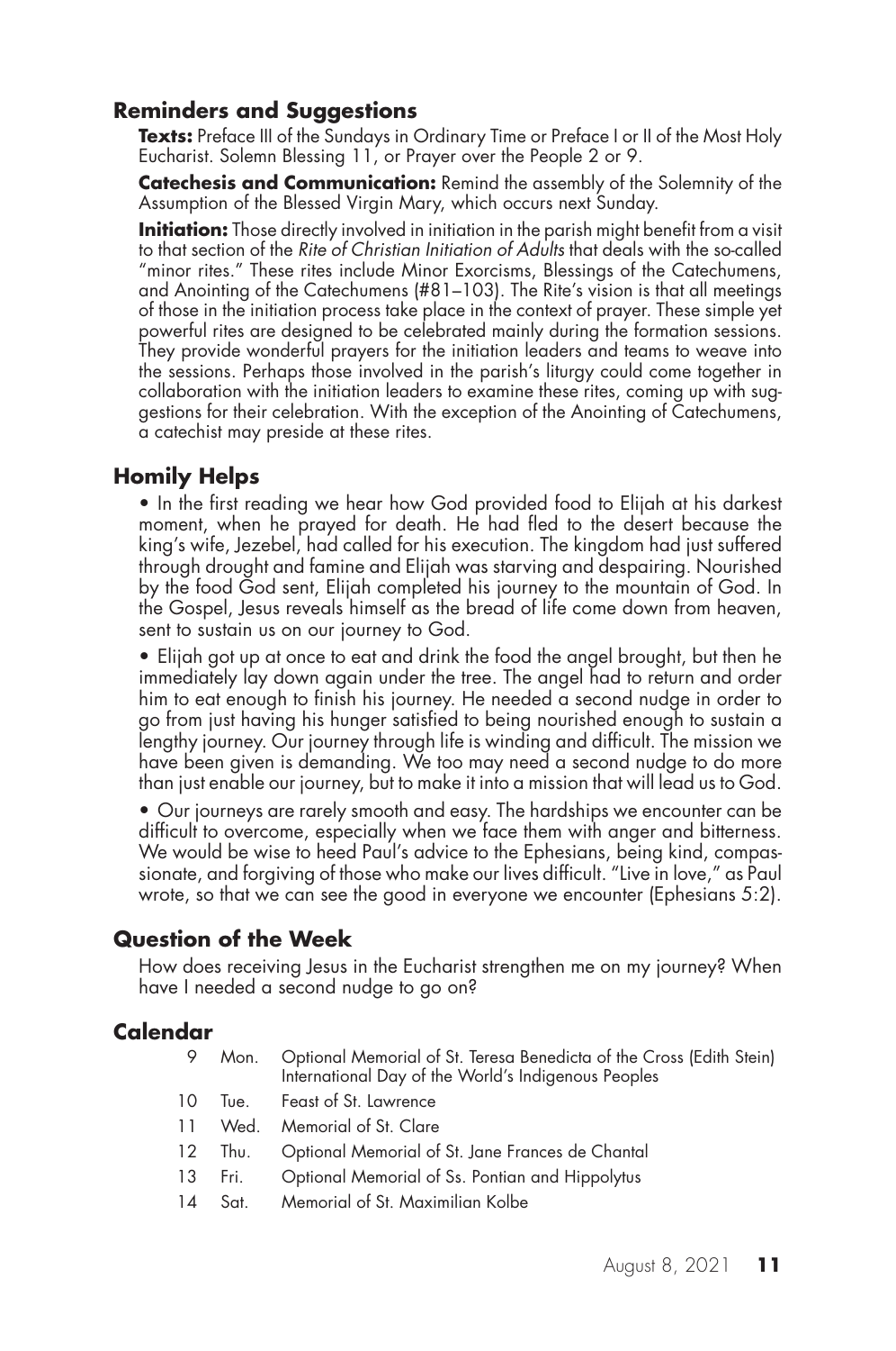## Reminders and Suggestions

**Texts:** Preface III of the Sundays in Ordinary Time or Preface I or II of the Most Holy Eucharist. Solemn Blessing 11, or Prayer over the People 2 or 9.

**Catechesis and Communication:** Remind the assembly of the Solemnity of the Assumption of the Blessed Virgin Mary, which occurs next Sunday.

**Initiation:** Those directly involved in initiation in the parish might benefit from a visit to that section of the *Rite of Christian Initiation of Adults* that deals with the so-called "minor rites." These rites include Minor Exorcisms, Blessings of the Catechumens, and Anointing of the Catechumens (#81–103). The Rite's vision is that all meetings of those in the initiation process take place in the context of prayer. These simple yet powerful rites are designed to be celebrated mainly during the formation sessions. They provide wonderful prayers for the initiation leaders and teams to weave into the sessions. Perhaps those involved in the parish's liturgy could come together in collaboration with the initiation leaders to examine these rites, coming up with suggestions for their celebration. With the exception of the Anointing of Catechumens, a catechist may preside at these rites.

## Homily Helps

- In the first reading we hear how God provided food to Elijah at his darkest moment, when he prayed for death. He had fled to the desert because the king's wife, Jezebel, had called for his execution. The kingdom had just suffered through drought and famine and Elijah was starving and despairing. Nourished by the food God sent, Elijah completed his journey to the mountain of God. In the Gospel, Jesus reveals himself as the bread of life come down from heaven, sent to sustain us on our journey to God.
- Elijah got up at once to eat and drink the food the angel brought, but then he immediately lay down again under the tree. The angel had to return and order him to eat enough to finish his journey. He needed a second nudge in order to go from just having his hunger satisfied to being nourished enough to sustain a lengthy journey. Our journey through life is winding and difficult. The mission we have been given is demanding. We too may need a second nudge to do more than just enable our journey, but to make it into a mission that will lead us to God.
- Our journeys are rarely smooth and easy. The hardships we encounter can be difficult to overcome, especially when we face them with anger and bitterness. We would be wise to heed Paul's advice to the Ephesians, being kind, compassionate, and forgiving of those who make our lives difficult. "Live in love," as Paul wrote, so that we can see the good in everyone we encounter (Ephesians 5:2).

## Question of the Week

How does receiving Jesus in the Eucharist strengthen me on my journey? When have I needed a second nudge to go on?

## Calendar

| | | |
|---|---|---|
| 9 | Mon. | Optional Memorial of St. Teresa Benedicta of the Cross (Edith Stein)<br>International Day of the World's Indigenous Peoples |
| 10 | Tue. | Feast of St. Lawrence |
| 11 | Wed. | Memorial of St. Clare |
| 12 | Thu. | Optional Memorial of St. Jane Frances de Chantal |
| 13 | Fri. | Optional Memorial of Ss. Pontian and Hippolytus |
| 14 | Sat. | Memorial of St. Maximilian Kolbe |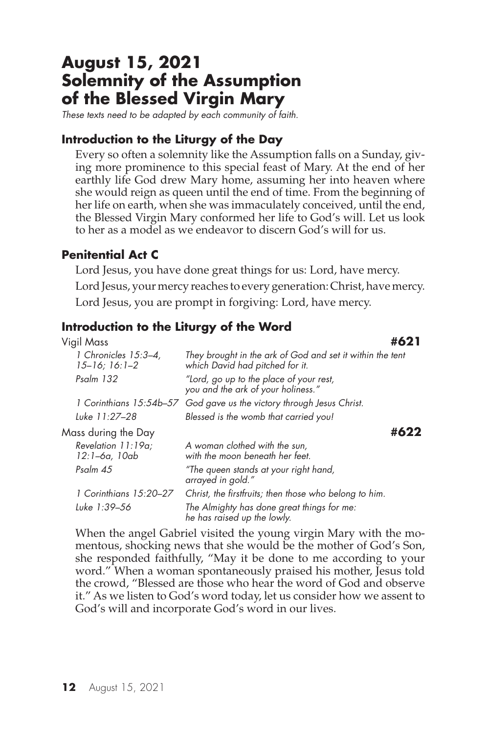# August 15, 2021
# Solemnity of the Assumption of the Blessed Virgin Mary

*These texts need to be adapted by each community of faith.*

### Introduction to the Liturgy of the Day

Every so often a solemnity like the Assumption falls on a Sunday, giving more prominence to this special feast of Mary. At the end of her earthly life God drew Mary home, assuming her into heaven where she would reign as queen until the end of time. From the beginning of her life on earth, when she was immaculately conceived, until the end, the Blessed Virgin Mary conformed her life to God's will. Let us look to her as a model as we endeavor to discern God's will for us.

### Penitential Act C

Lord Jesus, you have done great things for us: Lord, have mercy.

Lord Jesus, your mercy reaches to every generation: Christ, have mercy.

Lord Jesus, you are prompt in forgiving: Lord, have mercy.

### Introduction to the Liturgy of the Word

| Vigil Mass | | **#621** |
|---|---|---|
| *1 Chronicles 15:3–4, 15–16; 16:1–2* | *They brought in the ark of God and set it within the tent which David had pitched for it.* | |
| *Psalm 132* | *"Lord, go up to the place of your rest, you and the ark of your holiness."* | |
| *1 Corinthians 15:54b–57* | *God gave us the victory through Jesus Christ.* | |
| *Luke 11:27–28* | *Blessed is the womb that carried you!* | |
| Mass during the Day | | **#622** |
| *Revelation 11:19a; 12:1–6a, 10ab* | *A woman clothed with the sun, with the moon beneath her feet.* | |
| *Psalm 45* | *"The queen stands at your right hand, arrayed in gold."* | |
| *1 Corinthians 15:20–27* | *Christ, the firstfruits; then those who belong to him.* | |
| *Luke 1:39–56* | *The Almighty has done great things for me: he has raised up the lowly.* | |

When the angel Gabriel visited the young virgin Mary with the momentous, shocking news that she would be the mother of God's Son, she responded faithfully, "May it be done to me according to your word." When a woman spontaneously praised his mother, Jesus told the crowd, "Blessed are those who hear the word of God and observe it." As we listen to God's word today, let us consider how we assent to God's will and incorporate God's word in our lives.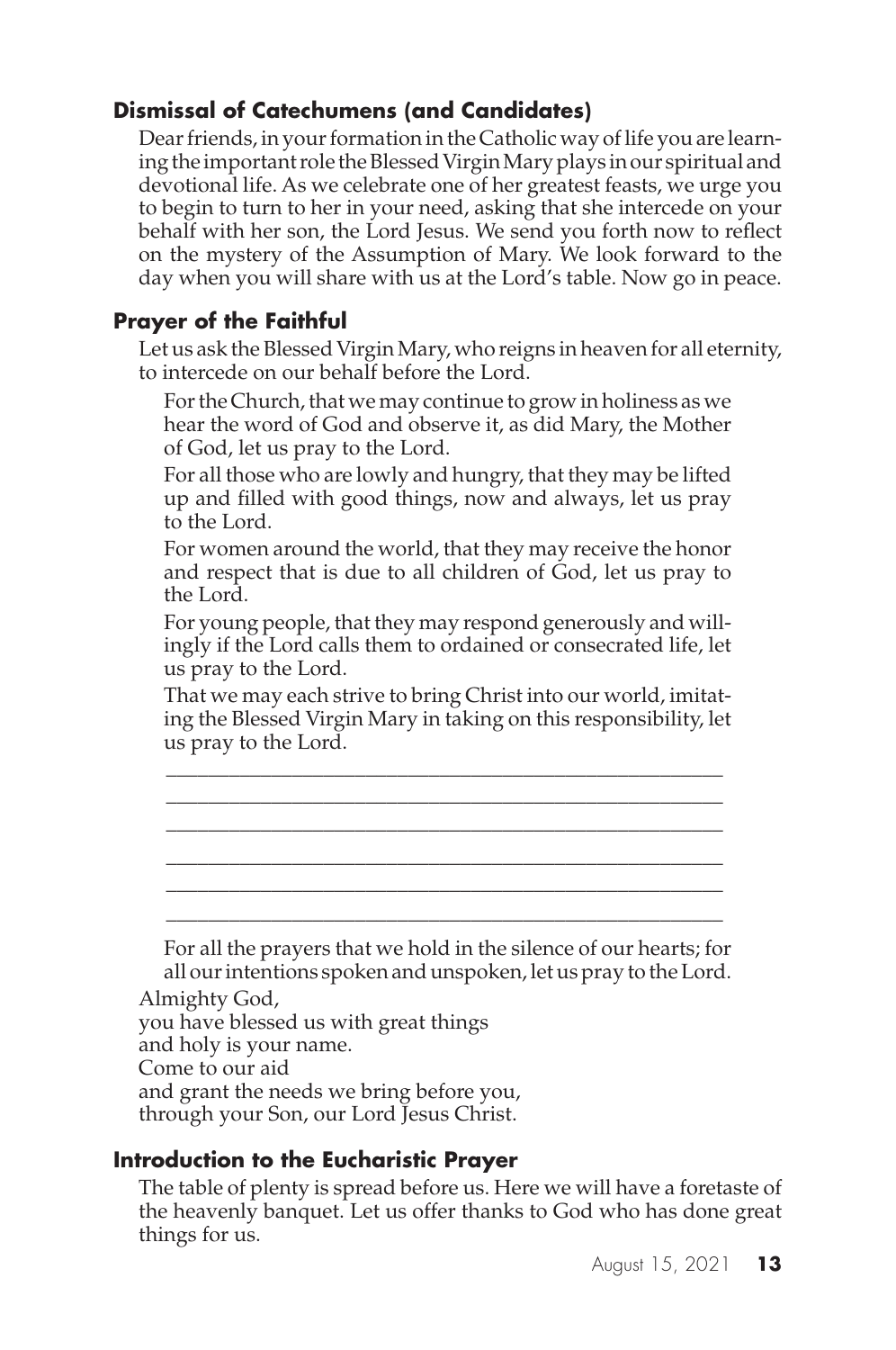### Dismissal of Catechumens (and Candidates)

Dear friends, in your formation in the Catholic way of life you are learning the important role the Blessed Virgin Mary plays in our spiritual and devotional life. As we celebrate one of her greatest feasts, we urge you to begin to turn to her in your need, asking that she intercede on your behalf with her son, the Lord Jesus. We send you forth now to reflect on the mystery of the Assumption of Mary. We look forward to the day when you will share with us at the Lord's table. Now go in peace.

### Prayer of the Faithful

Let us ask the Blessed Virgin Mary, who reigns in heaven for all eternity, to intercede on our behalf before the Lord.

For the Church, that we may continue to grow in holiness as we hear the word of God and observe it, as did Mary, the Mother of God, let us pray to the Lord.

For all those who are lowly and hungry, that they may be lifted up and filled with good things, now and always, let us pray to the Lord.

For women around the world, that they may receive the honor and respect that is due to all children of God, let us pray to the Lord.

For young people, that they may respond generously and willingly if the Lord calls them to ordained or consecrated life, let us pray to the Lord.

That we may each strive to bring Christ into our world, imitating the Blessed Virgin Mary in taking on this responsibility, let us pray to the Lord.

\_\_\_\_\_\_\_\_\_\_\_\_\_\_\_\_\_\_\_\_\_\_\_\_\_\_\_\_\_\_\_\_\_\_\_\_\_\_\_\_\_\_\_\_\_\_\_\_\_\_\_\_

\_\_\_\_\_\_\_\_\_\_\_\_\_\_\_\_\_\_\_\_\_\_\_\_\_\_\_\_\_\_\_\_\_\_\_\_\_\_\_\_\_\_\_\_\_\_\_\_\_\_\_\_

\_\_\_\_\_\_\_\_\_\_\_\_\_\_\_\_\_\_\_\_\_\_\_\_\_\_\_\_\_\_\_\_\_\_\_\_\_\_\_\_\_\_\_\_\_\_\_\_\_\_\_\_

\_\_\_\_\_\_\_\_\_\_\_\_\_\_\_\_\_\_\_\_\_\_\_\_\_\_\_\_\_\_\_\_\_\_\_\_\_\_\_\_\_\_\_\_\_\_\_\_\_\_\_\_

\_\_\_\_\_\_\_\_\_\_\_\_\_\_\_\_\_\_\_\_\_\_\_\_\_\_\_\_\_\_\_\_\_\_\_\_\_\_\_\_\_\_\_\_\_\_\_\_\_\_\_\_

\_\_\_\_\_\_\_\_\_\_\_\_\_\_\_\_\_\_\_\_\_\_\_\_\_\_\_\_\_\_\_\_\_\_\_\_\_\_\_\_\_\_\_\_\_\_\_\_\_\_\_\_

For all the prayers that we hold in the silence of our hearts; for all our intentions spoken and unspoken, let us pray to the Lord.

Almighty God,
you have blessed us with great things
and holy is your name.
Come to our aid
and grant the needs we bring before you,
through your Son, our Lord Jesus Christ.

### Introduction to the Eucharistic Prayer

The table of plenty is spread before us. Here we will have a foretaste of the heavenly banquet. Let us offer thanks to God who has done great things for us.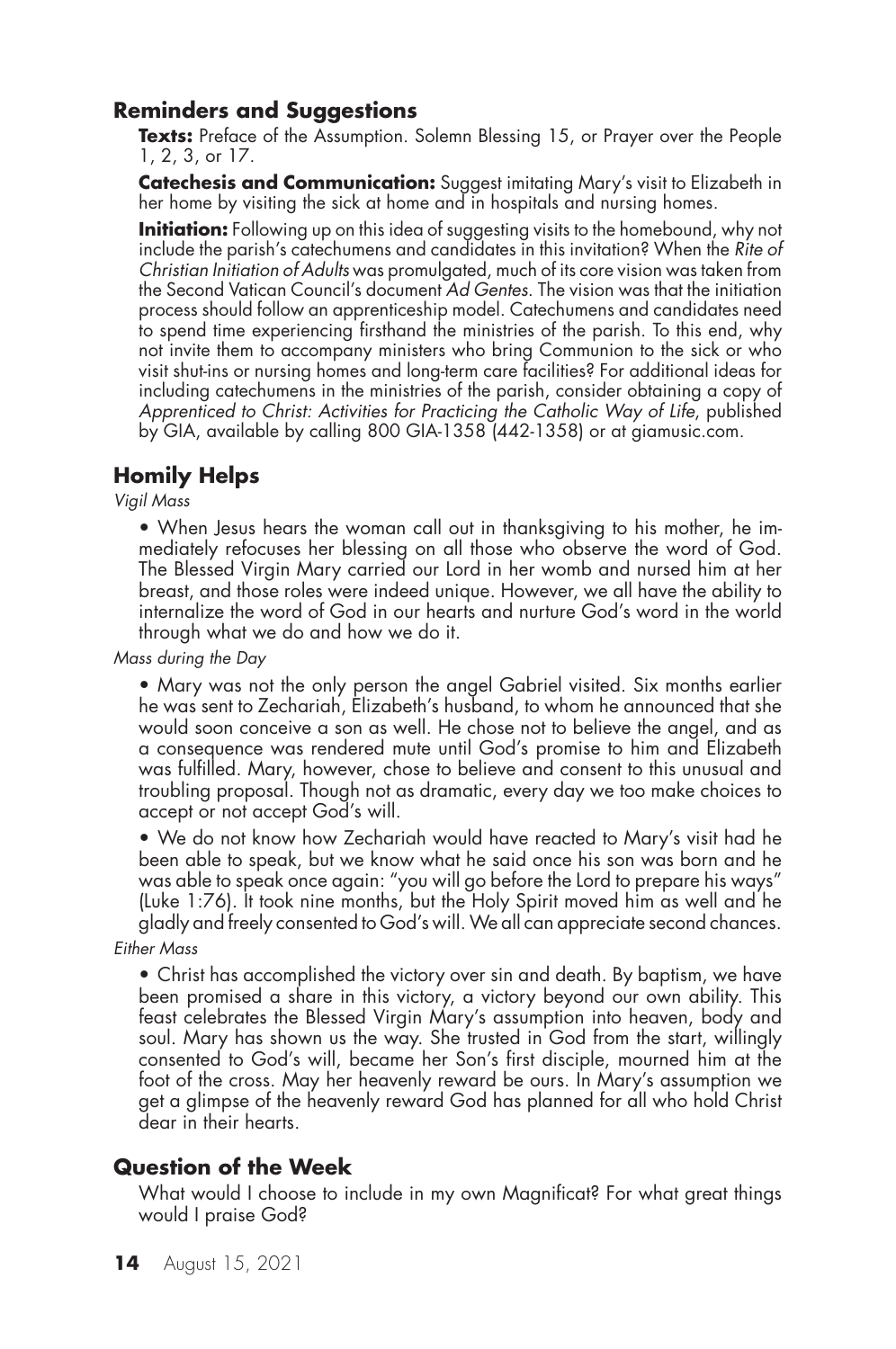## Reminders and Suggestions

**Texts:** Preface of the Assumption. Solemn Blessing 15, or Prayer over the People 1, 2, 3, or 17.

**Catechesis and Communication:** Suggest imitating Mary's visit to Elizabeth in her home by visiting the sick at home and in hospitals and nursing homes.

**Initiation:** Following up on this idea of suggesting visits to the homebound, why not include the parish's catechumens and candidates in this invitation? When the *Rite of Christian Initiation of Adults* was promulgated, much of its core vision was taken from the Second Vatican Council's document *Ad Gentes*. The vision was that the initiation process should follow an apprenticeship model. Catechumens and candidates need to spend time experiencing firsthand the ministries of the parish. To this end, why not invite them to accompany ministers who bring Communion to the sick or who visit shut-ins or nursing homes and long-term care facilities? For additional ideas for including catechumens in the ministries of the parish, consider obtaining a copy of *Apprenticed to Christ: Activities for Practicing the Catholic Way of Life*, published by GIA, available by calling 800 GIA-1358 (442-1358) or at giamusic.com.

## Homily Helps

*Vigil Mass*

- When Jesus hears the woman call out in thanksgiving to his mother, he immediately refocuses her blessing on all those who observe the word of God. The Blessed Virgin Mary carried our Lord in her womb and nursed him at her breast, and those roles were indeed unique. However, we all have the ability to internalize the word of God in our hearts and nurture God's word in the world through what we do and how we do it.

*Mass during the Day*

- Mary was not the only person the angel Gabriel visited. Six months earlier he was sent to Zechariah, Elizabeth's husband, to whom he announced that she would soon conceive a son as well. He chose not to believe the angel, and as a consequence was rendered mute until God's promise to him and Elizabeth was fulfilled. Mary, however, chose to believe and consent to this unusual and troubling proposal. Though not as dramatic, every day we too make choices to accept or not accept God's will.
- We do not know how Zechariah would have reacted to Mary's visit had he been able to speak, but we know what he said once his son was born and he was able to speak once again: "you will go before the Lord to prepare his ways" (Luke 1:76). It took nine months, but the Holy Spirit moved him as well and he gladly and freely consented to God's will. We all can appreciate second chances.

*Either Mass*

- Christ has accomplished the victory over sin and death. By baptism, we have been promised a share in this victory, a victory beyond our own ability. This feast celebrates the Blessed Virgin Mary's assumption into heaven, body and soul. Mary has shown us the way. She trusted in God from the start, willingly consented to God's will, became her Son's first disciple, mourned him at the foot of the cross. May her heavenly reward be ours. In Mary's assumption we get a glimpse of the heavenly reward God has planned for all who hold Christ dear in their hearts.

## Question of the Week

What would I choose to include in my own Magnificat? For what great things would I praise God?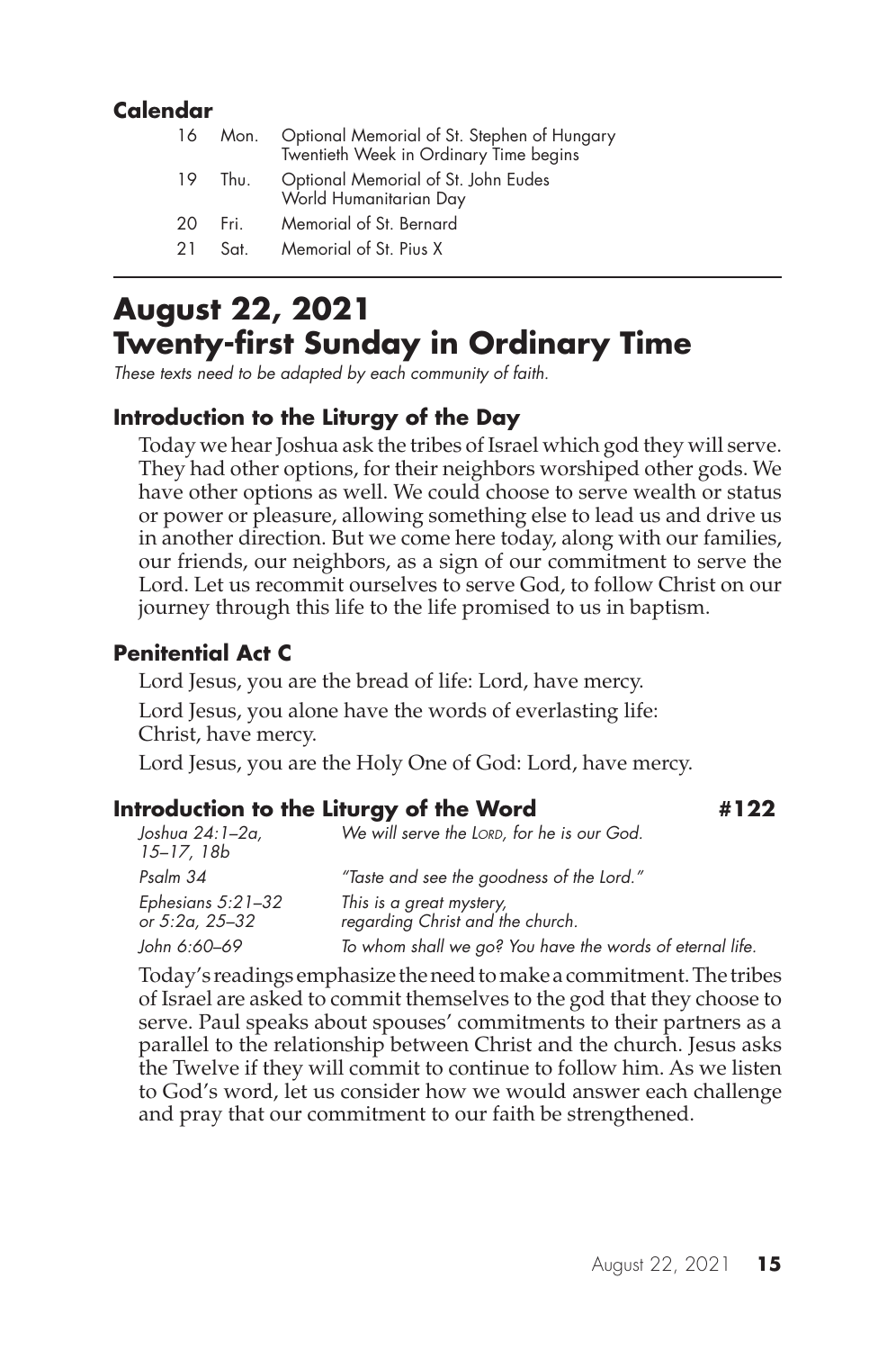### Calendar

| | | |
|---|---|---|
| 16 | Mon. | Optional Memorial of St. Stephen of Hungary<br>Twentieth Week in Ordinary Time begins |
| 19 | Thu. | Optional Memorial of St. John Eudes<br>World Humanitarian Day |
| 20 | Fri. | Memorial of St. Bernard |
| 21 | Sat. | Memorial of St. Pius X |

# August 22, 2021
# Twenty-first Sunday in Ordinary Time

*These texts need to be adapted by each community of faith.*

### Introduction to the Liturgy of the Day

Today we hear Joshua ask the tribes of Israel which god they will serve. They had other options, for their neighbors worshiped other gods. We have other options as well. We could choose to serve wealth or status or power or pleasure, allowing something else to lead us and drive us in another direction. But we come here today, along with our families, our friends, our neighbors, as a sign of our commitment to serve the Lord. Let us recommit ourselves to serve God, to follow Christ on our journey through this life to the life promised to us in baptism.

### Penitential Act C

Lord Jesus, you are the bread of life: Lord, have mercy.

Lord Jesus, you alone have the words of everlasting life:
Christ, have mercy.

Lord Jesus, you are the Holy One of God: Lord, have mercy.

### Introduction to the Liturgy of the Word #122

| | |
|---|---|
| *Joshua 24:1–2a, 15–17, 18b* | *We will serve the Lord, for he is our God.* |
| *Psalm 34* | *"Taste and see the goodness of the Lord."* |
| *Ephesians 5:21–32 or 5:2a, 25–32* | *This is a great mystery, regarding Christ and the church.* |
| *John 6:60–69* | *To whom shall we go? You have the words of eternal life.* |

Today's readings emphasize the need to make a commitment. The tribes of Israel are asked to commit themselves to the god that they choose to serve. Paul speaks about spouses' commitments to their partners as a parallel to the relationship between Christ and the church. Jesus asks the Twelve if they will commit to continue to follow him. As we listen to God's word, let us consider how we would answer each challenge and pray that our commitment to our faith be strengthened.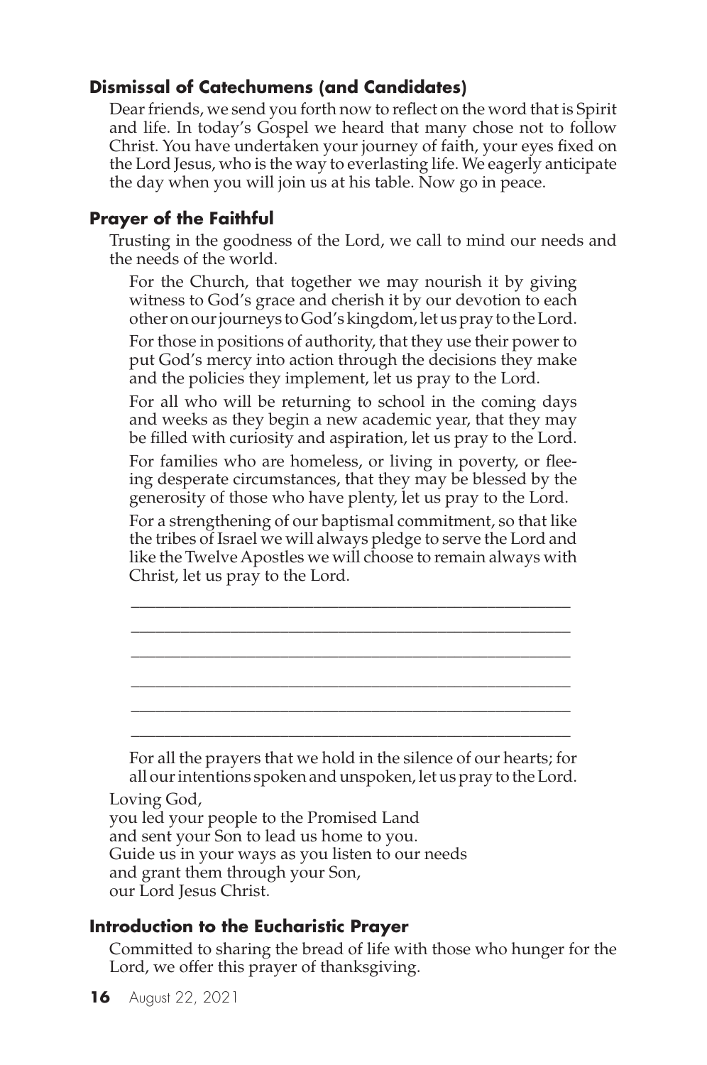### Dismissal of Catechumens (and Candidates)

Dear friends, we send you forth now to reflect on the word that is Spirit and life. In today's Gospel we heard that many chose not to follow Christ. You have undertaken your journey of faith, your eyes fixed on the Lord Jesus, who is the way to everlasting life. We eagerly anticipate the day when you will join us at his table. Now go in peace.

### Prayer of the Faithful

Trusting in the goodness of the Lord, we call to mind our needs and the needs of the world.

For the Church, that together we may nourish it by giving witness to God's grace and cherish it by our devotion to each other on our journeys to God's kingdom, let us pray to the Lord.

For those in positions of authority, that they use their power to put God's mercy into action through the decisions they make and the policies they implement, let us pray to the Lord.

For all who will be returning to school in the coming days and weeks as they begin a new academic year, that they may be filled with curiosity and aspiration, let us pray to the Lord.

For families who are homeless, or living in poverty, or fleeing desperate circumstances, that they may be blessed by the generosity of those who have plenty, let us pray to the Lord.

For a strengthening of our baptismal commitment, so that like the tribes of Israel we will always pledge to serve the Lord and like the Twelve Apostles we will choose to remain always with Christ, let us pray to the Lord.

\_\_\_\_\_\_\_\_\_\_\_\_\_\_\_\_\_\_\_\_\_\_\_\_\_\_\_\_\_\_\_\_\_\_\_\_\_\_\_\_\_\_\_\_\_\_\_\_

\_\_\_\_\_\_\_\_\_\_\_\_\_\_\_\_\_\_\_\_\_\_\_\_\_\_\_\_\_\_\_\_\_\_\_\_\_\_\_\_\_\_\_\_\_\_\_\_

\_\_\_\_\_\_\_\_\_\_\_\_\_\_\_\_\_\_\_\_\_\_\_\_\_\_\_\_\_\_\_\_\_\_\_\_\_\_\_\_\_\_\_\_\_\_\_\_

\_\_\_\_\_\_\_\_\_\_\_\_\_\_\_\_\_\_\_\_\_\_\_\_\_\_\_\_\_\_\_\_\_\_\_\_\_\_\_\_\_\_\_\_\_\_\_\_

\_\_\_\_\_\_\_\_\_\_\_\_\_\_\_\_\_\_\_\_\_\_\_\_\_\_\_\_\_\_\_\_\_\_\_\_\_\_\_\_\_\_\_\_\_\_\_\_

\_\_\_\_\_\_\_\_\_\_\_\_\_\_\_\_\_\_\_\_\_\_\_\_\_\_\_\_\_\_\_\_\_\_\_\_\_\_\_\_\_\_\_\_\_\_\_\_

For all the prayers that we hold in the silence of our hearts; for all our intentions spoken and unspoken, let us pray to the Lord.

Loving God,
you led your people to the Promised Land
and sent your Son to lead us home to you.
Guide us in your ways as you listen to our needs
and grant them through your Son,
our Lord Jesus Christ.

### Introduction to the Eucharistic Prayer

Committed to sharing the bread of life with those who hunger for the Lord, we offer this prayer of thanksgiving.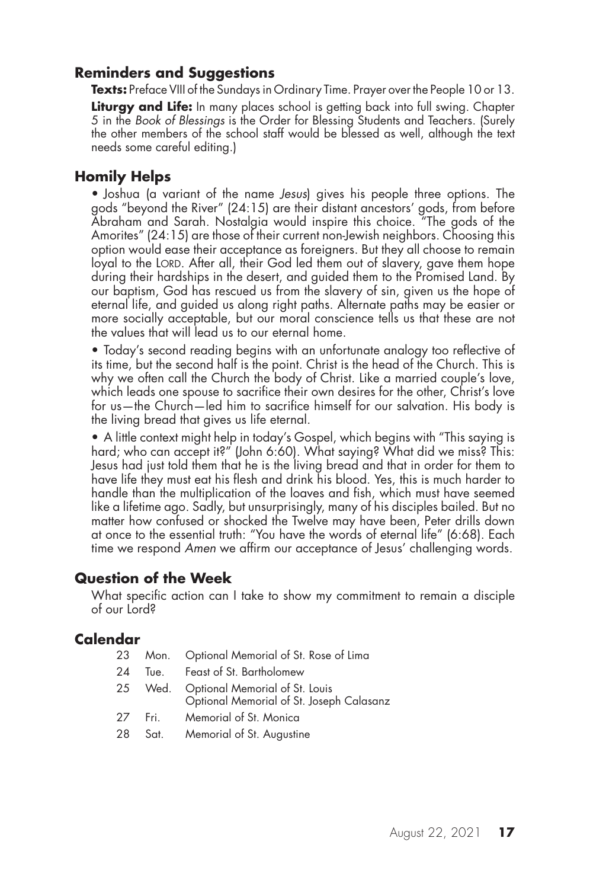## Reminders and Suggestions

**Texts:** Preface VIII of the Sundays in Ordinary Time. Prayer over the People 10 or 13.

**Liturgy and Life:** In many places school is getting back into full swing. Chapter 5 in the *Book of Blessings* is the Order for Blessing Students and Teachers. (Surely the other members of the school staff would be blessed as well, although the text needs some careful editing.)

## Homily Helps

- Joshua (a variant of the name *Jesus*) gives his people three options. The gods "beyond the River" (24:15) are their distant ancestors' gods, from before Abraham and Sarah. Nostalgia would inspire this choice. "The gods of the Amorites" (24:15) are those of their current non-Jewish neighbors. Choosing this option would ease their acceptance as foreigners. But they all choose to remain loyal to the LORD. After all, their God led them out of slavery, gave them hope during their hardships in the desert, and guided them to the Promised Land. By our baptism, God has rescued us from the slavery of sin, given us the hope of eternal life, and guided us along right paths. Alternate paths may be easier or more socially acceptable, but our moral conscience tells us that these are not the values that will lead us to our eternal home.

- Today's second reading begins with an unfortunate analogy too reflective of its time, but the second half is the point. Christ is the head of the Church. This is why we often call the Church the body of Christ. Like a married couple's love, which leads one spouse to sacrifice their own desires for the other, Christ's love for us—the Church—led him to sacrifice himself for our salvation. His body is the living bread that gives us life eternal.

- A little context might help in today's Gospel, which begins with "This saying is hard; who can accept it?" (John 6:60). What saying? What did we miss? This: Jesus had just told them that he is the living bread and that in order for them to have life they must eat his flesh and drink his blood. Yes, this is much harder to handle than the multiplication of the loaves and fish, which must have seemed like a lifetime ago. Sadly, but unsurprisingly, many of his disciples bailed. But no matter how confused or shocked the Twelve may have been, Peter drills down at once to the essential truth: "You have the words of eternal life" (6:68). Each time we respond *Amen* we affirm our acceptance of Jesus' challenging words.

## Question of the Week

What specific action can I take to show my commitment to remain a disciple of our Lord?

## Calendar

| | | |
|---|---|---|
| 23 | Mon. | Optional Memorial of St. Rose of Lima |
| 24 | Tue. | Feast of St. Bartholomew |
| 25 | Wed. | Optional Memorial of St. Louis<br>Optional Memorial of St. Joseph Calasanz |
| 27 | Fri. | Memorial of St. Monica |
| 28 | Sat. | Memorial of St. Augustine |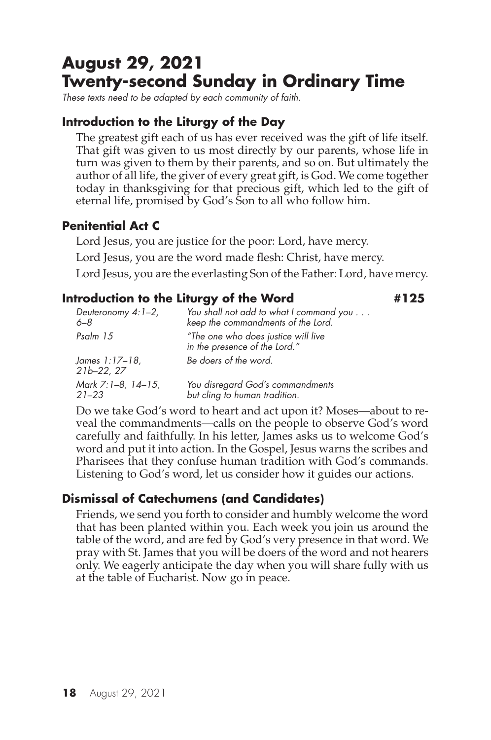# August 29, 2021
# Twenty-second Sunday in Ordinary Time

*These texts need to be adapted by each community of faith.*

### Introduction to the Liturgy of the Day

The greatest gift each of us has ever received was the gift of life itself. That gift was given to us most directly by our parents, whose life in turn was given to them by their parents, and so on. But ultimately the author of all life, the giver of every great gift, is God. We come together today in thanksgiving for that precious gift, which led to the gift of eternal life, promised by God's Son to all who follow him.

### Penitential Act C

Lord Jesus, you are justice for the poor: Lord, have mercy.

Lord Jesus, you are the word made flesh: Christ, have mercy.

Lord Jesus, you are the everlasting Son of the Father: Lord, have mercy.

### Introduction to the Liturgy of the Word #125

| | |
|---|---|
| *Deuteronomy 4:1–2, 6–8* | *You shall not add to what I command you . . . keep the commandments of the Lord.* |
| *Psalm 15* | *"The one who does justice will live in the presence of the Lord."* |
| *James 1:17–18, 21b–22, 27* | *Be doers of the word.* |
| *Mark 7:1–8, 14–15, 21–23* | *You disregard God's commandments but cling to human tradition.* |

Do we take God's word to heart and act upon it? Moses—about to reveal the commandments—calls on the people to observe God's word carefully and faithfully. In his letter, James asks us to welcome God's word and put it into action. In the Gospel, Jesus warns the scribes and Pharisees that they confuse human tradition with God's commands. Listening to God's word, let us consider how it guides our actions.

### Dismissal of Catechumens (and Candidates)

Friends, we send you forth to consider and humbly welcome the word that has been planted within you. Each week you join us around the table of the word, and are fed by God's very presence in that word. We pray with St. James that you will be doers of the word and not hearers only. We eagerly anticipate the day when you will share fully with us at the table of Eucharist. Now go in peace.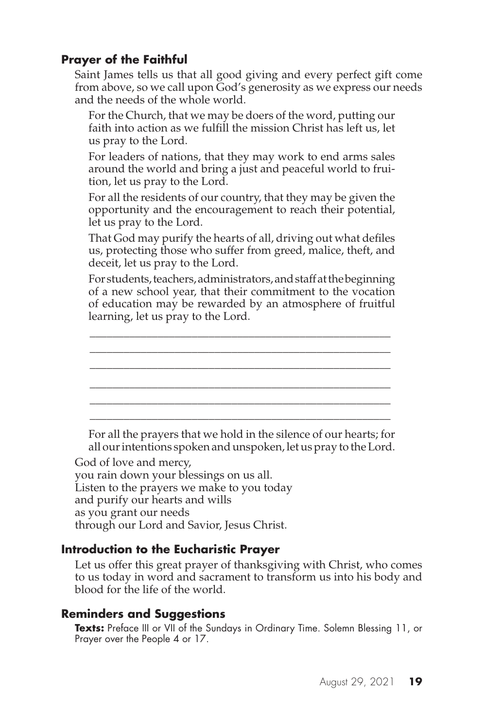### Prayer of the Faithful

Saint James tells us that all good giving and every perfect gift come from above, so we call upon God's generosity as we express our needs and the needs of the whole world.

For the Church, that we may be doers of the word, putting our faith into action as we fulfill the mission Christ has left us, let us pray to the Lord.

For leaders of nations, that they may work to end arms sales around the world and bring a just and peaceful world to fruition, let us pray to the Lord.

For all the residents of our country, that they may be given the opportunity and the encouragement to reach their potential, let us pray to the Lord.

That God may purify the hearts of all, driving out what defiles us, protecting those who suffer from greed, malice, theft, and deceit, let us pray to the Lord.

For students, teachers, administrators, and staff at the beginning of a new school year, that their commitment to the vocation of education may be rewarded by an atmosphere of fruitful learning, let us pray to the Lord.

\_\_\_\_\_\_\_\_\_\_\_\_\_\_\_\_\_\_\_\_\_\_\_\_\_\_\_\_\_\_\_\_\_\_\_\_\_\_\_\_\_\_\_\_\_\_\_\_\_\_\_\_

\_\_\_\_\_\_\_\_\_\_\_\_\_\_\_\_\_\_\_\_\_\_\_\_\_\_\_\_\_\_\_\_\_\_\_\_\_\_\_\_\_\_\_\_\_\_\_\_\_\_\_\_

\_\_\_\_\_\_\_\_\_\_\_\_\_\_\_\_\_\_\_\_\_\_\_\_\_\_\_\_\_\_\_\_\_\_\_\_\_\_\_\_\_\_\_\_\_\_\_\_\_\_\_\_

\_\_\_\_\_\_\_\_\_\_\_\_\_\_\_\_\_\_\_\_\_\_\_\_\_\_\_\_\_\_\_\_\_\_\_\_\_\_\_\_\_\_\_\_\_\_\_\_\_\_\_\_

\_\_\_\_\_\_\_\_\_\_\_\_\_\_\_\_\_\_\_\_\_\_\_\_\_\_\_\_\_\_\_\_\_\_\_\_\_\_\_\_\_\_\_\_\_\_\_\_\_\_\_\_

\_\_\_\_\_\_\_\_\_\_\_\_\_\_\_\_\_\_\_\_\_\_\_\_\_\_\_\_\_\_\_\_\_\_\_\_\_\_\_\_\_\_\_\_\_\_\_\_\_\_\_\_

For all the prayers that we hold in the silence of our hearts; for all our intentions spoken and unspoken, let us pray to the Lord.

God of love and mercy,  
you rain down your blessings on us all.  
Listen to the prayers we make to you today  
and purify our hearts and wills  
as you grant our needs  
through our Lord and Savior, Jesus Christ.

### Introduction to the Eucharistic Prayer

Let us offer this great prayer of thanksgiving with Christ, who comes to us today in word and sacrament to transform us into his body and blood for the life of the world.

### Reminders and Suggestions

**Texts:** Preface III or VII of the Sundays in Ordinary Time. Solemn Blessing 11, or Prayer over the People 4 or 17.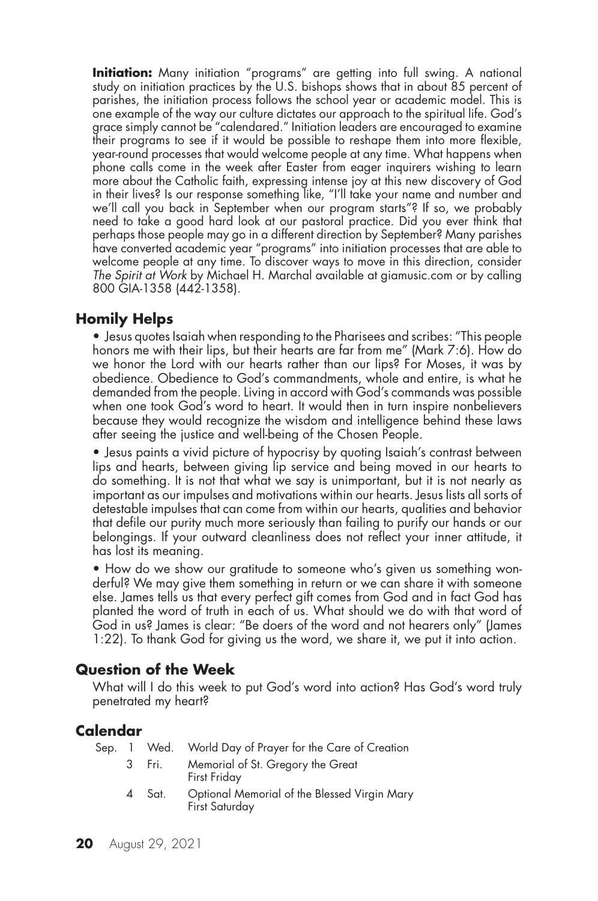**Initiation:** Many initiation "programs" are getting into full swing. A national study on initiation practices by the U.S. bishops shows that in about 85 percent of parishes, the initiation process follows the school year or academic model. This is one example of the way our culture dictates our approach to the spiritual life. God's grace simply cannot be "calendared." Initiation leaders are encouraged to examine their programs to see if it would be possible to reshape them into more flexible, year-round processes that would welcome people at any time. What happens when phone calls come in the week after Easter from eager inquirers wishing to learn more about the Catholic faith, expressing intense joy at this new discovery of God in their lives? Is our response something like, "I'll take your name and number and we'll call you back in September when our program starts"? If so, we probably need to take a good hard look at our pastoral practice. Did you ever think that perhaps those people may go in a different direction by September? Many parishes have converted academic year "programs" into initiation processes that are able to welcome people at any time. To discover ways to move in this direction, consider *The Spirit at Work* by Michael H. Marchal available at giamusic.com or by calling 800 GIA-1358 (442-1358).

## Homily Helps

- Jesus quotes Isaiah when responding to the Pharisees and scribes: "This people honors me with their lips, but their hearts are far from me" (Mark 7:6). How do we honor the Lord with our hearts rather than our lips? For Moses, it was by obedience. Obedience to God's commandments, whole and entire, is what he demanded from the people. Living in accord with God's commands was possible when one took God's word to heart. It would then in turn inspire nonbelievers because they would recognize the wisdom and intelligence behind these laws after seeing the justice and well-being of the Chosen People.

- Jesus paints a vivid picture of hypocrisy by quoting Isaiah's contrast between lips and hearts, between giving lip service and being moved in our hearts to do something. It is not that what we say is unimportant, but it is not nearly as important as our impulses and motivations within our hearts. Jesus lists all sorts of detestable impulses that can come from within our hearts, qualities and behavior that defile our purity much more seriously than failing to purify our hands or our belongings. If your outward cleanliness does not reflect your inner attitude, it has lost its meaning.

- How do we show our gratitude to someone who's given us something wonderful? We may give them something in return or we can share it with someone else. James tells us that every perfect gift comes from God and in fact God has planted the word of truth in each of us. What should we do with that word of God in us? James is clear: "Be doers of the word and not hearers only" (James 1:22). To thank God for giving us the word, we share it, we put it into action.

## Question of the Week

What will I do this week to put God's word into action? Has God's word truly penetrated my heart?

## Calendar

| | | | |
|---|---|---|---|
| Sep. | 1 | Wed. | World Day of Prayer for the Care of Creation |
| | 3 | Fri. | Memorial of St. Gregory the Great<br>First Friday |
| | 4 | Sat. | Optional Memorial of the Blessed Virgin Mary<br>First Saturday |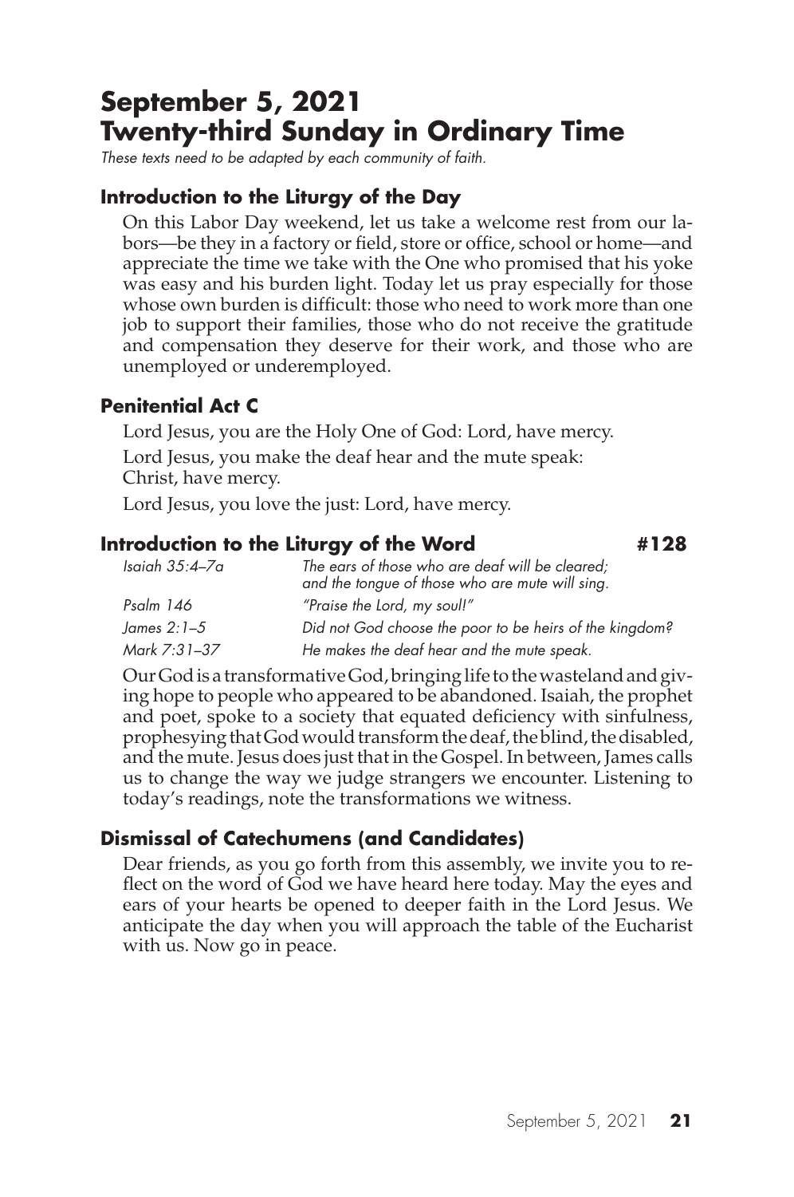# September 5, 2021
# Twenty-third Sunday in Ordinary Time

*These texts need to be adapted by each community of faith.*

### Introduction to the Liturgy of the Day

On this Labor Day weekend, let us take a welcome rest from our labors—be they in a factory or field, store or office, school or home—and appreciate the time we take with the One who promised that his yoke was easy and his burden light. Today let us pray especially for those whose own burden is difficult: those who need to work more than one job to support their families, those who do not receive the gratitude and compensation they deserve for their work, and those who are unemployed or underemployed.

### Penitential Act C

Lord Jesus, you are the Holy One of God: Lord, have mercy.

Lord Jesus, you make the deaf hear and the mute speak:
Christ, have mercy.

Lord Jesus, you love the just: Lord, have mercy.

### Introduction to the Liturgy of the Word #128

| | |
|---|---|
| *Isaiah 35:4–7a* | *The ears of those who are deaf will be cleared; and the tongue of those who are mute will sing.* |
| *Psalm 146* | *"Praise the Lord, my soul!"* |
| *James 2:1–5* | *Did not God choose the poor to be heirs of the kingdom?* |
| *Mark 7:31–37* | *He makes the deaf hear and the mute speak.* |

Our God is a transformative God, bringing life to the wasteland and giving hope to people who appeared to be abandoned. Isaiah, the prophet and poet, spoke to a society that equated deficiency with sinfulness, prophesying that God would transform the deaf, the blind, the disabled, and the mute. Jesus does just that in the Gospel. In between, James calls us to change the way we judge strangers we encounter. Listening to today's readings, note the transformations we witness.

### Dismissal of Catechumens (and Candidates)

Dear friends, as you go forth from this assembly, we invite you to reflect on the word of God we have heard here today. May the eyes and ears of your hearts be opened to deeper faith in the Lord Jesus. We anticipate the day when you will approach the table of the Eucharist with us. Now go in peace.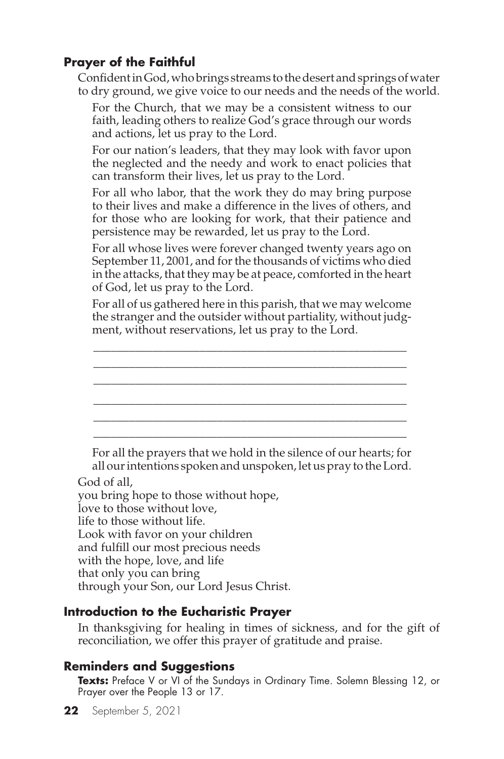### Prayer of the Faithful

Confident in God, who brings streams to the desert and springs of water to dry ground, we give voice to our needs and the needs of the world.

For the Church, that we may be a consistent witness to our faith, leading others to realize God's grace through our words and actions, let us pray to the Lord.

For our nation's leaders, that they may look with favor upon the neglected and the needy and work to enact policies that can transform their lives, let us pray to the Lord.

For all who labor, that the work they do may bring purpose to their lives and make a difference in the lives of others, and for those who are looking for work, that their patience and persistence may be rewarded, let us pray to the Lord.

For all whose lives were forever changed twenty years ago on September 11, 2001, and for the thousands of victims who died in the attacks, that they may be at peace, comforted in the heart of God, let us pray to the Lord.

For all of us gathered here in this parish, that we may welcome the stranger and the outsider without partiality, without judgment, without reservations, let us pray to the Lord.

\_\_\_\_\_\_\_\_\_\_\_\_\_\_\_\_\_\_\_\_\_\_\_\_\_\_\_\_\_\_\_\_\_\_\_\_\_\_\_\_\_\_\_\_\_\_\_\_\_\_
\_\_\_\_\_\_\_\_\_\_\_\_\_\_\_\_\_\_\_\_\_\_\_\_\_\_\_\_\_\_\_\_\_\_\_\_\_\_\_\_\_\_\_\_\_\_\_\_\_\_
\_\_\_\_\_\_\_\_\_\_\_\_\_\_\_\_\_\_\_\_\_\_\_\_\_\_\_\_\_\_\_\_\_\_\_\_\_\_\_\_\_\_\_\_\_\_\_\_\_\_

\_\_\_\_\_\_\_\_\_\_\_\_\_\_\_\_\_\_\_\_\_\_\_\_\_\_\_\_\_\_\_\_\_\_\_\_\_\_\_\_\_\_\_\_\_\_\_\_\_\_
\_\_\_\_\_\_\_\_\_\_\_\_\_\_\_\_\_\_\_\_\_\_\_\_\_\_\_\_\_\_\_\_\_\_\_\_\_\_\_\_\_\_\_\_\_\_\_\_\_\_
\_\_\_\_\_\_\_\_\_\_\_\_\_\_\_\_\_\_\_\_\_\_\_\_\_\_\_\_\_\_\_\_\_\_\_\_\_\_\_\_\_\_\_\_\_\_\_\_\_\_

For all the prayers that we hold in the silence of our hearts; for all our intentions spoken and unspoken, let us pray to the Lord.

God of all,  
you bring hope to those without hope,  
love to those without love,  
life to those without life.  
Look with favor on your children  
and fulfill our most precious needs  
with the hope, love, and life  
that only you can bring  
through your Son, our Lord Jesus Christ.

### Introduction to the Eucharistic Prayer

In thanksgiving for healing in times of sickness, and for the gift of reconciliation, we offer this prayer of gratitude and praise.

### Reminders and Suggestions

**Texts:** Preface V or VI of the Sundays in Ordinary Time. Solemn Blessing 12, or Prayer over the People 13 or 17.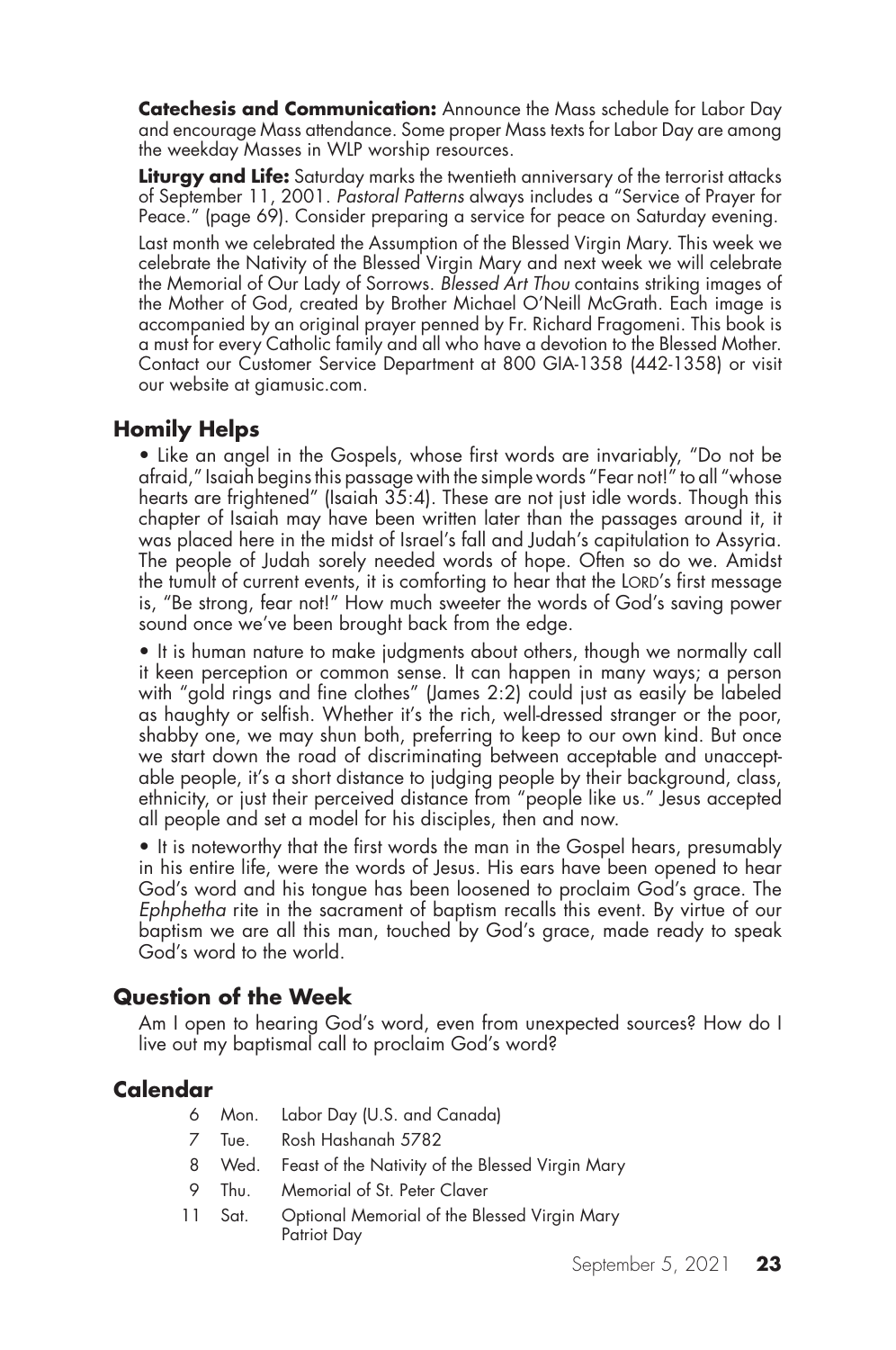**Catechesis and Communication:** Announce the Mass schedule for Labor Day and encourage Mass attendance. Some proper Mass texts for Labor Day are among the weekday Masses in WLP worship resources.

**Liturgy and Life:** Saturday marks the twentieth anniversary of the terrorist attacks of September 11, 2001. *Pastoral Patterns* always includes a "Service of Prayer for Peace." (page 69). Consider preparing a service for peace on Saturday evening.

Last month we celebrated the Assumption of the Blessed Virgin Mary. This week we celebrate the Nativity of the Blessed Virgin Mary and next week we will celebrate the Memorial of Our Lady of Sorrows. *Blessed Art Thou* contains striking images of the Mother of God, created by Brother Michael O'Neill McGrath. Each image is accompanied by an original prayer penned by Fr. Richard Fragomeni. This book is a must for every Catholic family and all who have a devotion to the Blessed Mother. Contact our Customer Service Department at 800 GIA-1358 (442-1358) or visit our website at giamusic.com.

## Homily Helps

• Like an angel in the Gospels, whose first words are invariably, "Do not be afraid," Isaiah begins this passage with the simple words "Fear not!" to all "whose hearts are frightened" (Isaiah 35:4). These are not just idle words. Though this chapter of Isaiah may have been written later than the passages around it, it was placed here in the midst of Israel's fall and Judah's capitulation to Assyria. The people of Judah sorely needed words of hope. Often so do we. Amidst the tumult of current events, it is comforting to hear that the LORD's first message is, "Be strong, fear not!" How much sweeter the words of God's saving power sound once we've been brought back from the edge.

• It is human nature to make judgments about others, though we normally call it keen perception or common sense. It can happen in many ways; a person with "gold rings and fine clothes" (James 2:2) could just as easily be labeled as haughty or selfish. Whether it's the rich, well-dressed stranger or the poor, shabby one, we may shun both, preferring to keep to our own kind. But once we start down the road of discriminating between acceptable and unacceptable people, it's a short distance to judging people by their background, class, ethnicity, or just their perceived distance from "people like us." Jesus accepted all people and set a model for his disciples, then and now.

• It is noteworthy that the first words the man in the Gospel hears, presumably in his entire life, were the words of Jesus. His ears have been opened to hear God's word and his tongue has been loosened to proclaim God's grace. The *Ephphetha* rite in the sacrament of baptism recalls this event. By virtue of our baptism we are all this man, touched by God's grace, made ready to speak God's word to the world.

## Question of the Week

Am I open to hearing God's word, even from unexpected sources? How do I live out my baptismal call to proclaim God's word?

## Calendar

| | | |
|---|---|---|
| 6 | Mon. | Labor Day (U.S. and Canada) |
| 7 | Tue. | Rosh Hashanah 5782 |
| 8 | Wed. | Feast of the Nativity of the Blessed Virgin Mary |
| 9 | Thu. | Memorial of St. Peter Claver |
| 11 | Sat. | Optional Memorial of the Blessed Virgin Mary<br>Patriot Day |

September 5, 2021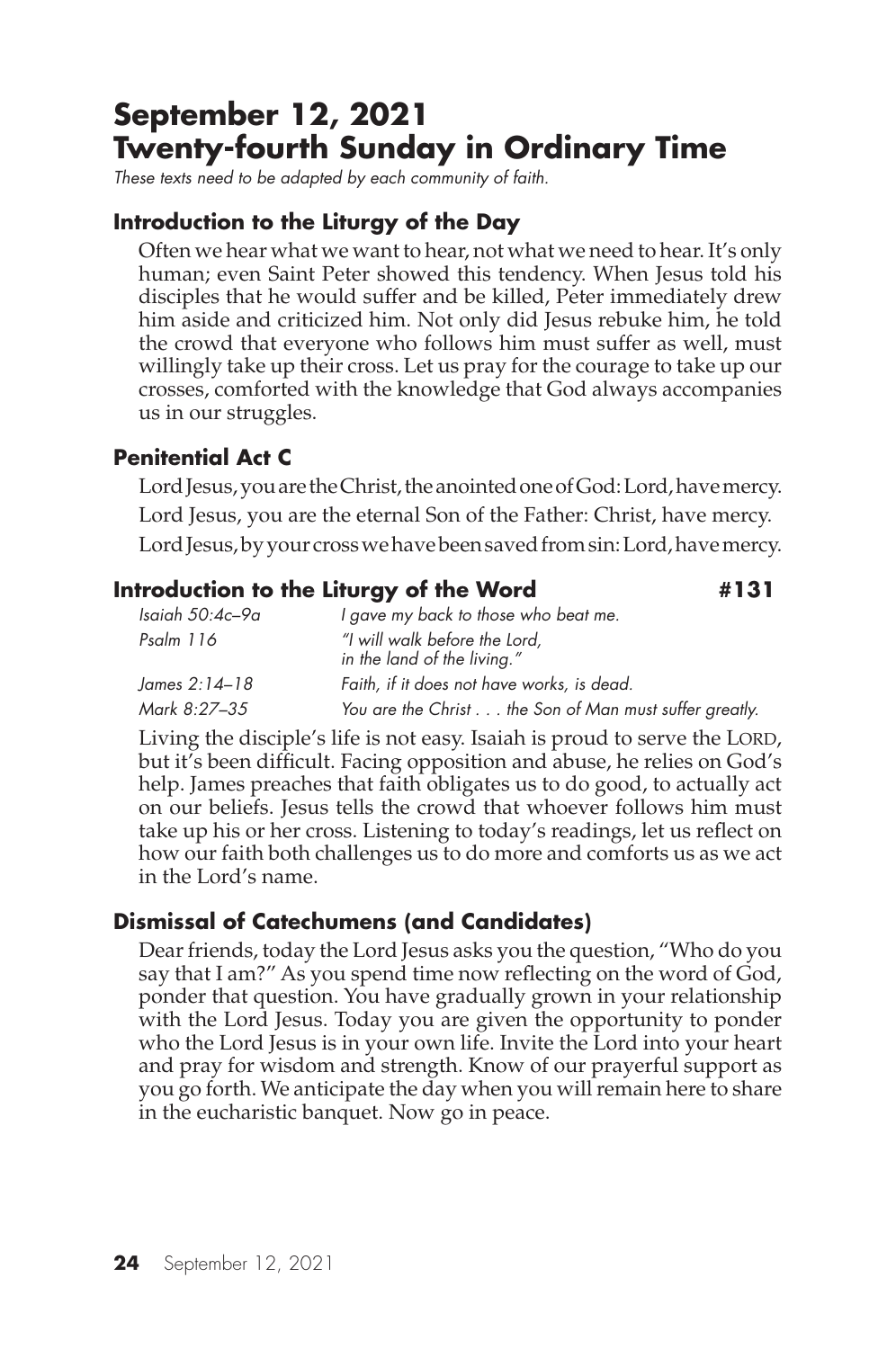# September 12, 2021
# Twenty-fourth Sunday in Ordinary Time

*These texts need to be adapted by each community of faith.*

## Introduction to the Liturgy of the Day

Often we hear what we want to hear, not what we need to hear. It's only human; even Saint Peter showed this tendency. When Jesus told his disciples that he would suffer and be killed, Peter immediately drew him aside and criticized him. Not only did Jesus rebuke him, he told the crowd that everyone who follows him must suffer as well, must willingly take up their cross. Let us pray for the courage to take up our crosses, comforted with the knowledge that God always accompanies us in our struggles.

## Penitential Act C

Lord Jesus, you are the Christ, the anointed one of God: Lord, have mercy.

Lord Jesus, you are the eternal Son of the Father: Christ, have mercy.

Lord Jesus, by your cross we have been saved from sin: Lord, have mercy.

## Introduction to the Liturgy of the Word #131

| | |
|---|---|
| *Isaiah 50:4c–9a* | *I gave my back to those who beat me.* |
| *Psalm 116* | *"I will walk before the Lord, in the land of the living."* |
| *James 2:14–18* | *Faith, if it does not have works, is dead.* |
| *Mark 8:27–35* | *You are the Christ . . . the Son of Man must suffer greatly.* |

Living the disciple's life is not easy. Isaiah is proud to serve the LORD, but it's been difficult. Facing opposition and abuse, he relies on God's help. James preaches that faith obligates us to do good, to actually act on our beliefs. Jesus tells the crowd that whoever follows him must take up his or her cross. Listening to today's readings, let us reflect on how our faith both challenges us to do more and comforts us as we act in the Lord's name.

## Dismissal of Catechumens (and Candidates)

Dear friends, today the Lord Jesus asks you the question, "Who do you say that I am?" As you spend time now reflecting on the word of God, ponder that question. You have gradually grown in your relationship with the Lord Jesus. Today you are given the opportunity to ponder who the Lord Jesus is in your own life. Invite the Lord into your heart and pray for wisdom and strength. Know of our prayerful support as you go forth. We anticipate the day when you will remain here to share in the eucharistic banquet. Now go in peace.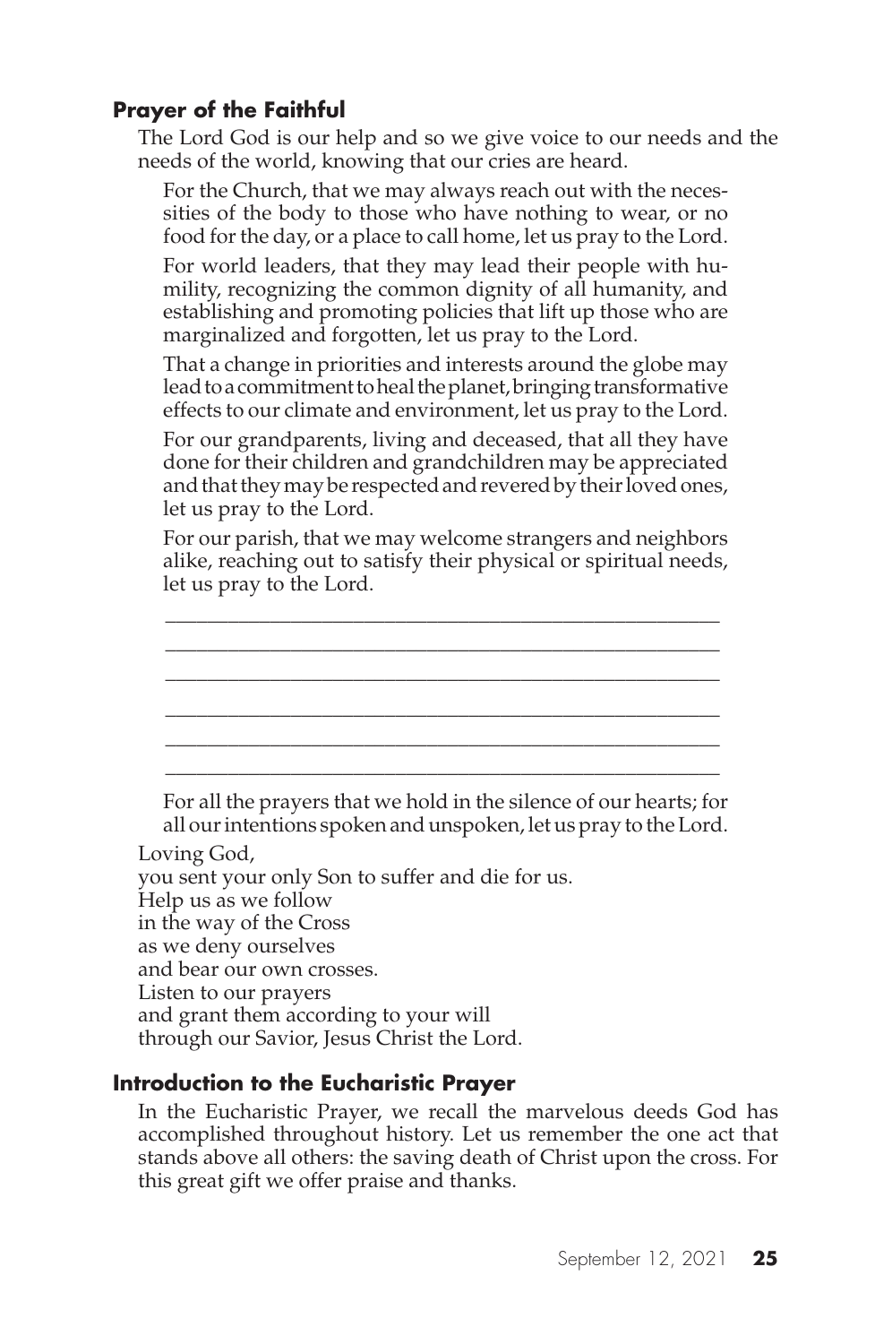### Prayer of the Faithful

The Lord God is our help and so we give voice to our needs and the needs of the world, knowing that our cries are heard.

For the Church, that we may always reach out with the necessities of the body to those who have nothing to wear, or no food for the day, or a place to call home, let us pray to the Lord.

For world leaders, that they may lead their people with humility, recognizing the common dignity of all humanity, and establishing and promoting policies that lift up those who are marginalized and forgotten, let us pray to the Lord.

That a change in priorities and interests around the globe may lead to a commitment to heal the planet, bringing transformative effects to our climate and environment, let us pray to the Lord.

For our grandparents, living and deceased, that all they have done for their children and grandchildren may be appreciated and that they may be respected and revered by their loved ones, let us pray to the Lord.

For our parish, that we may welcome strangers and neighbors alike, reaching out to satisfy their physical or spiritual needs, let us pray to the Lord.

______________________________________________________
______________________________________________________
______________________________________________________
______________________________________________________
______________________________________________________
______________________________________________________

For all the prayers that we hold in the silence of our hearts; for all our intentions spoken and unspoken, let us pray to the Lord.

Loving God,
you sent your only Son to suffer and die for us.
Help us as we follow
in the way of the Cross
as we deny ourselves
and bear our own crosses.
Listen to our prayers
and grant them according to your will
through our Savior, Jesus Christ the Lord.

### Introduction to the Eucharistic Prayer

In the Eucharistic Prayer, we recall the marvelous deeds God has accomplished throughout history. Let us remember the one act that stands above all others: the saving death of Christ upon the cross. For this great gift we offer praise and thanks.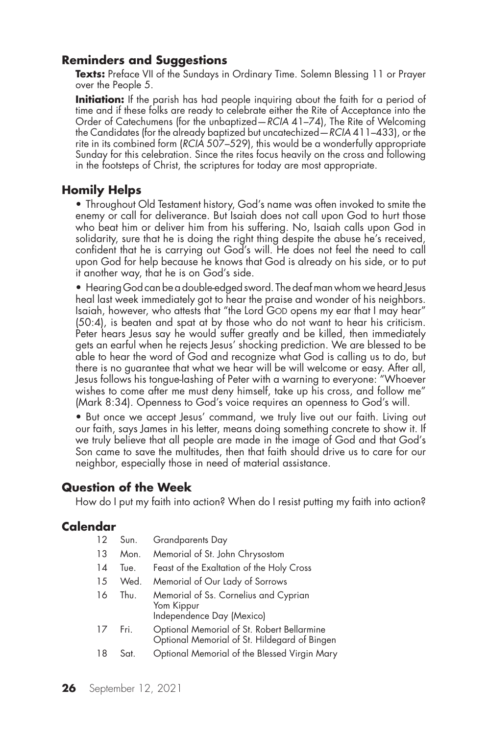## Reminders and Suggestions

**Texts:** Preface VII of the Sundays in Ordinary Time. Solemn Blessing 11 or Prayer over the People 5.

**Initiation:** If the parish has had people inquiring about the faith for a period of time and if these folks are ready to celebrate either the Rite of Acceptance into the Order of Catechumens (for the unbaptized—*RCIA* 41–74), The Rite of Welcoming the Candidates (for the already baptized but uncatechized—*RCIA* 411–433), or the rite in its combined form (*RCIA* 507–529), this would be a wonderfully appropriate Sunday for this celebration. Since the rites focus heavily on the cross and following in the footsteps of Christ, the scriptures for today are most appropriate.

## Homily Helps

• Throughout Old Testament history, God's name was often invoked to smite the enemy or call for deliverance. But Isaiah does not call upon God to hurt those who beat him or deliver him from his suffering. No, Isaiah calls upon God in solidarity, sure that he is doing the right thing despite the abuse he's received, confident that he is carrying out God's will. He does not feel the need to call upon God for help because he knows that God is already on his side, or to put it another way, that he is on God's side.

• Hearing God can be a double-edged sword. The deaf man whom we heard Jesus heal last week immediately got to hear the praise and wonder of his neighbors. Isaiah, however, who attests that "the Lord GOD opens my ear that I may hear" (50:4), is beaten and spat at by those who do not want to hear his criticism. Peter hears Jesus say he would suffer greatly and be killed, then immediately gets an earful when he rejects Jesus' shocking prediction. We are blessed to be able to hear the word of God and recognize what God is calling us to do, but there is no guarantee that what we hear will be will welcome or easy. After all, Jesus follows his tongue-lashing of Peter with a warning to everyone: "Whoever wishes to come after me must deny himself, take up his cross, and follow me" (Mark 8:34). Openness to God's voice requires an openness to God's will.

• But once we accept Jesus' command, we truly live out our faith. Living out our faith, says James in his letter, means doing something concrete to show it. If we truly believe that all people are made in the image of God and that God's Son came to save the multitudes, then that faith should drive us to care for our neighbor, especially those in need of material assistance.

## Question of the Week

How do I put my faith into action? When do I resist putting my faith into action?

## Calendar

| | | |
|---|---|---|
| 12 | Sun. | Grandparents Day |
| 13 | Mon. | Memorial of St. John Chrysostom |
| 14 | Tue. | Feast of the Exaltation of the Holy Cross |
| 15 | Wed. | Memorial of Our Lady of Sorrows |
| 16 | Thu. | Memorial of Ss. Cornelius and Cyprian<br>Yom Kippur<br>Independence Day (Mexico) |
| 17 | Fri. | Optional Memorial of St. Robert Bellarmine<br>Optional Memorial of St. Hildegard of Bingen |
| 18 | Sat. | Optional Memorial of the Blessed Virgin Mary |

September 12, 2021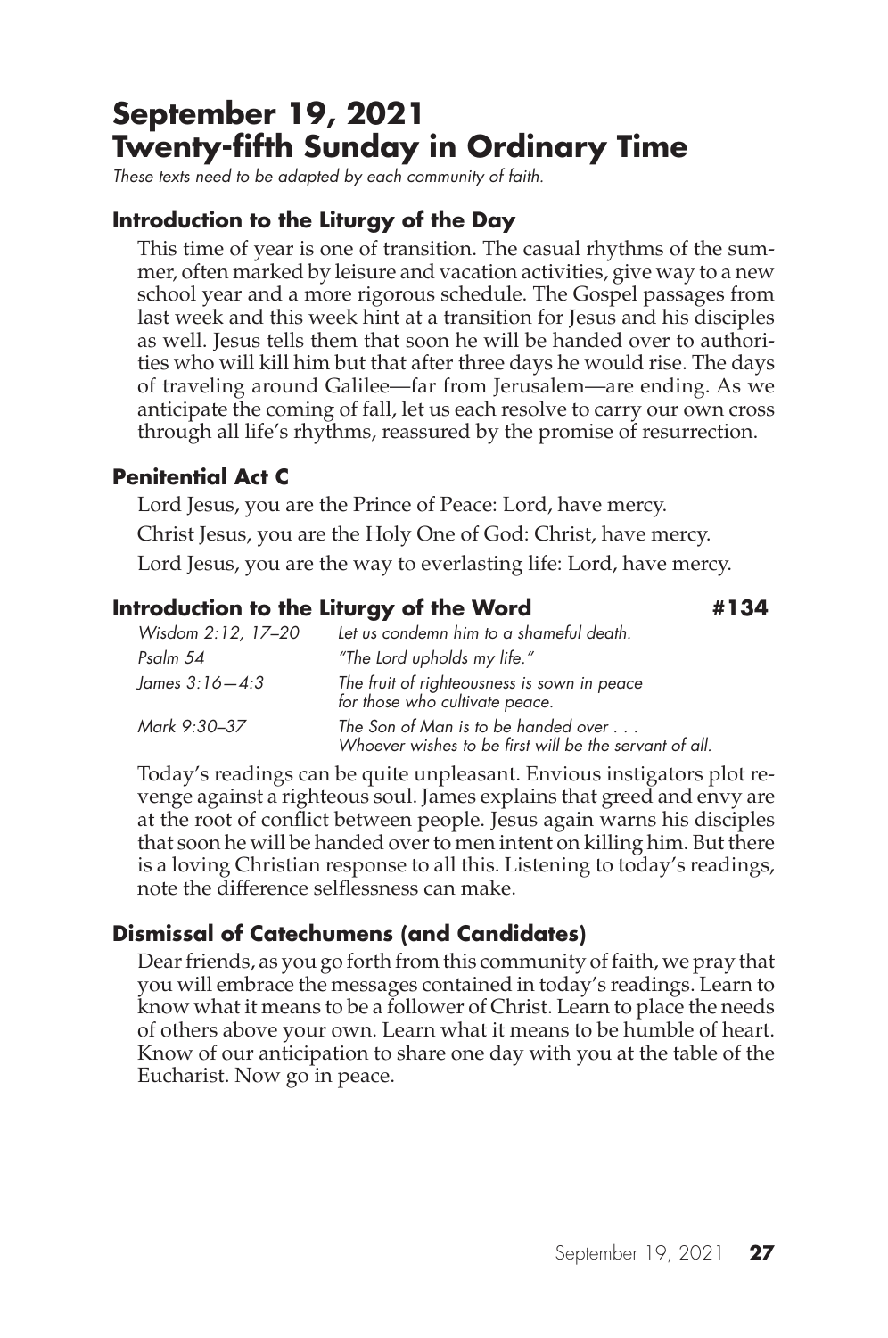# September 19, 2021
# Twenty-fifth Sunday in Ordinary Time

*These texts need to be adapted by each community of faith.*

### Introduction to the Liturgy of the Day

This time of year is one of transition. The casual rhythms of the summer, often marked by leisure and vacation activities, give way to a new school year and a more rigorous schedule. The Gospel passages from last week and this week hint at a transition for Jesus and his disciples as well. Jesus tells them that soon he will be handed over to authorities who will kill him but that after three days he would rise. The days of traveling around Galilee—far from Jerusalem—are ending. As we anticipate the coming of fall, let us each resolve to carry our own cross through all life's rhythms, reassured by the promise of resurrection.

### Penitential Act C

Lord Jesus, you are the Prince of Peace: Lord, have mercy.

Christ Jesus, you are the Holy One of God: Christ, have mercy.

Lord Jesus, you are the way to everlasting life: Lord, have mercy.

### Introduction to the Liturgy of the Word #134

| | |
|---|---|
| *Wisdom 2:12, 17–20* | *Let us condemn him to a shameful death.* |
| *Psalm 54* | *"The Lord upholds my life."* |
| *James 3:16—4:3* | *The fruit of righteousness is sown in peace for those who cultivate peace.* |
| *Mark 9:30–37* | *The Son of Man is to be handed over . . . Whoever wishes to be first will be the servant of all.* |

Today's readings can be quite unpleasant. Envious instigators plot revenge against a righteous soul. James explains that greed and envy are at the root of conflict between people. Jesus again warns his disciples that soon he will be handed over to men intent on killing him. But there is a loving Christian response to all this. Listening to today's readings, note the difference selflessness can make.

### Dismissal of Catechumens (and Candidates)

Dear friends, as you go forth from this community of faith, we pray that you will embrace the messages contained in today's readings. Learn to know what it means to be a follower of Christ. Learn to place the needs of others above your own. Learn what it means to be humble of heart. Know of our anticipation to share one day with you at the table of the Eucharist. Now go in peace.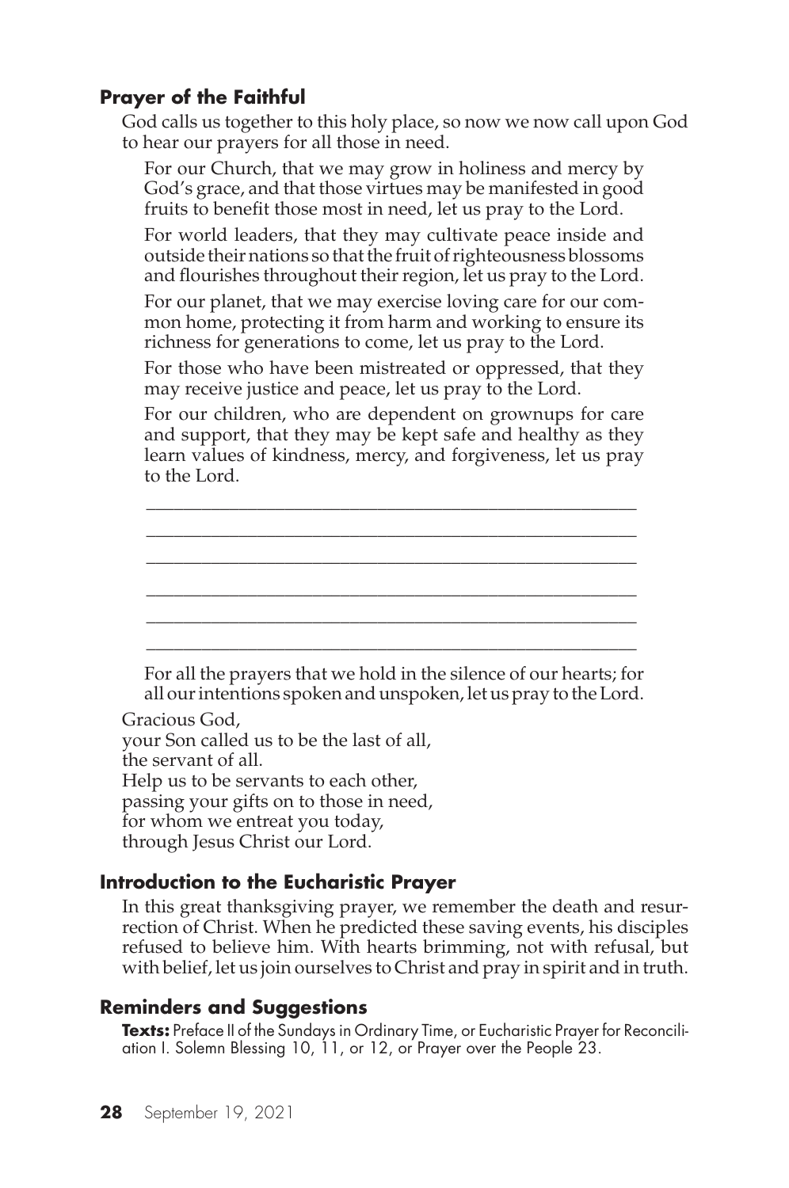### Prayer of the Faithful

God calls us together to this holy place, so now we now call upon God to hear our prayers for all those in need.

For our Church, that we may grow in holiness and mercy by God's grace, and that those virtues may be manifested in good fruits to benefit those most in need, let us pray to the Lord.

For world leaders, that they may cultivate peace inside and outside their nations so that the fruit of righteousness blossoms and flourishes throughout their region, let us pray to the Lord.

For our planet, that we may exercise loving care for our common home, protecting it from harm and working to ensure its richness for generations to come, let us pray to the Lord.

For those who have been mistreated or oppressed, that they may receive justice and peace, let us pray to the Lord.

For our children, who are dependent on grownups for care and support, that they may be kept safe and healthy as they learn values of kindness, mercy, and forgiveness, let us pray to the Lord.

______________________________________________________

______________________________________________________

______________________________________________________

______________________________________________________

______________________________________________________

______________________________________________________

For all the prayers that we hold in the silence of our hearts; for all our intentions spoken and unspoken, let us pray to the Lord.

Gracious God,
your Son called us to be the last of all,
the servant of all.
Help us to be servants to each other,
passing your gifts on to those in need,
for whom we entreat you today,
through Jesus Christ our Lord.

### Introduction to the Eucharistic Prayer

In this great thanksgiving prayer, we remember the death and resurrection of Christ. When he predicted these saving events, his disciples refused to believe him. With hearts brimming, not with refusal, but with belief, let us join ourselves to Christ and pray in spirit and in truth.

### Reminders and Suggestions

**Texts:** Preface II of the Sundays in Ordinary Time, or Eucharistic Prayer for Reconciliation I. Solemn Blessing 10, 11, or 12, or Prayer over the People 23.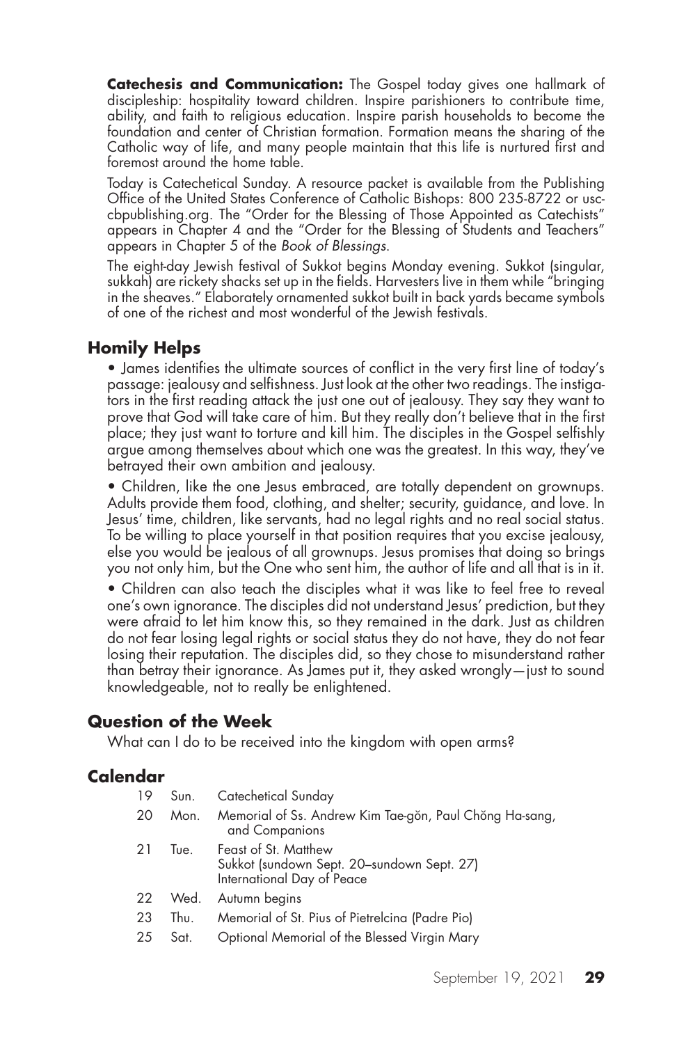**Catechesis and Communication:** The Gospel today gives one hallmark of discipleship: hospitality toward children. Inspire parishioners to contribute time, ability, and faith to religious education. Inspire parish households to become the foundation and center of Christian formation. Formation means the sharing of the Catholic way of life, and many people maintain that this life is nurtured first and foremost around the home table.

Today is Catechetical Sunday. A resource packet is available from the Publishing Office of the United States Conference of Catholic Bishops: 800 235-8722 or usccbpublishing.org. The "Order for the Blessing of Those Appointed as Catechists" appears in Chapter 4 and the "Order for the Blessing of Students and Teachers" appears in Chapter 5 of the *Book of Blessings*.

The eight-day Jewish festival of Sukkot begins Monday evening. Sukkot (singular, sukkah) are rickety shacks set up in the fields. Harvesters live in them while "bringing in the sheaves." Elaborately ornamented sukkot built in back yards became symbols of one of the richest and most wonderful of the Jewish festivals.

## Homily Helps

• James identifies the ultimate sources of conflict in the very first line of today's passage: jealousy and selfishness. Just look at the other two readings. The instigators in the first reading attack the just one out of jealousy. They say they want to prove that God will take care of him. But they really don't believe that in the first place; they just want to torture and kill him. The disciples in the Gospel selfishly argue among themselves about which one was the greatest. In this way, they've betrayed their own ambition and jealousy.

• Children, like the one Jesus embraced, are totally dependent on grownups. Adults provide them food, clothing, and shelter; security, guidance, and love. In Jesus' time, children, like servants, had no legal rights and no real social status. To be willing to place yourself in that position requires that you excise jealousy, else you would be jealous of all grownups. Jesus promises that doing so brings you not only him, but the One who sent him, the author of life and all that is in it.

• Children can also teach the disciples what it was like to feel free to reveal one's own ignorance. The disciples did not understand Jesus' prediction, but they were afraid to let him know this, so they remained in the dark. Just as children do not fear losing legal rights or social status they do not have, they do not fear losing their reputation. The disciples did, so they chose to misunderstand rather than betray their ignorance. As James put it, they asked wrongly—just to sound knowledgeable, not to really be enlightened.

## Question of the Week

What can I do to be received into the kingdom with open arms?

## Calendar

| | | |
|---|---|---|
| 19 | Sun. | Catechetical Sunday |
| 20 | Mon. | Memorial of Ss. Andrew Kim Tae-gŏn, Paul Chŏng Ha-sang, and Companions |
| 21 | Tue. | Feast of St. Matthew<br>Sukkot (sundown Sept. 20–sundown Sept. 27)<br>International Day of Peace |
| 22 | Wed. | Autumn begins |
| 23 | Thu. | Memorial of St. Pius of Pietrelcina (Padre Pio) |
| 25 | Sat. | Optional Memorial of the Blessed Virgin Mary |

September 19, 2021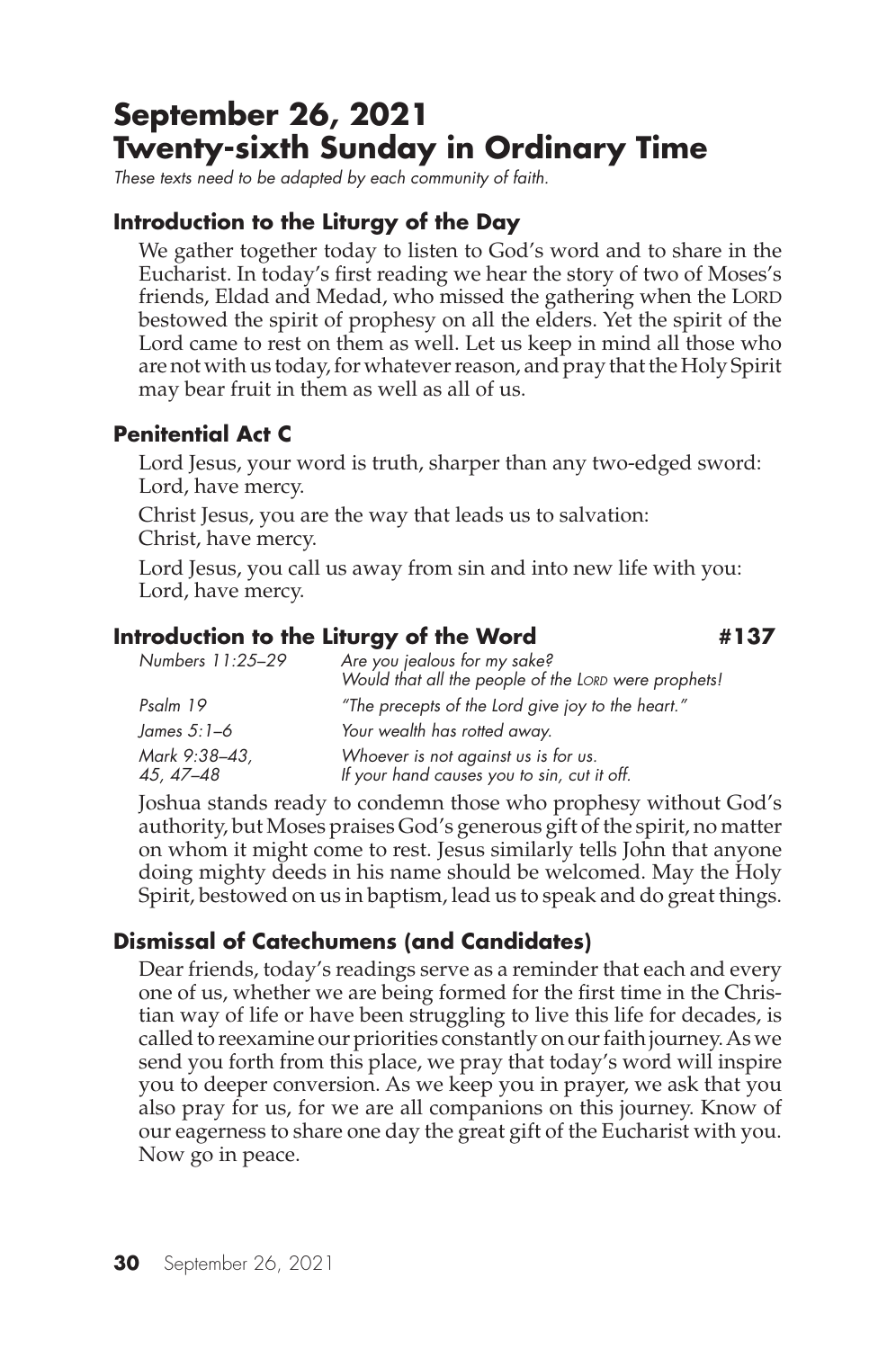# September 26, 2021
# Twenty-sixth Sunday in Ordinary Time

*These texts need to be adapted by each community of faith.*

### Introduction to the Liturgy of the Day

We gather together today to listen to God's word and to share in the Eucharist. In today's first reading we hear the story of two of Moses's friends, Eldad and Medad, who missed the gathering when the LORD bestowed the spirit of prophesy on all the elders. Yet the spirit of the Lord came to rest on them as well. Let us keep in mind all those who are not with us today, for whatever reason, and pray that the Holy Spirit may bear fruit in them as well as all of us.

### Penitential Act C

Lord Jesus, your word is truth, sharper than any two-edged sword:
Lord, have mercy.

Christ Jesus, you are the way that leads us to salvation:
Christ, have mercy.

Lord Jesus, you call us away from sin and into new life with you:
Lord, have mercy.

### Introduction to the Liturgy of the Word #137

| | |
|---|---|
| *Numbers 11:25–29* | *Are you jealous for my sake? Would that all the people of the LORD were prophets!* |
| *Psalm 19* | *"The precepts of the Lord give joy to the heart."* |
| *James 5:1–6* | *Your wealth has rotted away.* |
| *Mark 9:38–43, 45, 47–48* | *Whoever is not against us is for us. If your hand causes you to sin, cut it off.* |

Joshua stands ready to condemn those who prophesy without God's authority, but Moses praises God's generous gift of the spirit, no matter on whom it might come to rest. Jesus similarly tells John that anyone doing mighty deeds in his name should be welcomed. May the Holy Spirit, bestowed on us in baptism, lead us to speak and do great things.

### Dismissal of Catechumens (and Candidates)

Dear friends, today's readings serve as a reminder that each and every one of us, whether we are being formed for the first time in the Christian way of life or have been struggling to live this life for decades, is called to reexamine our priorities constantly on our faith journey. As we send you forth from this place, we pray that today's word will inspire you to deeper conversion. As we keep you in prayer, we ask that you also pray for us, for we are all companions on this journey. Know of our eagerness to share one day the great gift of the Eucharist with you. Now go in peace.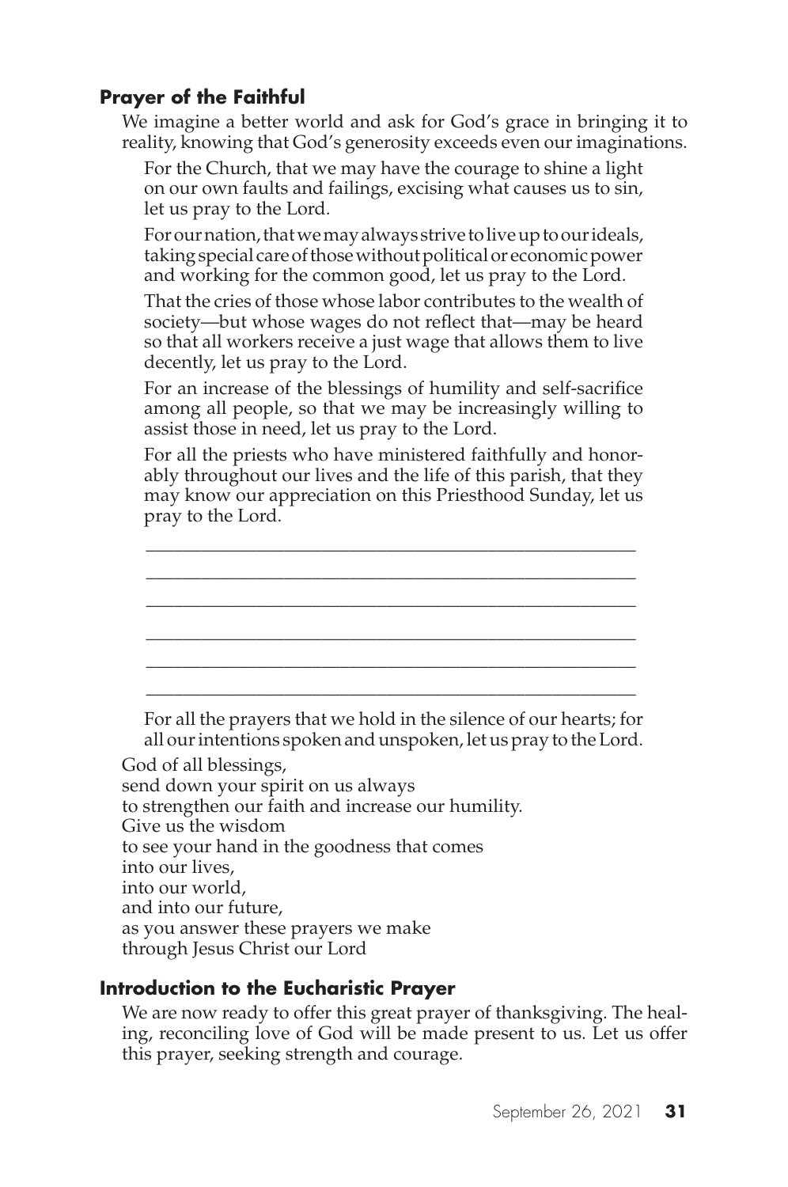### Prayer of the Faithful

We imagine a better world and ask for God's grace in bringing it to reality, knowing that God's generosity exceeds even our imaginations.

For the Church, that we may have the courage to shine a light on our own faults and failings, excising what causes us to sin, let us pray to the Lord.

For our nation, that we may always strive to live up to our ideals, taking special care of those without political or economic power and working for the common good, let us pray to the Lord.

That the cries of those whose labor contributes to the wealth of society—but whose wages do not reflect that—may be heard so that all workers receive a just wage that allows them to live decently, let us pray to the Lord.

For an increase of the blessings of humility and self-sacrifice among all people, so that we may be increasingly willing to assist those in need, let us pray to the Lord.

For all the priests who have ministered faithfully and honorably throughout our lives and the life of this parish, that they may know our appreciation on this Priesthood Sunday, let us pray to the Lord.

\_\_\_\_\_\_\_\_\_\_\_\_\_\_\_\_\_\_\_\_\_\_\_\_\_\_\_\_\_\_\_\_\_\_\_\_\_\_\_\_\_\_\_\_\_\_\_\_\_\_\_\_

\_\_\_\_\_\_\_\_\_\_\_\_\_\_\_\_\_\_\_\_\_\_\_\_\_\_\_\_\_\_\_\_\_\_\_\_\_\_\_\_\_\_\_\_\_\_\_\_\_\_\_\_

\_\_\_\_\_\_\_\_\_\_\_\_\_\_\_\_\_\_\_\_\_\_\_\_\_\_\_\_\_\_\_\_\_\_\_\_\_\_\_\_\_\_\_\_\_\_\_\_\_\_\_\_

\_\_\_\_\_\_\_\_\_\_\_\_\_\_\_\_\_\_\_\_\_\_\_\_\_\_\_\_\_\_\_\_\_\_\_\_\_\_\_\_\_\_\_\_\_\_\_\_\_\_\_\_

\_\_\_\_\_\_\_\_\_\_\_\_\_\_\_\_\_\_\_\_\_\_\_\_\_\_\_\_\_\_\_\_\_\_\_\_\_\_\_\_\_\_\_\_\_\_\_\_\_\_\_\_

\_\_\_\_\_\_\_\_\_\_\_\_\_\_\_\_\_\_\_\_\_\_\_\_\_\_\_\_\_\_\_\_\_\_\_\_\_\_\_\_\_\_\_\_\_\_\_\_\_\_\_\_

For all the prayers that we hold in the silence of our hearts; for all our intentions spoken and unspoken, let us pray to the Lord.

God of all blessings,
send down your spirit on us always
to strengthen our faith and increase our humility.
Give us the wisdom
to see your hand in the goodness that comes
into our lives,
into our world,
and into our future,
as you answer these prayers we make
through Jesus Christ our Lord

### Introduction to the Eucharistic Prayer

We are now ready to offer this great prayer of thanksgiving. The healing, reconciling love of God will be made present to us. Let us offer this prayer, seeking strength and courage.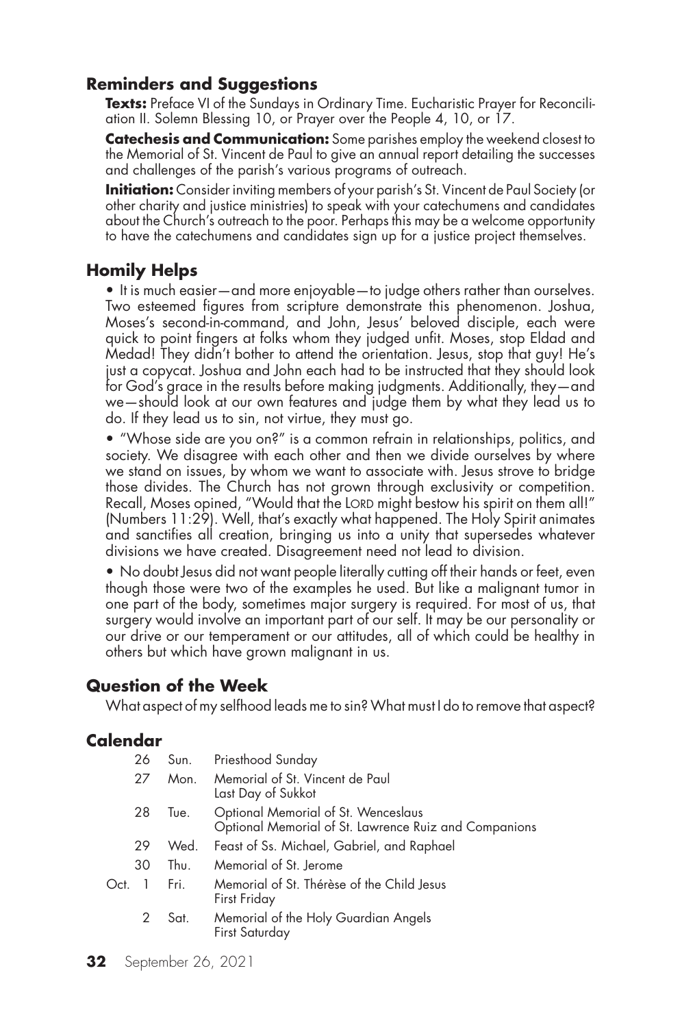## Reminders and Suggestions

**Texts:** Preface VI of the Sundays in Ordinary Time. Eucharistic Prayer for Reconciliation II. Solemn Blessing 10, or Prayer over the People 4, 10, or 17.

**Catechesis and Communication:** Some parishes employ the weekend closest to the Memorial of St. Vincent de Paul to give an annual report detailing the successes and challenges of the parish's various programs of outreach.

**Initiation:** Consider inviting members of your parish's St. Vincent de Paul Society (or other charity and justice ministries) to speak with your catechumens and candidates about the Church's outreach to the poor. Perhaps this may be a welcome opportunity to have the catechumens and candidates sign up for a justice project themselves.

## Homily Helps

- It is much easier—and more enjoyable—to judge others rather than ourselves. Two esteemed figures from scripture demonstrate this phenomenon. Joshua, Moses's second-in-command, and John, Jesus' beloved disciple, each were quick to point fingers at folks whom they judged unfit. Moses, stop Eldad and Medad! They didn't bother to attend the orientation. Jesus, stop that guy! He's just a copycat. Joshua and John each had to be instructed that they should look for God's grace in the results before making judgments. Additionally, they—and we—should look at our own features and judge them by what they lead us to do. If they lead us to sin, not virtue, they must go.
- "Whose side are you on?" is a common refrain in relationships, politics, and society. We disagree with each other and then we divide ourselves by where we stand on issues, by whom we want to associate with. Jesus strove to bridge those divides. The Church has not grown through exclusivity or competition. Recall, Moses opined, "Would that the LORD might bestow his spirit on them all!" (Numbers 11:29). Well, that's exactly what happened. The Holy Spirit animates and sanctifies all creation, bringing us into a unity that supersedes whatever divisions we have created. Disagreement need not lead to division.
- No doubt Jesus did not want people literally cutting off their hands or feet, even though those were two of the examples he used. But like a malignant tumor in one part of the body, sometimes major surgery is required. For most of us, that surgery would involve an important part of our self. It may be our personality or our drive or our temperament or our attitudes, all of which could be healthy in others but which have grown malignant in us.

## Question of the Week

What aspect of my selfhood leads me to sin? What must I do to remove that aspect?

## Calendar

| | | | |
|---|---|---|---|
| | 26 | Sun. | Priesthood Sunday |
| | 27 | Mon. | Memorial of St. Vincent de Paul<br>Last Day of Sukkot |
| | 28 | Tue. | Optional Memorial of St. Wenceslaus<br>Optional Memorial of St. Lawrence Ruiz and Companions |
| | 29 | Wed. | Feast of Ss. Michael, Gabriel, and Raphael |
| | 30 | Thu. | Memorial of St. Jerome |
| Oct. | 1 | Fri. | Memorial of St. Thérèse of the Child Jesus<br>First Friday |
| | 2 | Sat. | Memorial of the Holy Guardian Angels<br>First Saturday |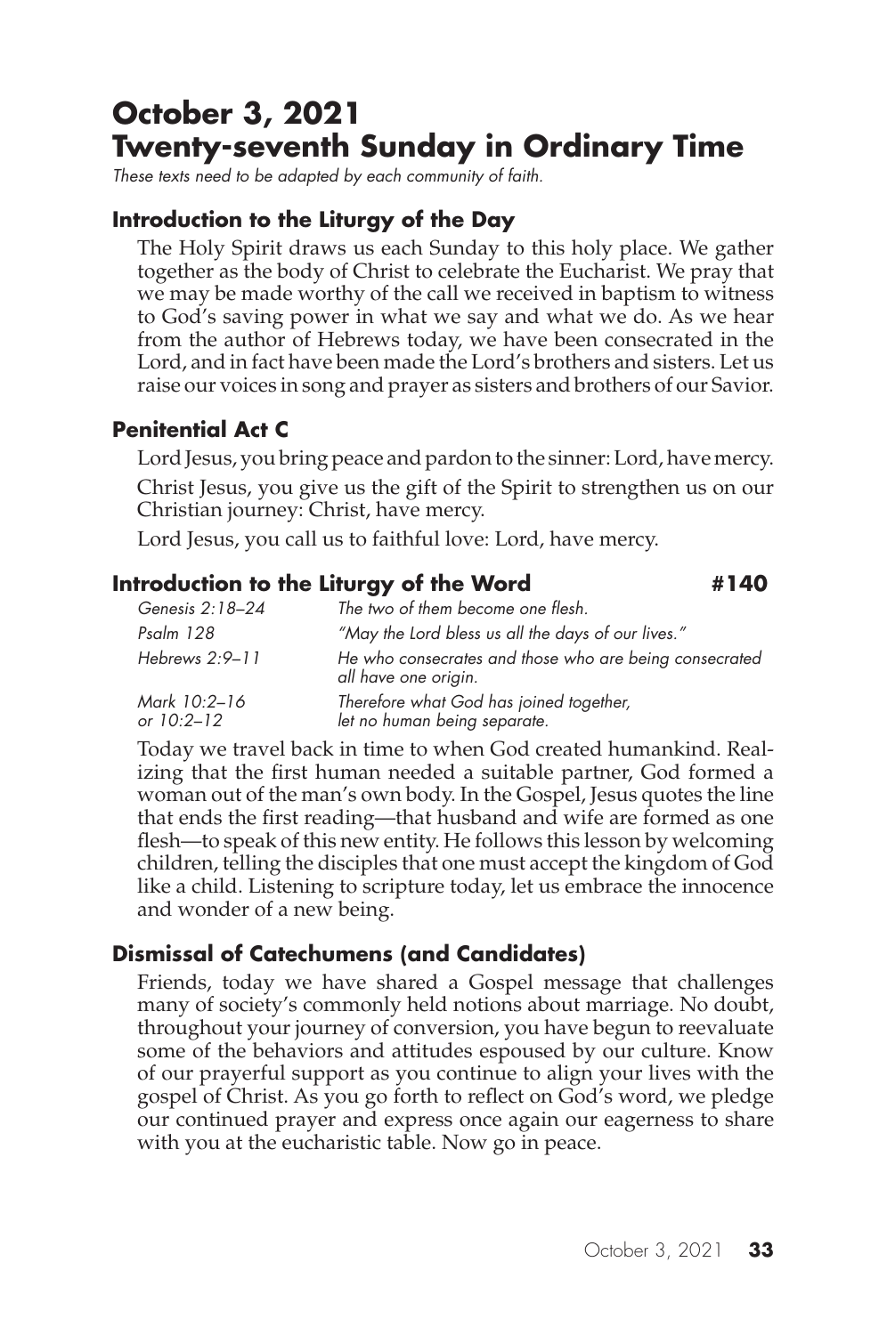# October 3, 2021
# Twenty-seventh Sunday in Ordinary Time

*These texts need to be adapted by each community of faith.*

### Introduction to the Liturgy of the Day

The Holy Spirit draws us each Sunday to this holy place. We gather together as the body of Christ to celebrate the Eucharist. We pray that we may be made worthy of the call we received in baptism to witness to God's saving power in what we say and what we do. As we hear from the author of Hebrews today, we have been consecrated in the Lord, and in fact have been made the Lord's brothers and sisters. Let us raise our voices in song and prayer as sisters and brothers of our Savior.

### Penitential Act C

Lord Jesus, you bring peace and pardon to the sinner: Lord, have mercy.

Christ Jesus, you give us the gift of the Spirit to strengthen us on our Christian journey: Christ, have mercy.

Lord Jesus, you call us to faithful love: Lord, have mercy.

### Introduction to the Liturgy of the Word #140

| | |
|---|---|
| *Genesis 2:18–24* | *The two of them become one flesh.* |
| *Psalm 128* | *"May the Lord bless us all the days of our lives."* |
| *Hebrews 2:9–11* | *He who consecrates and those who are being consecrated all have one origin.* |
| *Mark 10:2–16 or 10:2–12* | *Therefore what God has joined together, let no human being separate.* |

Today we travel back in time to when God created humankind. Realizing that the first human needed a suitable partner, God formed a woman out of the man's own body. In the Gospel, Jesus quotes the line that ends the first reading—that husband and wife are formed as one flesh—to speak of this new entity. He follows this lesson by welcoming children, telling the disciples that one must accept the kingdom of God like a child. Listening to scripture today, let us embrace the innocence and wonder of a new being.

### Dismissal of Catechumens (and Candidates)

Friends, today we have shared a Gospel message that challenges many of society's commonly held notions about marriage. No doubt, throughout your journey of conversion, you have begun to reevaluate some of the behaviors and attitudes espoused by our culture. Know of our prayerful support as you continue to align your lives with the gospel of Christ. As you go forth to reflect on God's word, we pledge our continued prayer and express once again our eagerness to share with you at the eucharistic table. Now go in peace.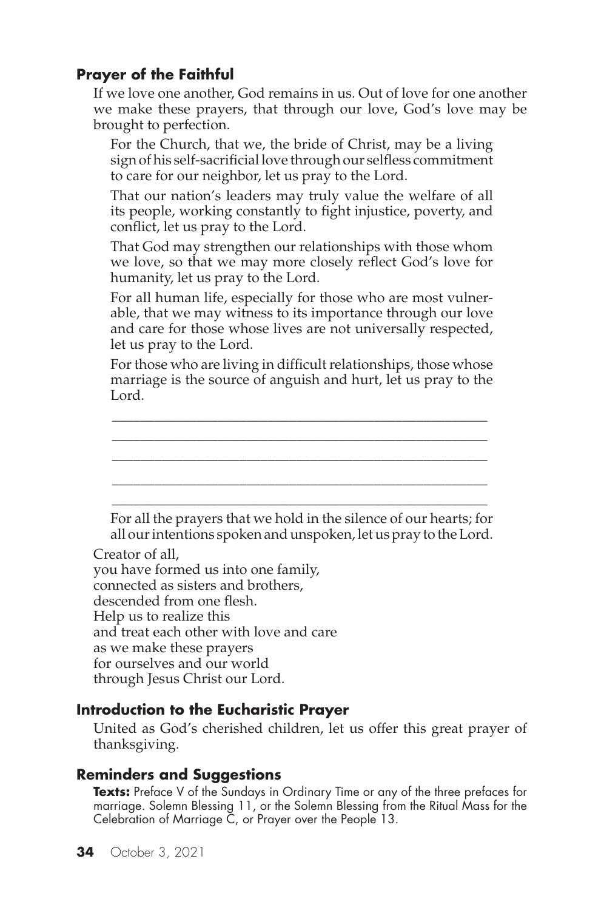### Prayer of the Faithful

If we love one another, God remains in us. Out of love for one another we make these prayers, that through our love, God's love may be brought to perfection.

For the Church, that we, the bride of Christ, may be a living sign of his self-sacrificial love through our selfless commitment to care for our neighbor, let us pray to the Lord.

That our nation's leaders may truly value the welfare of all its people, working constantly to fight injustice, poverty, and conflict, let us pray to the Lord.

That God may strengthen our relationships with those whom we love, so that we may more closely reflect God's love for humanity, let us pray to the Lord.

For all human life, especially for those who are most vulnerable, that we may witness to its importance through our love and care for those whose lives are not universally respected, let us pray to the Lord.

For those who are living in difficult relationships, those whose marriage is the source of anguish and hurt, let us pray to the Lord.

\_\_\_\_\_\_\_\_\_\_\_\_\_\_\_\_\_\_\_\_\_\_\_\_\_\_\_\_\_\_\_\_\_\_\_\_\_\_\_\_\_\_\_\_\_\_\_\_\_\_

\_\_\_\_\_\_\_\_\_\_\_\_\_\_\_\_\_\_\_\_\_\_\_\_\_\_\_\_\_\_\_\_\_\_\_\_\_\_\_\_\_\_\_\_\_\_\_\_\_\_

\_\_\_\_\_\_\_\_\_\_\_\_\_\_\_\_\_\_\_\_\_\_\_\_\_\_\_\_\_\_\_\_\_\_\_\_\_\_\_\_\_\_\_\_\_\_\_\_\_\_

\_\_\_\_\_\_\_\_\_\_\_\_\_\_\_\_\_\_\_\_\_\_\_\_\_\_\_\_\_\_\_\_\_\_\_\_\_\_\_\_\_\_\_\_\_\_\_\_\_\_

\_\_\_\_\_\_\_\_\_\_\_\_\_\_\_\_\_\_\_\_\_\_\_\_\_\_\_\_\_\_\_\_\_\_\_\_\_\_\_\_\_\_\_\_\_\_\_\_\_\_

For all the prayers that we hold in the silence of our hearts; for all our intentions spoken and unspoken, let us pray to the Lord.

Creator of all,  
you have formed us into one family,  
connected as sisters and brothers,  
descended from one flesh.  
Help us to realize this  
and treat each other with love and care  
as we make these prayers  
for ourselves and our world  
through Jesus Christ our Lord.

### Introduction to the Eucharistic Prayer

United as God's cherished children, let us offer this great prayer of thanksgiving.

### Reminders and Suggestions

**Texts:** Preface V of the Sundays in Ordinary Time or any of the three prefaces for marriage. Solemn Blessing 11, or the Solemn Blessing from the Ritual Mass for the Celebration of Marriage C, or Prayer over the People 13.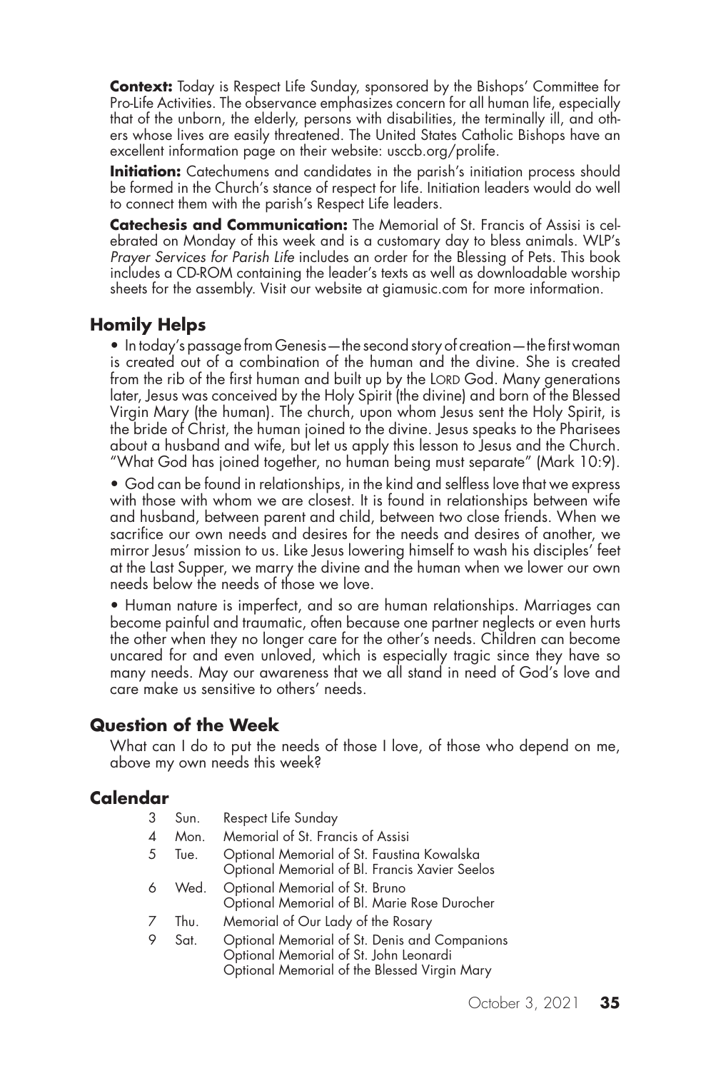**Context:** Today is Respect Life Sunday, sponsored by the Bishops' Committee for Pro-Life Activities. The observance emphasizes concern for all human life, especially that of the unborn, the elderly, persons with disabilities, the terminally ill, and others whose lives are easily threatened. The United States Catholic Bishops have an excellent information page on their website: usccb.org/prolife.

**Initiation:** Catechumens and candidates in the parish's initiation process should be formed in the Church's stance of respect for life. Initiation leaders would do well to connect them with the parish's Respect Life leaders.

**Catechesis and Communication:** The Memorial of St. Francis of Assisi is celebrated on Monday of this week and is a customary day to bless animals. WLP's *Prayer Services for Parish Life* includes an order for the Blessing of Pets. This book includes a CD-ROM containing the leader's texts as well as downloadable worship sheets for the assembly. Visit our website at giamusic.com for more information.

## Homily Helps

- In today's passage from Genesis—the second story of creation—the first woman is created out of a combination of the human and the divine. She is created from the rib of the first human and built up by the LORD God. Many generations later, Jesus was conceived by the Holy Spirit (the divine) and born of the Blessed Virgin Mary (the human). The church, upon whom Jesus sent the Holy Spirit, is the bride of Christ, the human joined to the divine. Jesus speaks to the Pharisees about a husband and wife, but let us apply this lesson to Jesus and the Church. "What God has joined together, no human being must separate" (Mark 10:9).
- God can be found in relationships, in the kind and selfless love that we express with those with whom we are closest. It is found in relationships between wife and husband, between parent and child, between two close friends. When we sacrifice our own needs and desires for the needs and desires of another, we mirror Jesus' mission to us. Like Jesus lowering himself to wash his disciples' feet at the Last Supper, we marry the divine and the human when we lower our own needs below the needs of those we love.
- Human nature is imperfect, and so are human relationships. Marriages can become painful and traumatic, often because one partner neglects or even hurts the other when they no longer care for the other's needs. Children can become uncared for and even unloved, which is especially tragic since they have so many needs. May our awareness that we all stand in need of God's love and care make us sensitive to others' needs.

## Question of the Week

What can I do to put the needs of those I love, of those who depend on me, above my own needs this week?

## Calendar

| | | |
|---|---|---|
| 3 | Sun. | Respect Life Sunday |
| 4 | Mon. | Memorial of St. Francis of Assisi |
| 5 | Tue. | Optional Memorial of St. Faustina Kowalska<br>Optional Memorial of Bl. Francis Xavier Seelos |
| 6 | Wed. | Optional Memorial of St. Bruno<br>Optional Memorial of Bl. Marie Rose Durocher |
| 7 | Thu. | Memorial of Our Lady of the Rosary |
| 9 | Sat. | Optional Memorial of St. Denis and Companions<br>Optional Memorial of St. John Leonardi<br>Optional Memorial of the Blessed Virgin Mary |

October 3, 2021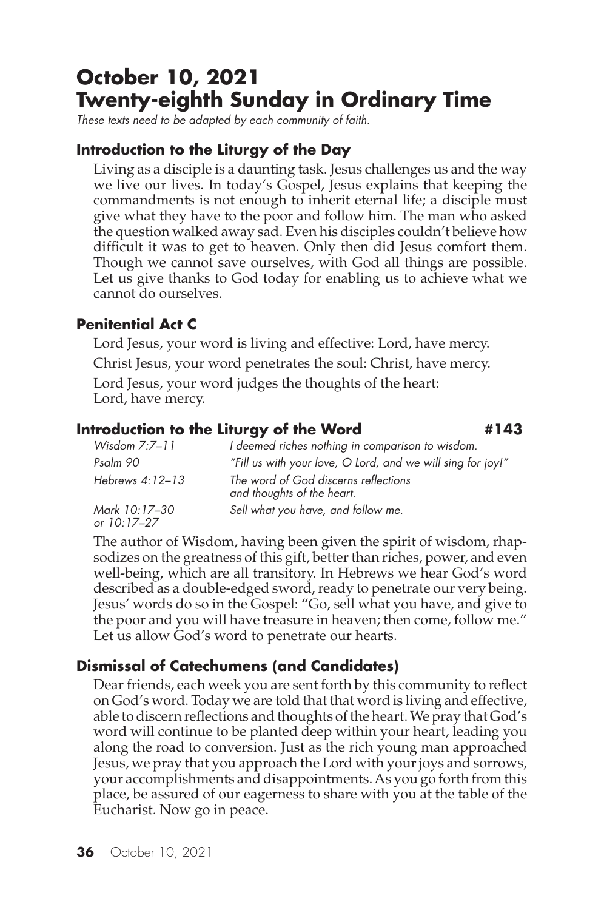# October 10, 2021
# Twenty-eighth Sunday in Ordinary Time

*These texts need to be adapted by each community of faith.*

## Introduction to the Liturgy of the Day

Living as a disciple is a daunting task. Jesus challenges us and the way we live our lives. In today's Gospel, Jesus explains that keeping the commandments is not enough to inherit eternal life; a disciple must give what they have to the poor and follow him. The man who asked the question walked away sad. Even his disciples couldn't believe how difficult it was to get to heaven. Only then did Jesus comfort them. Though we cannot save ourselves, with God all things are possible. Let us give thanks to God today for enabling us to achieve what we cannot do ourselves.

## Penitential Act C

Lord Jesus, your word is living and effective: Lord, have mercy.

Christ Jesus, your word penetrates the soul: Christ, have mercy.

Lord Jesus, your word judges the thoughts of the heart:
Lord, have mercy.

## Introduction to the Liturgy of the Word #143

| | |
|---|---|
| *Wisdom 7:7–11* | *I deemed riches nothing in comparison to wisdom.* |
| *Psalm 90* | *"Fill us with your love, O Lord, and we will sing for joy!"* |
| *Hebrews 4:12–13* | *The word of God discerns reflections and thoughts of the heart.* |
| *Mark 10:17–30 or 10:17–27* | *Sell what you have, and follow me.* |

The author of Wisdom, having been given the spirit of wisdom, rhapsodizes on the greatness of this gift, better than riches, power, and even well-being, which are all transitory. In Hebrews we hear God's word described as a double-edged sword, ready to penetrate our very being. Jesus' words do so in the Gospel: "Go, sell what you have, and give to the poor and you will have treasure in heaven; then come, follow me." Let us allow God's word to penetrate our hearts.

## Dismissal of Catechumens (and Candidates)

Dear friends, each week you are sent forth by this community to reflect on God's word. Today we are told that that word is living and effective, able to discern reflections and thoughts of the heart. We pray that God's word will continue to be planted deep within your heart, leading you along the road to conversion. Just as the rich young man approached Jesus, we pray that you approach the Lord with your joys and sorrows, your accomplishments and disappointments. As you go forth from this place, be assured of our eagerness to share with you at the table of the Eucharist. Now go in peace.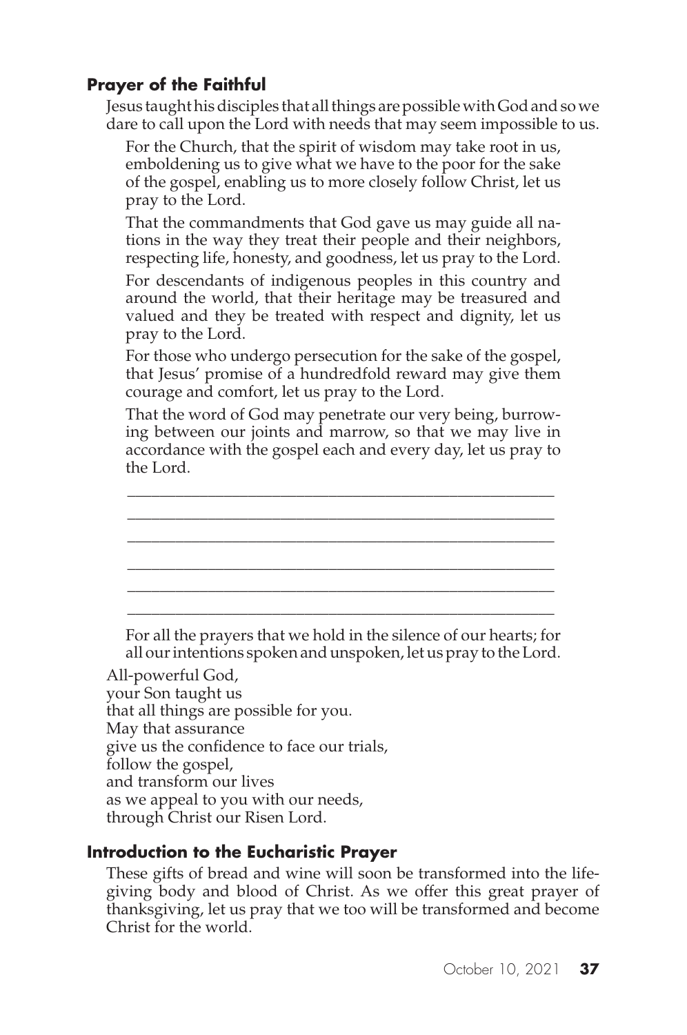### Prayer of the Faithful

Jesus taught his disciples that all things are possible with God and so we dare to call upon the Lord with needs that may seem impossible to us.

For the Church, that the spirit of wisdom may take root in us, emboldening us to give what we have to the poor for the sake of the gospel, enabling us to more closely follow Christ, let us pray to the Lord.

That the commandments that God gave us may guide all nations in the way they treat their people and their neighbors, respecting life, honesty, and goodness, let us pray to the Lord.

For descendants of indigenous peoples in this country and around the world, that their heritage may be treasured and valued and they be treated with respect and dignity, let us pray to the Lord.

For those who undergo persecution for the sake of the gospel, that Jesus' promise of a hundredfold reward may give them courage and comfort, let us pray to the Lord.

That the word of God may penetrate our very being, burrowing between our joints and marrow, so that we may live in accordance with the gospel each and every day, let us pray to the Lord.

\_\_\_\_\_\_\_\_\_\_\_\_\_\_\_\_\_\_\_\_\_\_\_\_\_\_\_\_\_\_\_\_\_\_\_\_\_\_\_\_\_\_\_\_\_\_\_\_\_\_

\_\_\_\_\_\_\_\_\_\_\_\_\_\_\_\_\_\_\_\_\_\_\_\_\_\_\_\_\_\_\_\_\_\_\_\_\_\_\_\_\_\_\_\_\_\_\_\_\_\_

\_\_\_\_\_\_\_\_\_\_\_\_\_\_\_\_\_\_\_\_\_\_\_\_\_\_\_\_\_\_\_\_\_\_\_\_\_\_\_\_\_\_\_\_\_\_\_\_\_\_

\_\_\_\_\_\_\_\_\_\_\_\_\_\_\_\_\_\_\_\_\_\_\_\_\_\_\_\_\_\_\_\_\_\_\_\_\_\_\_\_\_\_\_\_\_\_\_\_\_\_

\_\_\_\_\_\_\_\_\_\_\_\_\_\_\_\_\_\_\_\_\_\_\_\_\_\_\_\_\_\_\_\_\_\_\_\_\_\_\_\_\_\_\_\_\_\_\_\_\_\_

\_\_\_\_\_\_\_\_\_\_\_\_\_\_\_\_\_\_\_\_\_\_\_\_\_\_\_\_\_\_\_\_\_\_\_\_\_\_\_\_\_\_\_\_\_\_\_\_\_\_

For all the prayers that we hold in the silence of our hearts; for all our intentions spoken and unspoken, let us pray to the Lord.

All-powerful God,
your Son taught us
that all things are possible for you.
May that assurance
give us the confidence to face our trials,
follow the gospel,
and transform our lives
as we appeal to you with our needs,
through Christ our Risen Lord.

### Introduction to the Eucharistic Prayer

These gifts of bread and wine will soon be transformed into the life-giving body and blood of Christ. As we offer this great prayer of thanksgiving, let us pray that we too will be transformed and become Christ for the world.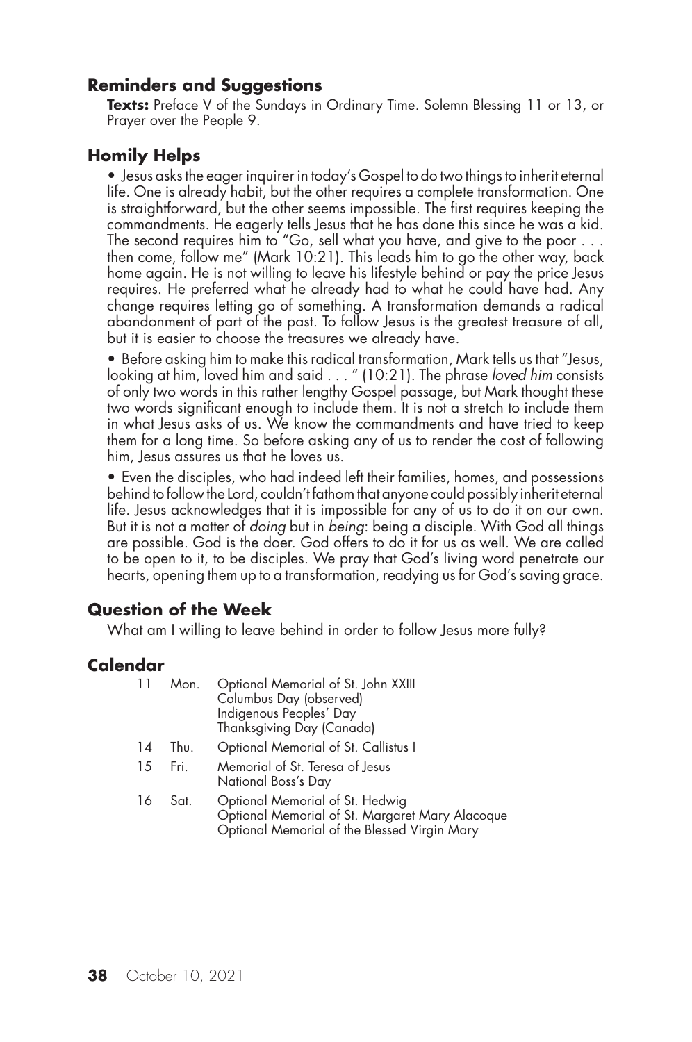## Reminders and Suggestions

**Texts:** Preface V of the Sundays in Ordinary Time. Solemn Blessing 11 or 13, or Prayer over the People 9.

## Homily Helps

- Jesus asks the eager inquirer in today's Gospel to do two things to inherit eternal life. One is already habit, but the other requires a complete transformation. One is straightforward, but the other seems impossible. The first requires keeping the commandments. He eagerly tells Jesus that he has done this since he was a kid. The second requires him to "Go, sell what you have, and give to the poor . . . then come, follow me" (Mark 10:21). This leads him to go the other way, back home again. He is not willing to leave his lifestyle behind or pay the price Jesus requires. He preferred what he already had to what he could have had. Any change requires letting go of something. A transformation demands a radical abandonment of part of the past. To follow Jesus is the greatest treasure of all, but it is easier to choose the treasures we already have.

- Before asking him to make this radical transformation, Mark tells us that "Jesus, looking at him, loved him and said . . . " (10:21). The phrase *loved him* consists of only two words in this rather lengthy Gospel passage, but Mark thought these two words significant enough to include them. It is not a stretch to include them in what Jesus asks of us. We know the commandments and have tried to keep them for a long time. So before asking any of us to render the cost of following him, Jesus assures us that he loves us.

- Even the disciples, who had indeed left their families, homes, and possessions behind to follow the Lord, couldn't fathom that anyone could possibly inherit eternal life. Jesus acknowledges that it is impossible for any of us to do it on our own. But it is not a matter of *doing* but in *being*: being a disciple. With God all things are possible. God is the doer. God offers to do it for us as well. We are called to be open to it, to be disciples. We pray that God's living word penetrate our hearts, opening them up to a transformation, readying us for God's saving grace.

## Question of the Week

What am I willing to leave behind in order to follow Jesus more fully?

## Calendar

| | | |
|---|---|---|
| 11 | Mon. | Optional Memorial of St. John XXIII<br>Columbus Day (observed)<br>Indigenous Peoples' Day<br>Thanksgiving Day (Canada) |
| 14 | Thu. | Optional Memorial of St. Callistus I |
| 15 | Fri. | Memorial of St. Teresa of Jesus<br>National Boss's Day |
| 16 | Sat. | Optional Memorial of St. Hedwig<br>Optional Memorial of St. Margaret Mary Alacoque<br>Optional Memorial of the Blessed Virgin Mary |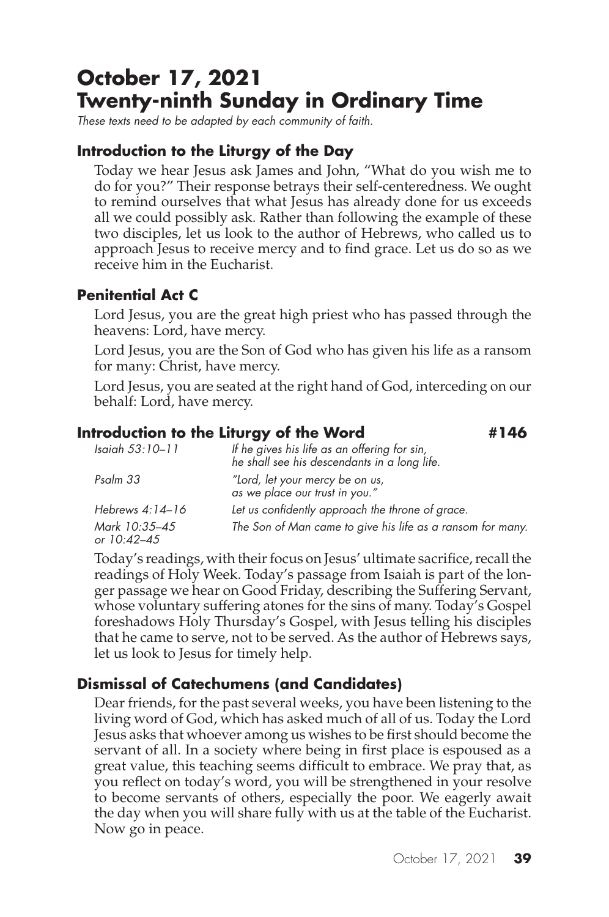# October 17, 2021
# Twenty-ninth Sunday in Ordinary Time

*These texts need to be adapted by each community of faith.*

### Introduction to the Liturgy of the Day

Today we hear Jesus ask James and John, "What do you wish me to do for you?" Their response betrays their self-centeredness. We ought to remind ourselves that what Jesus has already done for us exceeds all we could possibly ask. Rather than following the example of these two disciples, let us look to the author of Hebrews, who called us to approach Jesus to receive mercy and to find grace. Let us do so as we receive him in the Eucharist.

### Penitential Act C

Lord Jesus, you are the great high priest who has passed through the heavens: Lord, have mercy.

Lord Jesus, you are the Son of God who has given his life as a ransom for many: Christ, have mercy.

Lord Jesus, you are seated at the right hand of God, interceding on our behalf: Lord, have mercy.

### Introduction to the Liturgy of the Word #146

| | |
|---|---|
| *Isaiah 53:10–11* | *If he gives his life as an offering for sin, he shall see his descendants in a long life.* |
| *Psalm 33* | *"Lord, let your mercy be on us, as we place our trust in you."* |
| *Hebrews 4:14–16* | *Let us confidently approach the throne of grace.* |
| *Mark 10:35–45 or 10:42–45* | *The Son of Man came to give his life as a ransom for many.* |

Today's readings, with their focus on Jesus' ultimate sacrifice, recall the readings of Holy Week. Today's passage from Isaiah is part of the longer passage we hear on Good Friday, describing the Suffering Servant, whose voluntary suffering atones for the sins of many. Today's Gospel foreshadows Holy Thursday's Gospel, with Jesus telling his disciples that he came to serve, not to be served. As the author of Hebrews says, let us look to Jesus for timely help.

### Dismissal of Catechumens (and Candidates)

Dear friends, for the past several weeks, you have been listening to the living word of God, which has asked much of all of us. Today the Lord Jesus asks that whoever among us wishes to be first should become the servant of all. In a society where being in first place is espoused as a great value, this teaching seems difficult to embrace. We pray that, as you reflect on today's word, you will be strengthened in your resolve to become servants of others, especially the poor. We eagerly await the day when you will share fully with us at the table of the Eucharist. Now go in peace.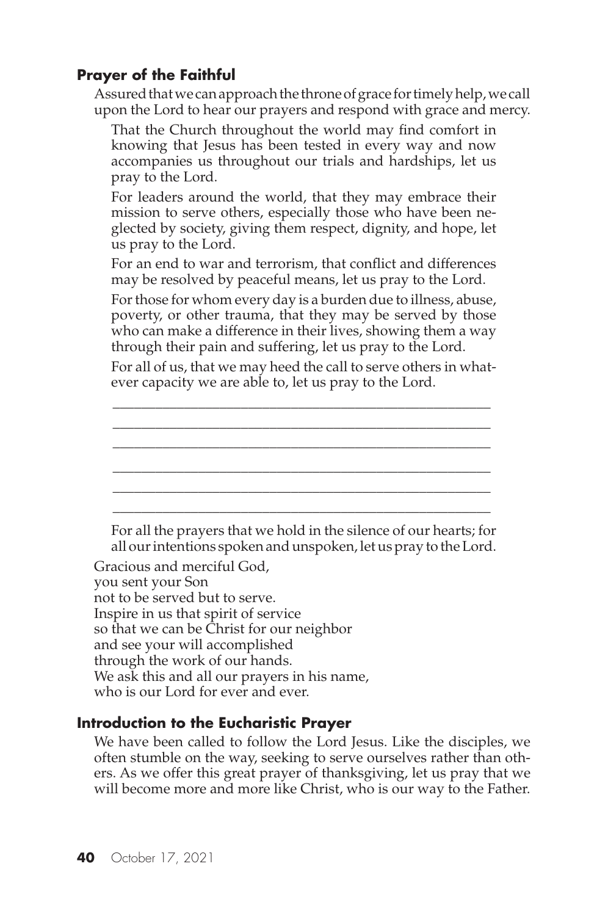### Prayer of the Faithful

Assured that we can approach the throne of grace for timely help, we call upon the Lord to hear our prayers and respond with grace and mercy.

That the Church throughout the world may find comfort in knowing that Jesus has been tested in every way and now accompanies us throughout our trials and hardships, let us pray to the Lord.

For leaders around the world, that they may embrace their mission to serve others, especially those who have been neglected by society, giving them respect, dignity, and hope, let us pray to the Lord.

For an end to war and terrorism, that conflict and differences may be resolved by peaceful means, let us pray to the Lord.

For those for whom every day is a burden due to illness, abuse, poverty, or other trauma, that they may be served by those who can make a difference in their lives, showing them a way through their pain and suffering, let us pray to the Lord.

For all of us, that we may heed the call to serve others in whatever capacity we are able to, let us pray to the Lord.

\_\_\_\_\_\_\_\_\_\_\_\_\_\_\_\_\_\_\_\_\_\_\_\_\_\_\_\_\_\_\_\_\_\_\_\_\_\_\_\_\_\_\_\_\_\_\_\_\_\_\_\_

\_\_\_\_\_\_\_\_\_\_\_\_\_\_\_\_\_\_\_\_\_\_\_\_\_\_\_\_\_\_\_\_\_\_\_\_\_\_\_\_\_\_\_\_\_\_\_\_\_\_\_\_

\_\_\_\_\_\_\_\_\_\_\_\_\_\_\_\_\_\_\_\_\_\_\_\_\_\_\_\_\_\_\_\_\_\_\_\_\_\_\_\_\_\_\_\_\_\_\_\_\_\_\_\_

\_\_\_\_\_\_\_\_\_\_\_\_\_\_\_\_\_\_\_\_\_\_\_\_\_\_\_\_\_\_\_\_\_\_\_\_\_\_\_\_\_\_\_\_\_\_\_\_\_\_\_\_

\_\_\_\_\_\_\_\_\_\_\_\_\_\_\_\_\_\_\_\_\_\_\_\_\_\_\_\_\_\_\_\_\_\_\_\_\_\_\_\_\_\_\_\_\_\_\_\_\_\_\_\_

\_\_\_\_\_\_\_\_\_\_\_\_\_\_\_\_\_\_\_\_\_\_\_\_\_\_\_\_\_\_\_\_\_\_\_\_\_\_\_\_\_\_\_\_\_\_\_\_\_\_\_\_

For all the prayers that we hold in the silence of our hearts; for all our intentions spoken and unspoken, let us pray to the Lord.

Gracious and merciful God,
you sent your Son
not to be served but to serve.
Inspire in us that spirit of service
so that we can be Christ for our neighbor
and see your will accomplished
through the work of our hands.
We ask this and all our prayers in his name,
who is our Lord for ever and ever.

### Introduction to the Eucharistic Prayer

We have been called to follow the Lord Jesus. Like the disciples, we often stumble on the way, seeking to serve ourselves rather than others. As we offer this great prayer of thanksgiving, let us pray that we will become more and more like Christ, who is our way to the Father.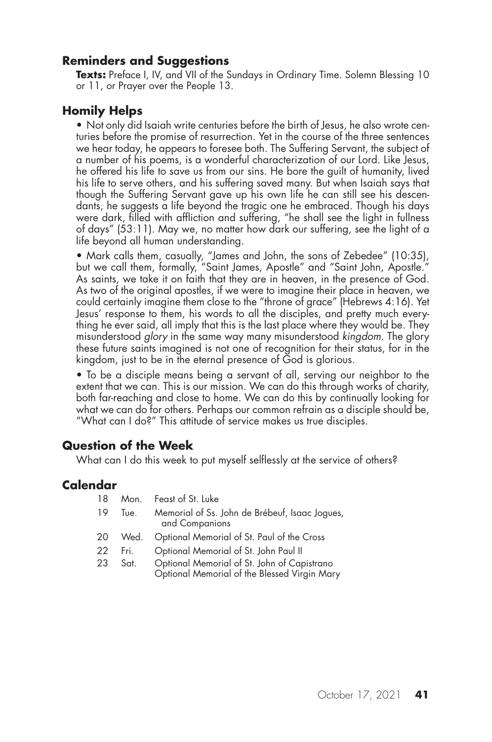## Reminders and Suggestions

**Texts:** Preface I, IV, and VII of the Sundays in Ordinary Time. Solemn Blessing 10 or 11, or Prayer over the People 13.

## Homily Helps

- Not only did Isaiah write centuries before the birth of Jesus, he also wrote centuries before the promise of resurrection. Yet in the course of the three sentences we hear today, he appears to foresee both. The Suffering Servant, the subject of a number of his poems, is a wonderful characterization of our Lord. Like Jesus, he offered his life to save us from our sins. He bore the guilt of humanity, lived his life to serve others, and his suffering saved many. But when Isaiah says that though the Suffering Servant gave up his own life he can still see his descendants, he suggests a life beyond the tragic one he embraced. Though his days were dark, filled with affliction and suffering, "he shall see the light in fullness of days" (53:11). May we, no matter how dark our suffering, see the light of a life beyond all human understanding.

- Mark calls them, casually, "James and John, the sons of Zebedee" (10:35), but we call them, formally, "Saint James, Apostle" and "Saint John, Apostle." As saints, we take it on faith that they are in heaven, in the presence of God. As two of the original apostles, if we were to imagine their place in heaven, we could certainly imagine them close to the "throne of grace" (Hebrews 4:16). Yet Jesus' response to them, his words to all the disciples, and pretty much everything he ever said, all imply that this is the last place where they would be. They misunderstood *glory* in the same way many misunderstood *kingdom*. The glory these future saints imagined is not one of recognition for their status, for in the kingdom, just to be in the eternal presence of God is glorious.

- To be a disciple means being a servant of all, serving our neighbor to the extent that we can. This is our mission. We can do this through works of charity, both far-reaching and close to home. We can do this by continually looking for what we can do for others. Perhaps our common refrain as a disciple should be, "What can I do?" This attitude of service makes us true disciples.

## Question of the Week

What can I do this week to put myself selflessly at the service of others?

## Calendar

| | | |
|---|---|---|
| 18 | Mon. | Feast of St. Luke |
| 19 | Tue. | Memorial of Ss. John de Brébeuf, Isaac Jogues, and Companions |
| 20 | Wed. | Optional Memorial of St. Paul of the Cross |
| 22 | Fri. | Optional Memorial of St. John Paul II |
| 23 | Sat. | Optional Memorial of St. John of Capistrano<br>Optional Memorial of the Blessed Virgin Mary |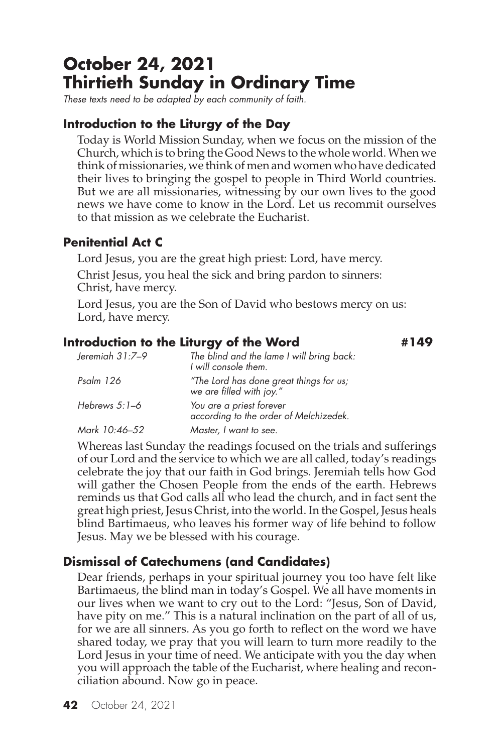# October 24, 2021
# Thirtieth Sunday in Ordinary Time

*These texts need to be adapted by each community of faith.*

### Introduction to the Liturgy of the Day

Today is World Mission Sunday, when we focus on the mission of the Church, which is to bring the Good News to the whole world. When we think of missionaries, we think of men and women who have dedicated their lives to bringing the gospel to people in Third World countries. But we are all missionaries, witnessing by our own lives to the good news we have come to know in the Lord. Let us recommit ourselves to that mission as we celebrate the Eucharist.

### Penitential Act C

Lord Jesus, you are the great high priest: Lord, have mercy.

Christ Jesus, you heal the sick and bring pardon to sinners: Christ, have mercy.

Lord Jesus, you are the Son of David who bestows mercy on us: Lord, have mercy.

### Introduction to the Liturgy of the Word #149

| | |
|---|---|
| *Jeremiah 31:7–9* | *The blind and the lame I will bring back: I will console them.* |
| *Psalm 126* | *"The Lord has done great things for us; we are filled with joy."* |
| *Hebrews 5:1–6* | *You are a priest forever according to the order of Melchizedek.* |
| *Mark 10:46–52* | *Master, I want to see.* |

Whereas last Sunday the readings focused on the trials and sufferings of our Lord and the service to which we are all called, today's readings celebrate the joy that our faith in God brings. Jeremiah tells how God will gather the Chosen People from the ends of the earth. Hebrews reminds us that God calls all who lead the church, and in fact sent the great high priest, Jesus Christ, into the world. In the Gospel, Jesus heals blind Bartimaeus, who leaves his former way of life behind to follow Jesus. May we be blessed with his courage.

### Dismissal of Catechumens (and Candidates)

Dear friends, perhaps in your spiritual journey you too have felt like Bartimaeus, the blind man in today's Gospel. We all have moments in our lives when we want to cry out to the Lord: "Jesus, Son of David, have pity on me." This is a natural inclination on the part of all of us, for we are all sinners. As you go forth to reflect on the word we have shared today, we pray that you will learn to turn more readily to the Lord Jesus in your time of need. We anticipate with you the day when you will approach the table of the Eucharist, where healing and reconciliation abound. Now go in peace.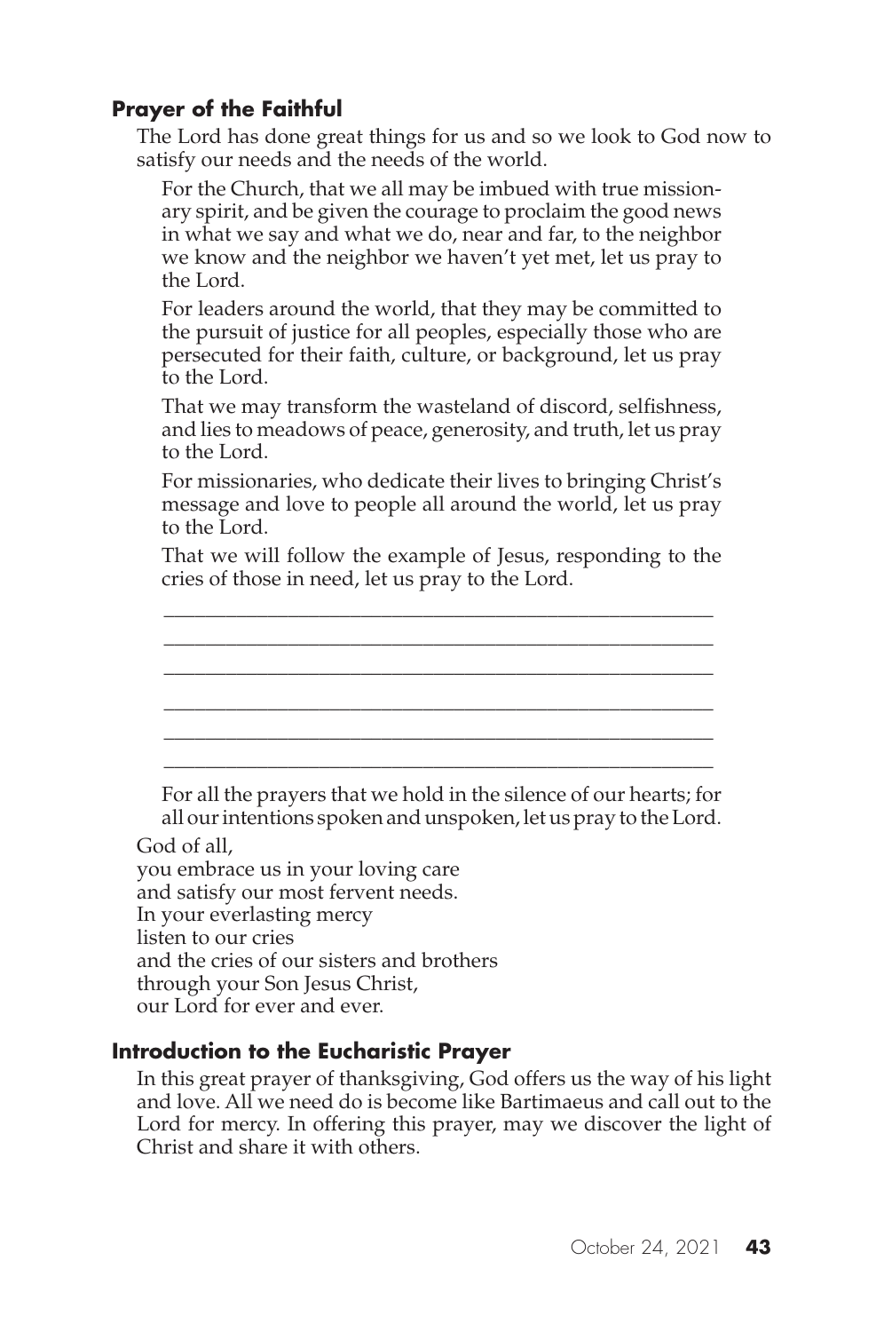### Prayer of the Faithful

The Lord has done great things for us and so we look to God now to satisfy our needs and the needs of the world.

For the Church, that we all may be imbued with true missionary spirit, and be given the courage to proclaim the good news in what we say and what we do, near and far, to the neighbor we know and the neighbor we haven't yet met, let us pray to the Lord.

For leaders around the world, that they may be committed to the pursuit of justice for all peoples, especially those who are persecuted for their faith, culture, or background, let us pray to the Lord.

That we may transform the wasteland of discord, selfishness, and lies to meadows of peace, generosity, and truth, let us pray to the Lord.

For missionaries, who dedicate their lives to bringing Christ's message and love to people all around the world, let us pray to the Lord.

That we will follow the example of Jesus, responding to the cries of those in need, let us pray to the Lord.

______________________________________________________

______________________________________________________

______________________________________________________

______________________________________________________

______________________________________________________

______________________________________________________

For all the prayers that we hold in the silence of our hearts; for all our intentions spoken and unspoken, let us pray to the Lord.

God of all,  
you embrace us in your loving care  
and satisfy our most fervent needs.  
In your everlasting mercy  
listen to our cries  
and the cries of our sisters and brothers  
through your Son Jesus Christ,  
our Lord for ever and ever.

### Introduction to the Eucharistic Prayer

In this great prayer of thanksgiving, God offers us the way of his light and love. All we need do is become like Bartimaeus and call out to the Lord for mercy. In offering this prayer, may we discover the light of Christ and share it with others.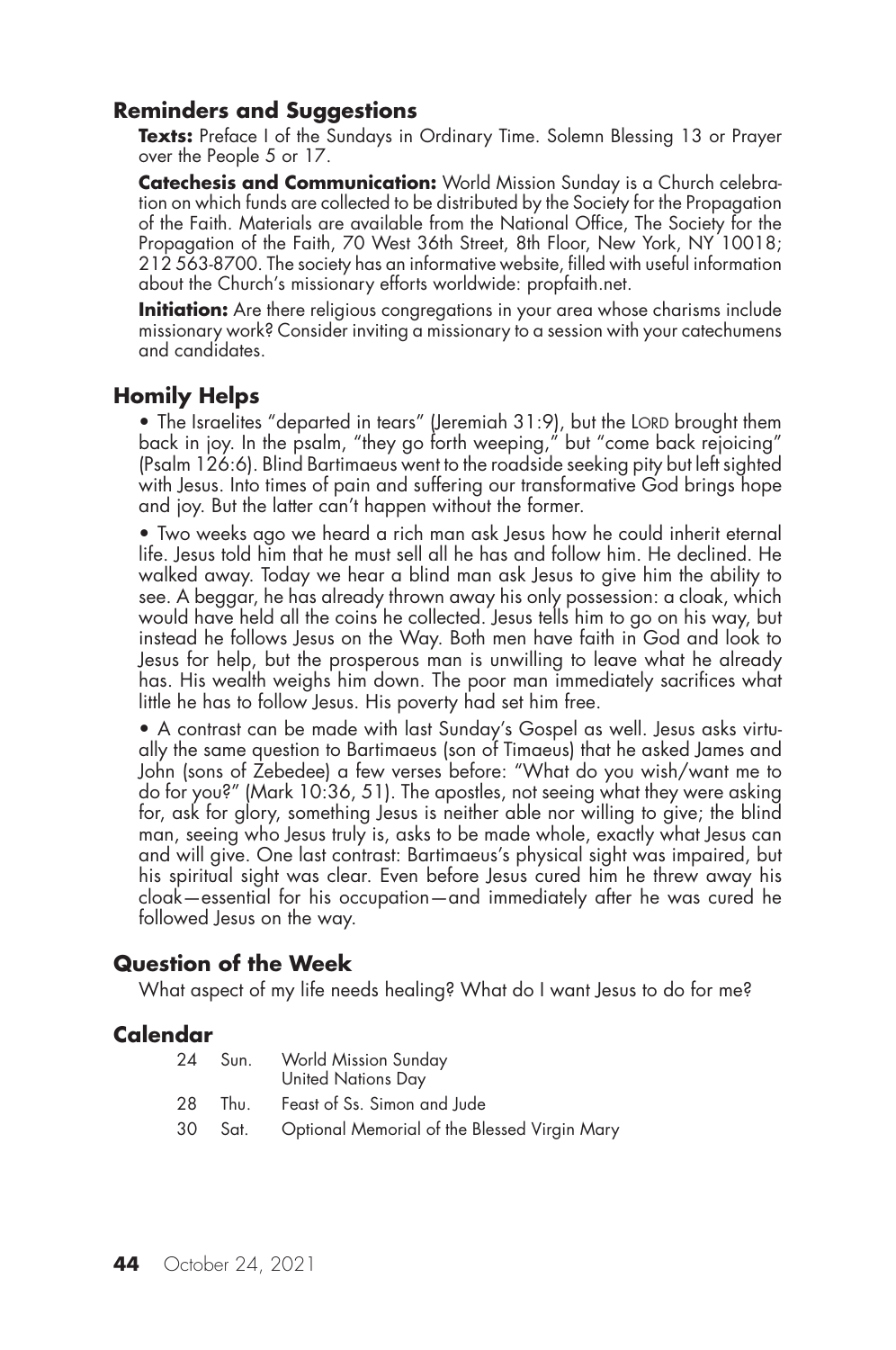## Reminders and Suggestions

**Texts:** Preface I of the Sundays in Ordinary Time. Solemn Blessing 13 or Prayer over the People 5 or 17.

**Catechesis and Communication:** World Mission Sunday is a Church celebration on which funds are collected to be distributed by the Society for the Propagation of the Faith. Materials are available from the National Office, The Society for the Propagation of the Faith, 70 West 36th Street, 8th Floor, New York, NY 10018; 212 563-8700. The society has an informative website, filled with useful information about the Church's missionary efforts worldwide: propfaith.net.

**Initiation:** Are there religious congregations in your area whose charisms include missionary work? Consider inviting a missionary to a session with your catechumens and candidates.

## Homily Helps

- The Israelites "departed in tears" (Jeremiah 31:9), but the LORD brought them back in joy. In the psalm, "they go forth weeping," but "come back rejoicing" (Psalm 126:6). Blind Bartimaeus went to the roadside seeking pity but left sighted with Jesus. Into times of pain and suffering our transformative God brings hope and joy. But the latter can't happen without the former.

- Two weeks ago we heard a rich man ask Jesus how he could inherit eternal life. Jesus told him that he must sell all he has and follow him. He declined. He walked away. Today we hear a blind man ask Jesus to give him the ability to see. A beggar, he has already thrown away his only possession: a cloak, which would have held all the coins he collected. Jesus tells him to go on his way, but instead he follows Jesus on the Way. Both men have faith in God and look to Jesus for help, but the prosperous man is unwilling to leave what he already has. His wealth weighs him down. The poor man immediately sacrifices what little he has to follow Jesus. His poverty had set him free.

- A contrast can be made with last Sunday's Gospel as well. Jesus asks virtually the same question to Bartimaeus (son of Timaeus) that he asked James and John (sons of Zebedee) a few verses before: "What do you wish/want me to do for you?" (Mark 10:36, 51). The apostles, not seeing what they were asking for, ask for glory, something Jesus is neither able nor willing to give; the blind man, seeing who Jesus truly is, asks to be made whole, exactly what Jesus can and will give. One last contrast: Bartimaeus's physical sight was impaired, but his spiritual sight was clear. Even before Jesus cured him he threw away his cloak—essential for his occupation—and immediately after he was cured he followed Jesus on the way.

## Question of the Week

What aspect of my life needs healing? What do I want Jesus to do for me?

## Calendar

| | | |
|---|---|---|
| 24 | Sun. | World Mission Sunday<br>United Nations Day |
| 28 | Thu. | Feast of Ss. Simon and Jude |
| 30 | Sat. | Optional Memorial of the Blessed Virgin Mary |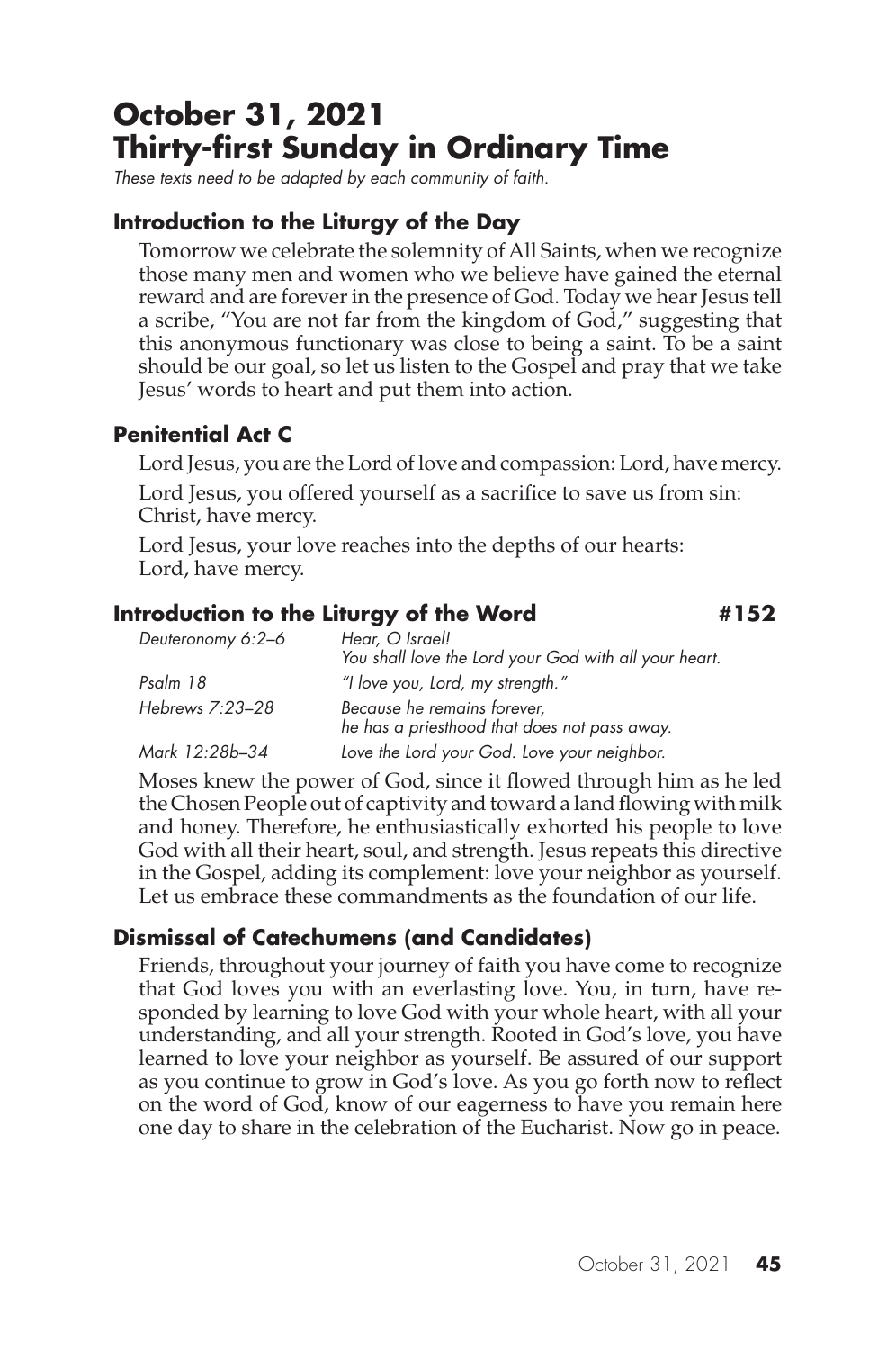# October 31, 2021
# Thirty-first Sunday in Ordinary Time

*These texts need to be adapted by each community of faith.*

### Introduction to the Liturgy of the Day

Tomorrow we celebrate the solemnity of All Saints, when we recognize those many men and women who we believe have gained the eternal reward and are forever in the presence of God. Today we hear Jesus tell a scribe, "You are not far from the kingdom of God," suggesting that this anonymous functionary was close to being a saint. To be a saint should be our goal, so let us listen to the Gospel and pray that we take Jesus' words to heart and put them into action.

### Penitential Act C

Lord Jesus, you are the Lord of love and compassion: Lord, have mercy.

Lord Jesus, you offered yourself as a sacrifice to save us from sin: Christ, have mercy.

Lord Jesus, your love reaches into the depths of our hearts: Lord, have mercy.

### Introduction to the Liturgy of the Word #152

| | |
|---|---|
| *Deuteronomy 6:2–6* | *Hear, O Israel! You shall love the Lord your God with all your heart.* |
| *Psalm 18* | *"I love you, Lord, my strength."* |
| *Hebrews 7:23–28* | *Because he remains forever, he has a priesthood that does not pass away.* |
| *Mark 12:28b–34* | *Love the Lord your God. Love your neighbor.* |

Moses knew the power of God, since it flowed through him as he led the Chosen People out of captivity and toward a land flowing with milk and honey. Therefore, he enthusiastically exhorted his people to love God with all their heart, soul, and strength. Jesus repeats this directive in the Gospel, adding its complement: love your neighbor as yourself. Let us embrace these commandments as the foundation of our life.

### Dismissal of Catechumens (and Candidates)

Friends, throughout your journey of faith you have come to recognize that God loves you with an everlasting love. You, in turn, have responded by learning to love God with your whole heart, with all your understanding, and all your strength. Rooted in God's love, you have learned to love your neighbor as yourself. Be assured of our support as you continue to grow in God's love. As you go forth now to reflect on the word of God, know of our eagerness to have you remain here one day to share in the celebration of the Eucharist. Now go in peace.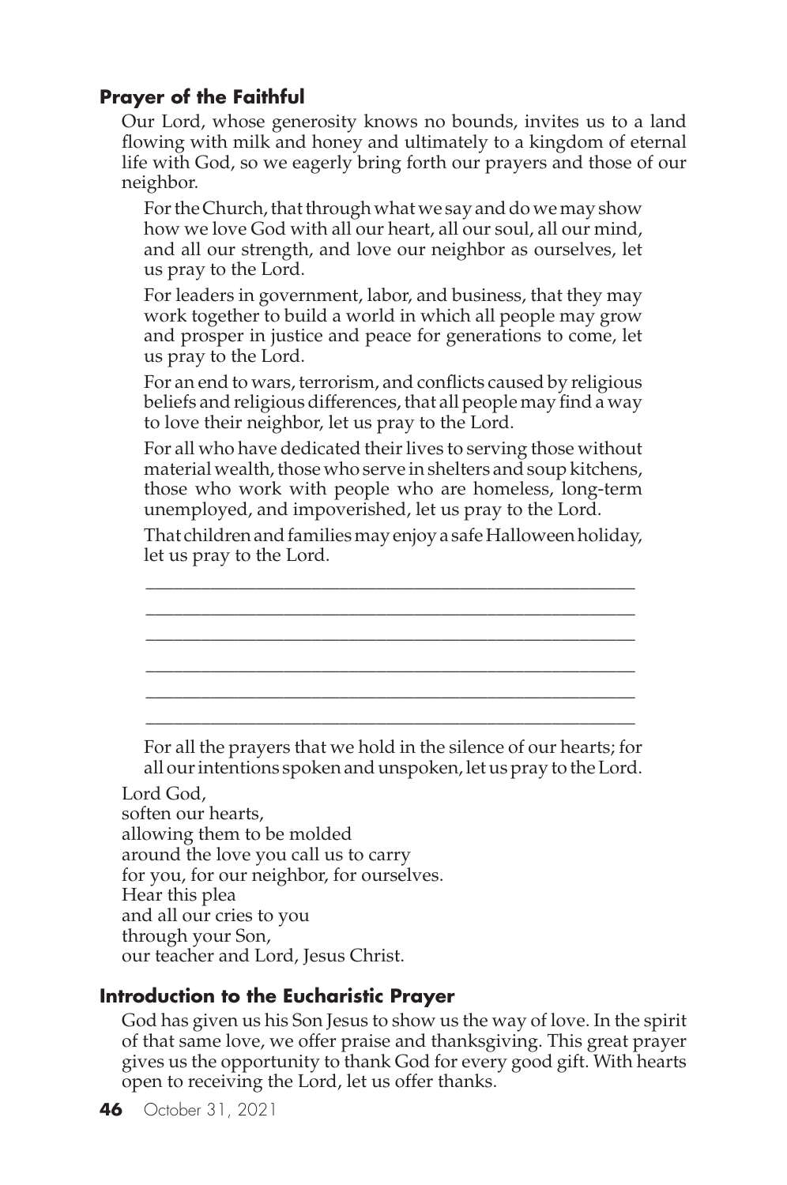### Prayer of the Faithful

Our Lord, whose generosity knows no bounds, invites us to a land flowing with milk and honey and ultimately to a kingdom of eternal life with God, so we eagerly bring forth our prayers and those of our neighbor.

For the Church, that through what we say and do we may show how we love God with all our heart, all our soul, all our mind, and all our strength, and love our neighbor as ourselves, let us pray to the Lord.

For leaders in government, labor, and business, that they may work together to build a world in which all people may grow and prosper in justice and peace for generations to come, let us pray to the Lord.

For an end to wars, terrorism, and conflicts caused by religious beliefs and religious differences, that all people may find a way to love their neighbor, let us pray to the Lord.

For all who have dedicated their lives to serving those without material wealth, those who serve in shelters and soup kitchens, those who work with people who are homeless, long-term unemployed, and impoverished, let us pray to the Lord.

That children and families may enjoy a safe Halloween holiday, let us pray to the Lord.

\_\_\_\_\_\_\_\_\_\_\_\_\_\_\_\_\_\_\_\_\_\_\_\_\_\_\_\_\_\_\_\_\_\_\_\_\_\_\_\_\_\_\_\_\_\_\_\_

\_\_\_\_\_\_\_\_\_\_\_\_\_\_\_\_\_\_\_\_\_\_\_\_\_\_\_\_\_\_\_\_\_\_\_\_\_\_\_\_\_\_\_\_\_\_\_\_

\_\_\_\_\_\_\_\_\_\_\_\_\_\_\_\_\_\_\_\_\_\_\_\_\_\_\_\_\_\_\_\_\_\_\_\_\_\_\_\_\_\_\_\_\_\_\_\_

\_\_\_\_\_\_\_\_\_\_\_\_\_\_\_\_\_\_\_\_\_\_\_\_\_\_\_\_\_\_\_\_\_\_\_\_\_\_\_\_\_\_\_\_\_\_\_\_

\_\_\_\_\_\_\_\_\_\_\_\_\_\_\_\_\_\_\_\_\_\_\_\_\_\_\_\_\_\_\_\_\_\_\_\_\_\_\_\_\_\_\_\_\_\_\_\_

\_\_\_\_\_\_\_\_\_\_\_\_\_\_\_\_\_\_\_\_\_\_\_\_\_\_\_\_\_\_\_\_\_\_\_\_\_\_\_\_\_\_\_\_\_\_\_\_

For all the prayers that we hold in the silence of our hearts; for all our intentions spoken and unspoken, let us pray to the Lord.

Lord God,  
soften our hearts,  
allowing them to be molded  
around the love you call us to carry  
for you, for our neighbor, for ourselves.  
Hear this plea  
and all our cries to you  
through your Son,  
our teacher and Lord, Jesus Christ.

### Introduction to the Eucharistic Prayer

God has given us his Son Jesus to show us the way of love. In the spirit of that same love, we offer praise and thanksgiving. This great prayer gives us the opportunity to thank God for every good gift. With hearts open to receiving the Lord, let us offer thanks.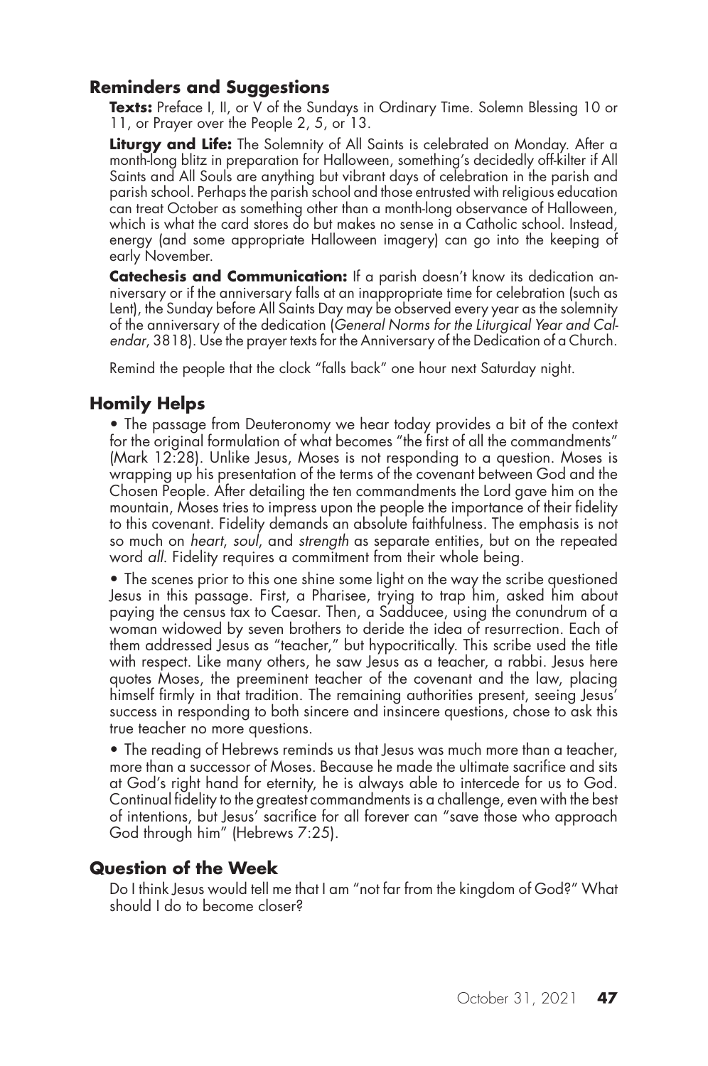## Reminders and Suggestions

**Texts:** Preface I, II, or V of the Sundays in Ordinary Time. Solemn Blessing 10 or 11, or Prayer over the People 2, 5, or 13.

**Liturgy and Life:** The Solemnity of All Saints is celebrated on Monday. After a month-long blitz in preparation for Halloween, something's decidedly off-kilter if All Saints and All Souls are anything but vibrant days of celebration in the parish and parish school. Perhaps the parish school and those entrusted with religious education can treat October as something other than a month-long observance of Halloween, which is what the card stores do but makes no sense in a Catholic school. Instead, energy (and some appropriate Halloween imagery) can go into the keeping of early November.

**Catechesis and Communication:** If a parish doesn't know its dedication anniversary or if the anniversary falls at an inappropriate time for celebration (such as Lent), the Sunday before All Saints Day may be observed every year as the solemnity of the anniversary of the dedication (*General Norms for the Liturgical Year and Calendar*, 3818). Use the prayer texts for the Anniversary of the Dedication of a Church.

Remind the people that the clock "falls back" one hour next Saturday night.

## Homily Helps

- The passage from Deuteronomy we hear today provides a bit of the context for the original formulation of what becomes "the first of all the commandments" (Mark 12:28). Unlike Jesus, Moses is not responding to a question. Moses is wrapping up his presentation of the terms of the covenant between God and the Chosen People. After detailing the ten commandments the Lord gave him on the mountain, Moses tries to impress upon the people the importance of their fidelity to this covenant. Fidelity demands an absolute faithfulness. The emphasis is not so much on *heart*, *soul*, and *strength* as separate entities, but on the repeated word *all*. Fidelity requires a commitment from their whole being.

- The scenes prior to this one shine some light on the way the scribe questioned Jesus in this passage. First, a Pharisee, trying to trap him, asked him about paying the census tax to Caesar. Then, a Sadducee, using the conundrum of a woman widowed by seven brothers to deride the idea of resurrection. Each of them addressed Jesus as "teacher," but hypocritically. This scribe used the title with respect. Like many others, he saw Jesus as a teacher, a rabbi. Jesus here quotes Moses, the preeminent teacher of the covenant and the law, placing himself firmly in that tradition. The remaining authorities present, seeing Jesus' success in responding to both sincere and insincere questions, chose to ask this true teacher no more questions.

- The reading of Hebrews reminds us that Jesus was much more than a teacher, more than a successor of Moses. Because he made the ultimate sacrifice and sits at God's right hand for eternity, he is always able to intercede for us to God. Continual fidelity to the greatest commandments is a challenge, even with the best of intentions, but Jesus' sacrifice for all forever can "save those who approach God through him" (Hebrews 7:25).

## Question of the Week

Do I think Jesus would tell me that I am "not far from the kingdom of God?" What should I do to become closer?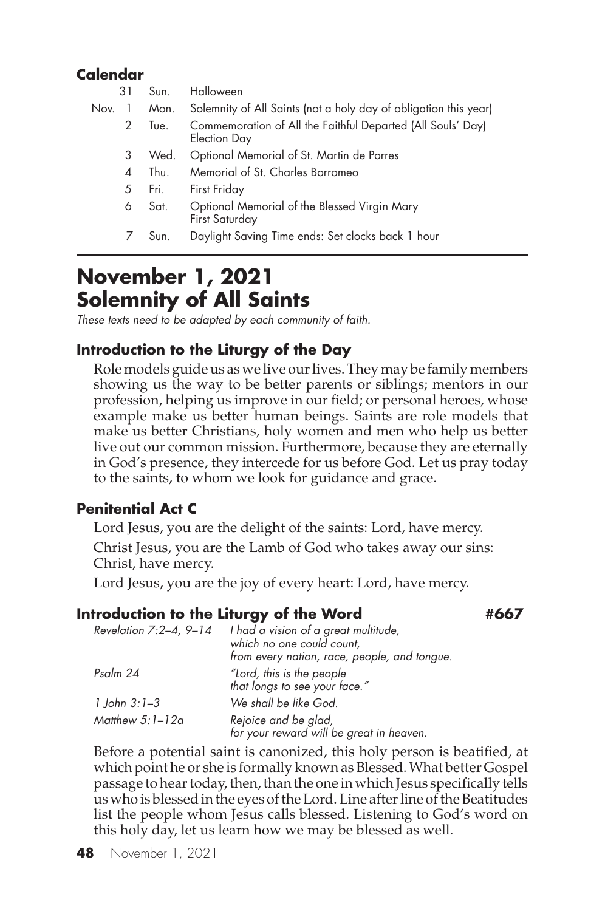### Calendar

| | | | |
|---|---|---|---|
| | 31 | Sun. | Halloween |
| Nov. | 1 | Mon. | Solemnity of All Saints (not a holy day of obligation this year) |
| | 2 | Tue. | Commemoration of All the Faithful Departed (All Souls' Day) Election Day |
| | 3 | Wed. | Optional Memorial of St. Martin de Porres |
| | 4 | Thu. | Memorial of St. Charles Borromeo |
| | 5 | Fri. | First Friday |
| | 6 | Sat. | Optional Memorial of the Blessed Virgin Mary First Saturday |
| | 7 | Sun. | Daylight Saving Time ends: Set clocks back 1 hour |

# November 1, 2021
# Solemnity of All Saints

*These texts need to be adapted by each community of faith.*

### Introduction to the Liturgy of the Day

Role models guide us as we live our lives. They may be family members showing us the way to be better parents or siblings; mentors in our profession, helping us improve in our field; or personal heroes, whose example make us better human beings. Saints are role models that make us better Christians, holy women and men who help us better live out our common mission. Furthermore, because they are eternally in God's presence, they intercede for us before God. Let us pray today to the saints, to whom we look for guidance and grace.

### Penitential Act C

Lord Jesus, you are the delight of the saints: Lord, have mercy.

Christ Jesus, you are the Lamb of God who takes away our sins: Christ, have mercy.

Lord Jesus, you are the joy of every heart: Lord, have mercy.

### Introduction to the Liturgy of the Word #667

| | |
|---|---|
| *Revelation 7:2–4, 9–14* | *I had a vision of a great multitude, which no one could count, from every nation, race, people, and tongue.* |
| *Psalm 24* | *"Lord, this is the people that longs to see your face."* |
| *1 John 3:1–3* | *We shall be like God.* |
| *Matthew 5:1–12a* | *Rejoice and be glad, for your reward will be great in heaven.* |

Before a potential saint is canonized, this holy person is beatified, at which point he or she is formally known as Blessed. What better Gospel passage to hear today, then, than the one in which Jesus specifically tells us who is blessed in the eyes of the Lord. Line after line of the Beatitudes list the people whom Jesus calls blessed. Listening to God's word on this holy day, let us learn how we may be blessed as well.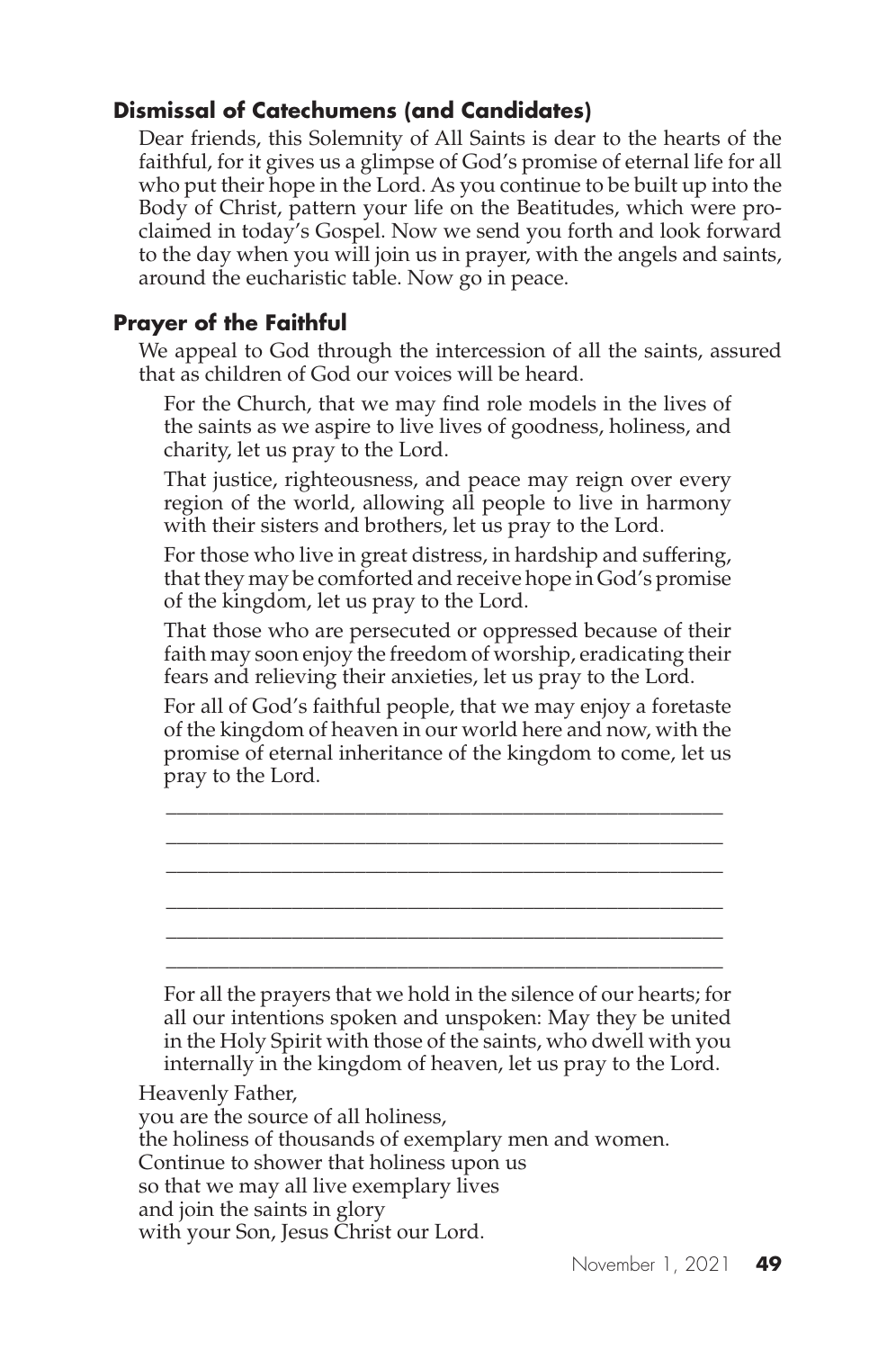### Dismissal of Catechumens (and Candidates)

Dear friends, this Solemnity of All Saints is dear to the hearts of the faithful, for it gives us a glimpse of God's promise of eternal life for all who put their hope in the Lord. As you continue to be built up into the Body of Christ, pattern your life on the Beatitudes, which were proclaimed in today's Gospel. Now we send you forth and look forward to the day when you will join us in prayer, with the angels and saints, around the eucharistic table. Now go in peace.

### Prayer of the Faithful

We appeal to God through the intercession of all the saints, assured that as children of God our voices will be heard.

For the Church, that we may find role models in the lives of the saints as we aspire to live lives of goodness, holiness, and charity, let us pray to the Lord.

That justice, righteousness, and peace may reign over every region of the world, allowing all people to live in harmony with their sisters and brothers, let us pray to the Lord.

For those who live in great distress, in hardship and suffering, that they may be comforted and receive hope in God's promise of the kingdom, let us pray to the Lord.

That those who are persecuted or oppressed because of their faith may soon enjoy the freedom of worship, eradicating their fears and relieving their anxieties, let us pray to the Lord.

For all of God's faithful people, that we may enjoy a foretaste of the kingdom of heaven in our world here and now, with the promise of eternal inheritance of the kingdom to come, let us pray to the Lord.

\_\_\_\_\_\_\_\_\_\_\_\_\_\_\_\_\_\_\_\_\_\_\_\_\_\_\_\_\_\_\_\_\_\_\_\_\_\_\_\_\_\_\_\_\_\_\_\_

\_\_\_\_\_\_\_\_\_\_\_\_\_\_\_\_\_\_\_\_\_\_\_\_\_\_\_\_\_\_\_\_\_\_\_\_\_\_\_\_\_\_\_\_\_\_\_\_

\_\_\_\_\_\_\_\_\_\_\_\_\_\_\_\_\_\_\_\_\_\_\_\_\_\_\_\_\_\_\_\_\_\_\_\_\_\_\_\_\_\_\_\_\_\_\_\_

\_\_\_\_\_\_\_\_\_\_\_\_\_\_\_\_\_\_\_\_\_\_\_\_\_\_\_\_\_\_\_\_\_\_\_\_\_\_\_\_\_\_\_\_\_\_\_\_

\_\_\_\_\_\_\_\_\_\_\_\_\_\_\_\_\_\_\_\_\_\_\_\_\_\_\_\_\_\_\_\_\_\_\_\_\_\_\_\_\_\_\_\_\_\_\_\_

\_\_\_\_\_\_\_\_\_\_\_\_\_\_\_\_\_\_\_\_\_\_\_\_\_\_\_\_\_\_\_\_\_\_\_\_\_\_\_\_\_\_\_\_\_\_\_\_

For all the prayers that we hold in the silence of our hearts; for all our intentions spoken and unspoken: May they be united in the Holy Spirit with those of the saints, who dwell with you internally in the kingdom of heaven, let us pray to the Lord.

Heavenly Father,
you are the source of all holiness,
the holiness of thousands of exemplary men and women.
Continue to shower that holiness upon us
so that we may all live exemplary lives
and join the saints in glory
with your Son, Jesus Christ our Lord.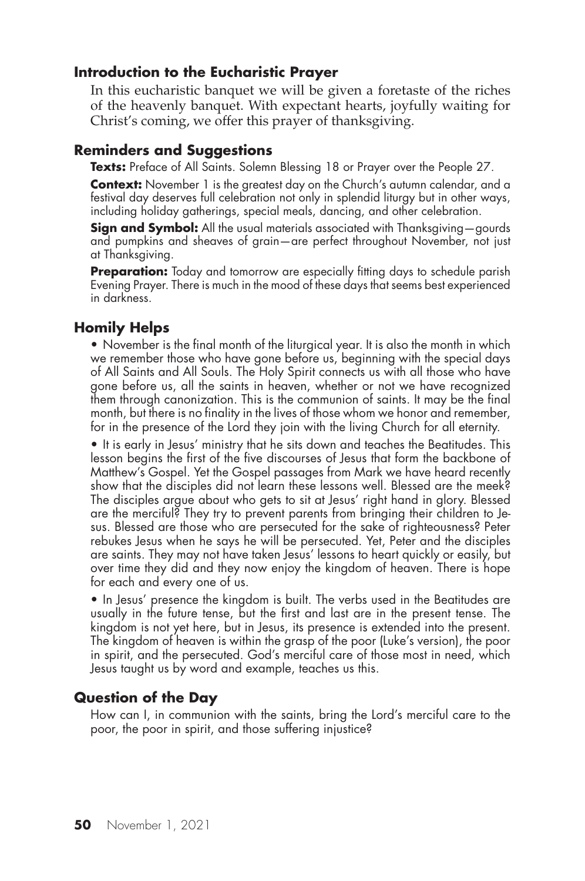## Introduction to the Eucharistic Prayer

In this eucharistic banquet we will be given a foretaste of the riches of the heavenly banquet. With expectant hearts, joyfully waiting for Christ's coming, we offer this prayer of thanksgiving.

## Reminders and Suggestions

**Texts:** Preface of All Saints. Solemn Blessing 18 or Prayer over the People 27.

**Context:** November 1 is the greatest day on the Church's autumn calendar, and a festival day deserves full celebration not only in splendid liturgy but in other ways, including holiday gatherings, special meals, dancing, and other celebration.

**Sign and Symbol:** All the usual materials associated with Thanksgiving—gourds and pumpkins and sheaves of grain—are perfect throughout November, not just at Thanksgiving.

**Preparation:** Today and tomorrow are especially fitting days to schedule parish Evening Prayer. There is much in the mood of these days that seems best experienced in darkness.

## Homily Helps

- November is the final month of the liturgical year. It is also the month in which we remember those who have gone before us, beginning with the special days of All Saints and All Souls. The Holy Spirit connects us with all those who have gone before us, all the saints in heaven, whether or not we have recognized them through canonization. This is the communion of saints. It may be the final month, but there is no finality in the lives of those whom we honor and remember, for in the presence of the Lord they join with the living Church for all eternity.
- It is early in Jesus' ministry that he sits down and teaches the Beatitudes. This lesson begins the first of the five discourses of Jesus that form the backbone of Matthew's Gospel. Yet the Gospel passages from Mark we have heard recently show that the disciples did not learn these lessons well. Blessed are the meek? The disciples argue about who gets to sit at Jesus' right hand in glory. Blessed are the merciful? They try to prevent parents from bringing their children to Jesus. Blessed are those who are persecuted for the sake of righteousness? Peter rebukes Jesus when he says he will be persecuted. Yet, Peter and the disciples are saints. They may not have taken Jesus' lessons to heart quickly or easily, but over time they did and they now enjoy the kingdom of heaven. There is hope for each and every one of us.
- In Jesus' presence the kingdom is built. The verbs used in the Beatitudes are usually in the future tense, but the first and last are in the present tense. The kingdom is not yet here, but in Jesus, its presence is extended into the present. The kingdom of heaven is within the grasp of the poor (Luke's version), the poor in spirit, and the persecuted. God's merciful care of those most in need, which Jesus taught us by word and example, teaches us this.

## Question of the Day

How can I, in communion with the saints, bring the Lord's merciful care to the poor, the poor in spirit, and those suffering injustice?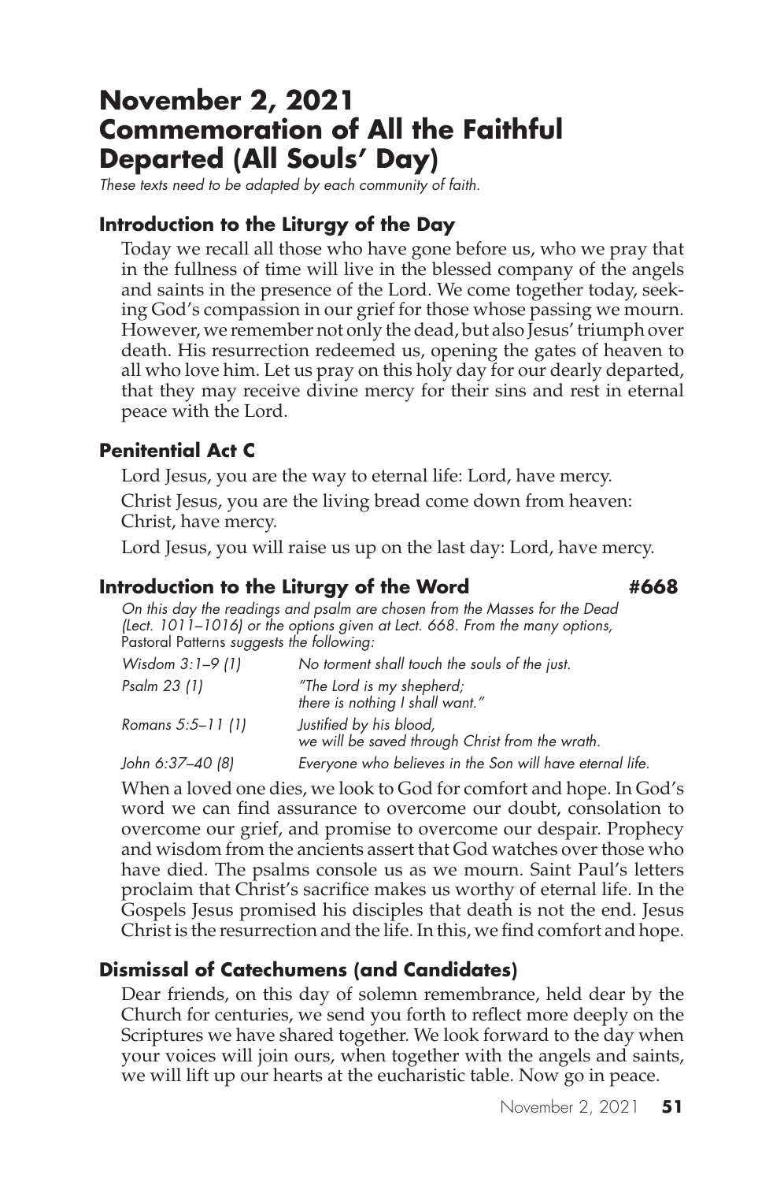# November 2, 2021
# Commemoration of All the Faithful Departed (All Souls' Day)

*These texts need to be adapted by each community of faith.*

### Introduction to the Liturgy of the Day

Today we recall all those who have gone before us, who we pray that in the fullness of time will live in the blessed company of the angels and saints in the presence of the Lord. We come together today, seeking God's compassion in our grief for those whose passing we mourn. However, we remember not only the dead, but also Jesus' triumph over death. His resurrection redeemed us, opening the gates of heaven to all who love him. Let us pray on this holy day for our dearly departed, that they may receive divine mercy for their sins and rest in eternal peace with the Lord.

### Penitential Act C

Lord Jesus, you are the way to eternal life: Lord, have mercy.

Christ Jesus, you are the living bread come down from heaven: Christ, have mercy.

Lord Jesus, you will raise us up on the last day: Lord, have mercy.

### Introduction to the Liturgy of the Word #668

*On this day the readings and psalm are chosen from the Masses for the Dead (Lect. 1011–1016) or the options given at Lect. 668. From the many options,* Pastoral Patterns *suggests the following:*

| | |
|---|---|
| *Wisdom 3:1–9 (1)* | *No torment shall touch the souls of the just.* |
| *Psalm 23 (1)* | *"The Lord is my shepherd; there is nothing I shall want."* |
| *Romans 5:5–11 (1)* | *Justified by his blood, we will be saved through Christ from the wrath.* |
| *John 6:37–40 (8)* | *Everyone who believes in the Son will have eternal life.* |

When a loved one dies, we look to God for comfort and hope. In God's word we can find assurance to overcome our doubt, consolation to overcome our grief, and promise to overcome our despair. Prophecy and wisdom from the ancients assert that God watches over those who have died. The psalms console us as we mourn. Saint Paul's letters proclaim that Christ's sacrifice makes us worthy of eternal life. In the Gospels Jesus promised his disciples that death is not the end. Jesus Christ is the resurrection and the life. In this, we find comfort and hope.

### Dismissal of Catechumens (and Candidates)

Dear friends, on this day of solemn remembrance, held dear by the Church for centuries, we send you forth to reflect more deeply on the Scriptures we have shared together. We look forward to the day when your voices will join ours, when together with the angels and saints, we will lift up our hearts at the eucharistic table. Now go in peace.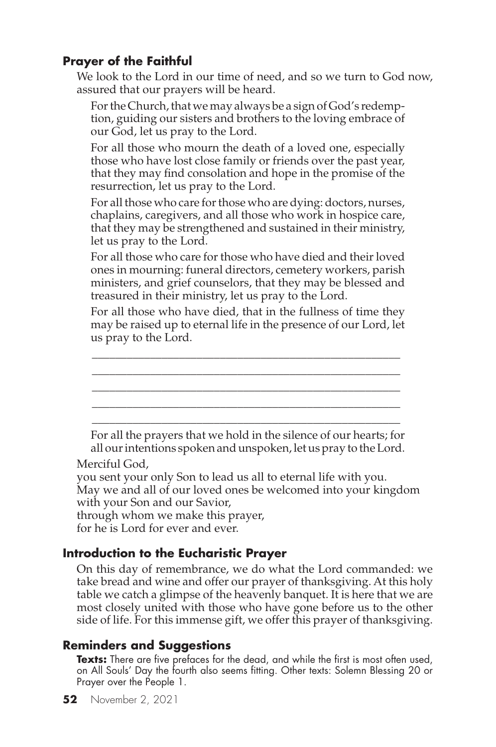## Prayer of the Faithful

We look to the Lord in our time of need, and so we turn to God now, assured that our prayers will be heard.

For the Church, that we may always be a sign of God's redemption, guiding our sisters and brothers to the loving embrace of our God, let us pray to the Lord.

For all those who mourn the death of a loved one, especially those who have lost close family or friends over the past year, that they may find consolation and hope in the promise of the resurrection, let us pray to the Lord.

For all those who care for those who are dying: doctors, nurses, chaplains, caregivers, and all those who work in hospice care, that they may be strengthened and sustained in their ministry, let us pray to the Lord.

For all those who care for those who have died and their loved ones in mourning: funeral directors, cemetery workers, parish ministers, and grief counselors, that they may be blessed and treasured in their ministry, let us pray to the Lord.

For all those who have died, that in the fullness of time they may be raised up to eternal life in the presence of our Lord, let us pray to the Lord.

_______________________________________________

_______________________________________________

_______________________________________________

_______________________________________________

_______________________________________________

For all the prayers that we hold in the silence of our hearts; for all our intentions spoken and unspoken, let us pray to the Lord.

Merciful God,
you sent your only Son to lead us all to eternal life with you.
May we and all of our loved ones be welcomed into your kingdom with your Son and our Savior,
through whom we make this prayer,
for he is Lord for ever and ever.

## Introduction to the Eucharistic Prayer

On this day of remembrance, we do what the Lord commanded: we take bread and wine and offer our prayer of thanksgiving. At this holy table we catch a glimpse of the heavenly banquet. It is here that we are most closely united with those who have gone before us to the other side of life. For this immense gift, we offer this prayer of thanksgiving.

## Reminders and Suggestions

**Texts:** There are five prefaces for the dead, and while the first is most often used, on All Souls' Day the fourth also seems fitting. Other texts: Solemn Blessing 20 or Prayer over the People 1.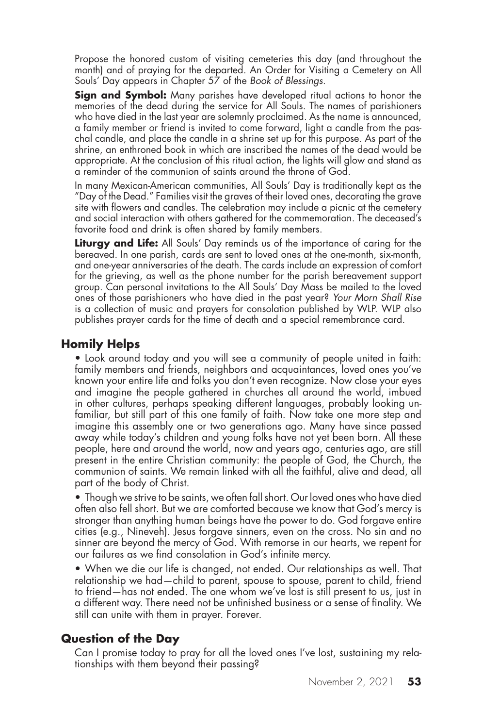Propose the honored custom of visiting cemeteries this day (and throughout the month) and of praying for the departed. An Order for Visiting a Cemetery on All Souls' Day appears in Chapter 57 of the *Book of Blessings*.

**Sign and Symbol:** Many parishes have developed ritual actions to honor the memories of the dead during the service for All Souls. The names of parishioners who have died in the last year are solemnly proclaimed. As the name is announced, a family member or friend is invited to come forward, light a candle from the paschal candle, and place the candle in a shrine set up for this purpose. As part of the shrine, an enthroned book in which are inscribed the names of the dead would be appropriate. At the conclusion of this ritual action, the lights will glow and stand as a reminder of the communion of saints around the throne of God.

In many Mexican-American communities, All Souls' Day is traditionally kept as the "Day of the Dead." Families visit the graves of their loved ones, decorating the grave site with flowers and candles. The celebration may include a picnic at the cemetery and social interaction with others gathered for the commemoration. The deceased's favorite food and drink is often shared by family members.

**Liturgy and Life:** All Souls' Day reminds us of the importance of caring for the bereaved. In one parish, cards are sent to loved ones at the one-month, six-month, and one-year anniversaries of the death. The cards include an expression of comfort for the grieving, as well as the phone number for the parish bereavement support group. Can personal invitations to the All Souls' Day Mass be mailed to the loved ones of those parishioners who have died in the past year? *Your Morn Shall Rise* is a collection of music and prayers for consolation published by WLP. WLP also publishes prayer cards for the time of death and a special remembrance card.

## Homily Helps

- Look around today and you will see a community of people united in faith: family members and friends, neighbors and acquaintances, loved ones you've known your entire life and folks you don't even recognize. Now close your eyes and imagine the people gathered in churches all around the world, imbued in other cultures, perhaps speaking different languages, probably looking unfamiliar, but still part of this one family of faith. Now take one more step and imagine this assembly one or two generations ago. Many have since passed away while today's children and young folks have not yet been born. All these people, here and around the world, now and years ago, centuries ago, are still present in the entire Christian community: the people of God, the Church, the communion of saints. We remain linked with all the faithful, alive and dead, all part of the body of Christ.

- Though we strive to be saints, we often fall short. Our loved ones who have died often also fell short. But we are comforted because we know that God's mercy is stronger than anything human beings have the power to do. God forgave entire cities (e.g., Nineveh). Jesus forgave sinners, even on the cross. No sin and no sinner are beyond the mercy of God. With remorse in our hearts, we repent for our failures as we find consolation in God's infinite mercy.

- When we die our life is changed, not ended. Our relationships as well. That relationship we had—child to parent, spouse to spouse, parent to child, friend to friend—has not ended. The one whom we've lost is still present to us, just in a different way. There need not be unfinished business or a sense of finality. We still can unite with them in prayer. Forever.

## Question of the Day

Can I promise today to pray for all the loved ones I've lost, sustaining my relationships with them beyond their passing?

November 2, 2021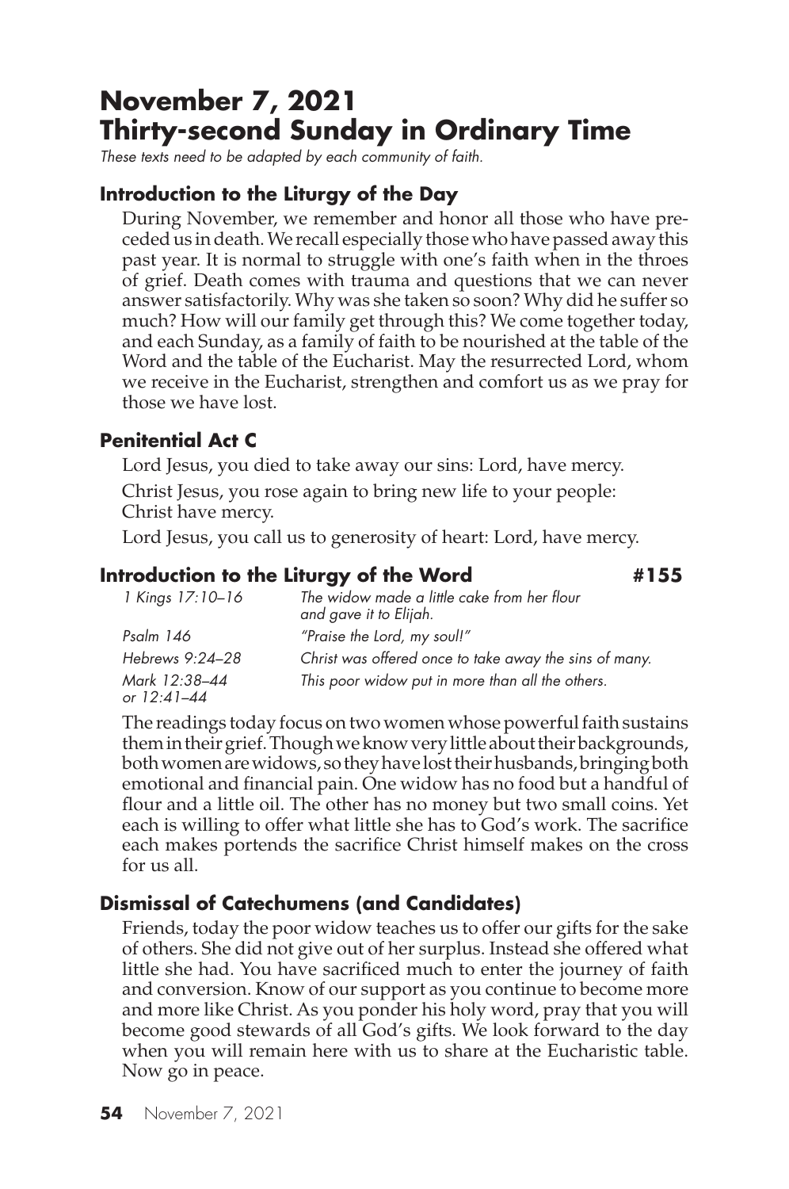# November 7, 2021
# Thirty-second Sunday in Ordinary Time

*These texts need to be adapted by each community of faith.*

### Introduction to the Liturgy of the Day

During November, we remember and honor all those who have preceded us in death. We recall especially those who have passed away this past year. It is normal to struggle with one's faith when in the throes of grief. Death comes with trauma and questions that we can never answer satisfactorily. Why was she taken so soon? Why did he suffer so much? How will our family get through this? We come together today, and each Sunday, as a family of faith to be nourished at the table of the Word and the table of the Eucharist. May the resurrected Lord, whom we receive in the Eucharist, strengthen and comfort us as we pray for those we have lost.

### Penitential Act C

Lord Jesus, you died to take away our sins: Lord, have mercy.

Christ Jesus, you rose again to bring new life to your people: Christ have mercy.

Lord Jesus, you call us to generosity of heart: Lord, have mercy.

### Introduction to the Liturgy of the Word #155

| | |
|---|---|
| *1 Kings 17:10–16* | *The widow made a little cake from her flour and gave it to Elijah.* |
| *Psalm 146* | *"Praise the Lord, my soul!"* |
| *Hebrews 9:24–28* | *Christ was offered once to take away the sins of many.* |
| *Mark 12:38–44 or 12:41–44* | *This poor widow put in more than all the others.* |

The readings today focus on two women whose powerful faith sustains them in their grief. Though we know very little about their backgrounds, both women are widows, so they have lost their husbands, bringing both emotional and financial pain. One widow has no food but a handful of flour and a little oil. The other has no money but two small coins. Yet each is willing to offer what little she has to God's work. The sacrifice each makes portends the sacrifice Christ himself makes on the cross for us all.

### Dismissal of Catechumens (and Candidates)

Friends, today the poor widow teaches us to offer our gifts for the sake of others. She did not give out of her surplus. Instead she offered what little she had. You have sacrificed much to enter the journey of faith and conversion. Know of our support as you continue to become more and more like Christ. As you ponder his holy word, pray that you will become good stewards of all God's gifts. We look forward to the day when you will remain here with us to share at the Eucharistic table. Now go in peace.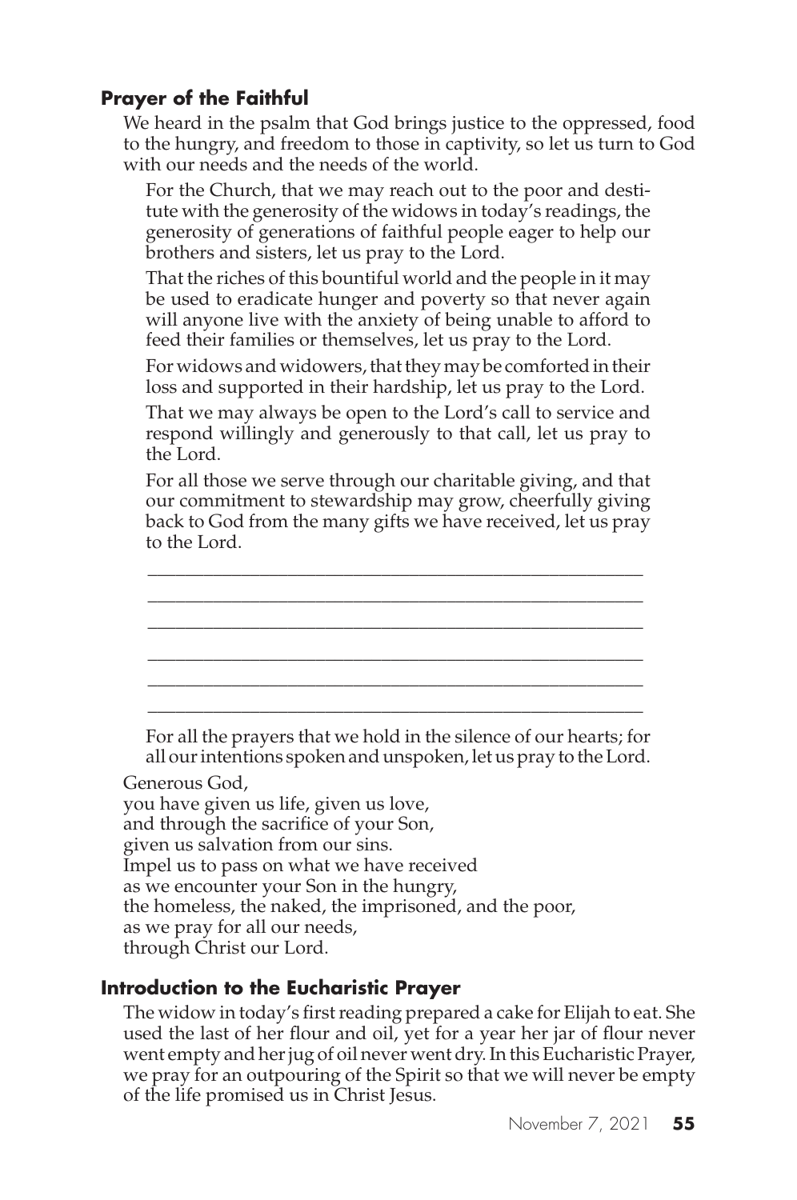### Prayer of the Faithful

We heard in the psalm that God brings justice to the oppressed, food to the hungry, and freedom to those in captivity, so let us turn to God with our needs and the needs of the world.

For the Church, that we may reach out to the poor and destitute with the generosity of the widows in today's readings, the generosity of generations of faithful people eager to help our brothers and sisters, let us pray to the Lord.

That the riches of this bountiful world and the people in it may be used to eradicate hunger and poverty so that never again will anyone live with the anxiety of being unable to afford to feed their families or themselves, let us pray to the Lord.

For widows and widowers, that they may be comforted in their loss and supported in their hardship, let us pray to the Lord.

That we may always be open to the Lord's call to service and respond willingly and generously to that call, let us pray to the Lord.

For all those we serve through our charitable giving, and that our commitment to stewardship may grow, cheerfully giving back to God from the many gifts we have received, let us pray to the Lord.

______________________________________________________

______________________________________________________

______________________________________________________

______________________________________________________

______________________________________________________

______________________________________________________

For all the prayers that we hold in the silence of our hearts; for all our intentions spoken and unspoken, let us pray to the Lord.

Generous God,
you have given us life, given us love,
and through the sacrifice of your Son,
given us salvation from our sins.
Impel us to pass on what we have received
as we encounter your Son in the hungry,
the homeless, the naked, the imprisoned, and the poor,
as we pray for all our needs,
through Christ our Lord.

### Introduction to the Eucharistic Prayer

The widow in today's first reading prepared a cake for Elijah to eat. She used the last of her flour and oil, yet for a year her jar of flour never went empty and her jug of oil never went dry. In this Eucharistic Prayer, we pray for an outpouring of the Spirit so that we will never be empty of the life promised us in Christ Jesus.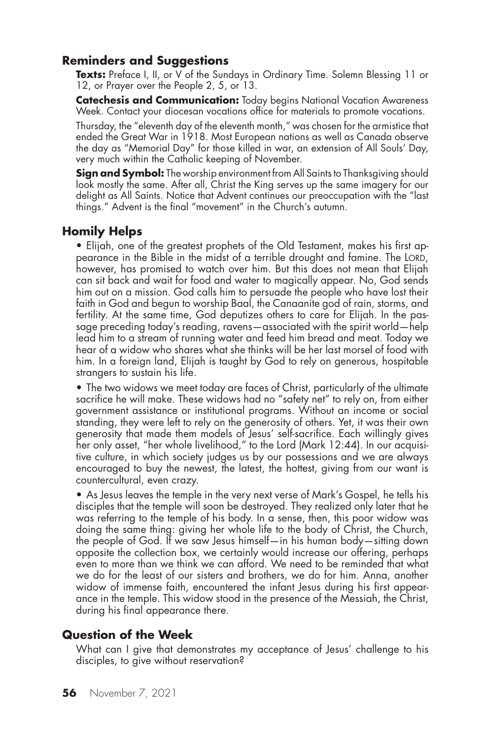## Reminders and Suggestions

**Texts:** Preface I, II, or V of the Sundays in Ordinary Time. Solemn Blessing 11 or 12, or Prayer over the People 2, 5, or 13.

**Catechesis and Communication:** Today begins National Vocation Awareness Week. Contact your diocesan vocations office for materials to promote vocations.

Thursday, the "eleventh day of the eleventh month," was chosen for the armistice that ended the Great War in 1918. Most European nations as well as Canada observe the day as "Memorial Day" for those killed in war, an extension of All Souls' Day, very much within the Catholic keeping of November.

**Sign and Symbol:** The worship environment from All Saints to Thanksgiving should look mostly the same. After all, Christ the King serves up the same imagery for our delight as All Saints. Notice that Advent continues our preoccupation with the "last things." Advent is the final "movement" in the Church's autumn.

## Homily Helps

- Elijah, one of the greatest prophets of the Old Testament, makes his first appearance in the Bible in the midst of a terrible drought and famine. The LORD, however, has promised to watch over him. But this does not mean that Elijah can sit back and wait for food and water to magically appear. No, God sends him out on a mission. God calls him to persuade the people who have lost their faith in God and begun to worship Baal, the Canaanite god of rain, storms, and fertility. At the same time, God deputizes others to care for Elijah. In the passage preceding today's reading, ravens—associated with the spirit world—help lead him to a stream of running water and feed him bread and meat. Today we hear of a widow who shares what she thinks will be her last morsel of food with him. In a foreign land, Elijah is taught by God to rely on generous, hospitable strangers to sustain his life.

- The two widows we meet today are faces of Christ, particularly of the ultimate sacrifice he will make. These widows had no "safety net" to rely on, from either government assistance or institutional programs. Without an income or social standing, they were left to rely on the generosity of others. Yet, it was their own generosity that made them models of Jesus' self-sacrifice. Each willingly gives her only asset, "her whole livelihood," to the Lord (Mark 12:44). In our acquisitive culture, in which society judges us by our possessions and we are always encouraged to buy the newest, the latest, the hottest, giving from our want is countercultural, even crazy.

- As Jesus leaves the temple in the very next verse of Mark's Gospel, he tells his disciples that the temple will soon be destroyed. They realized only later that he was referring to the temple of his body. In a sense, then, this poor widow was doing the same thing: giving her whole life to the body of Christ, the Church, the people of God. If we saw Jesus himself—in his human body—sitting down opposite the collection box, we certainly would increase our offering, perhaps even to more than we think we can afford. We need to be reminded that what we do for the least of our sisters and brothers, we do for him. Anna, another widow of immense faith, encountered the infant Jesus during his first appearance in the temple. This widow stood in the presence of the Messiah, the Christ, during his final appearance there.

## Question of the Week

What can I give that demonstrates my acceptance of Jesus' challenge to his disciples, to give without reservation?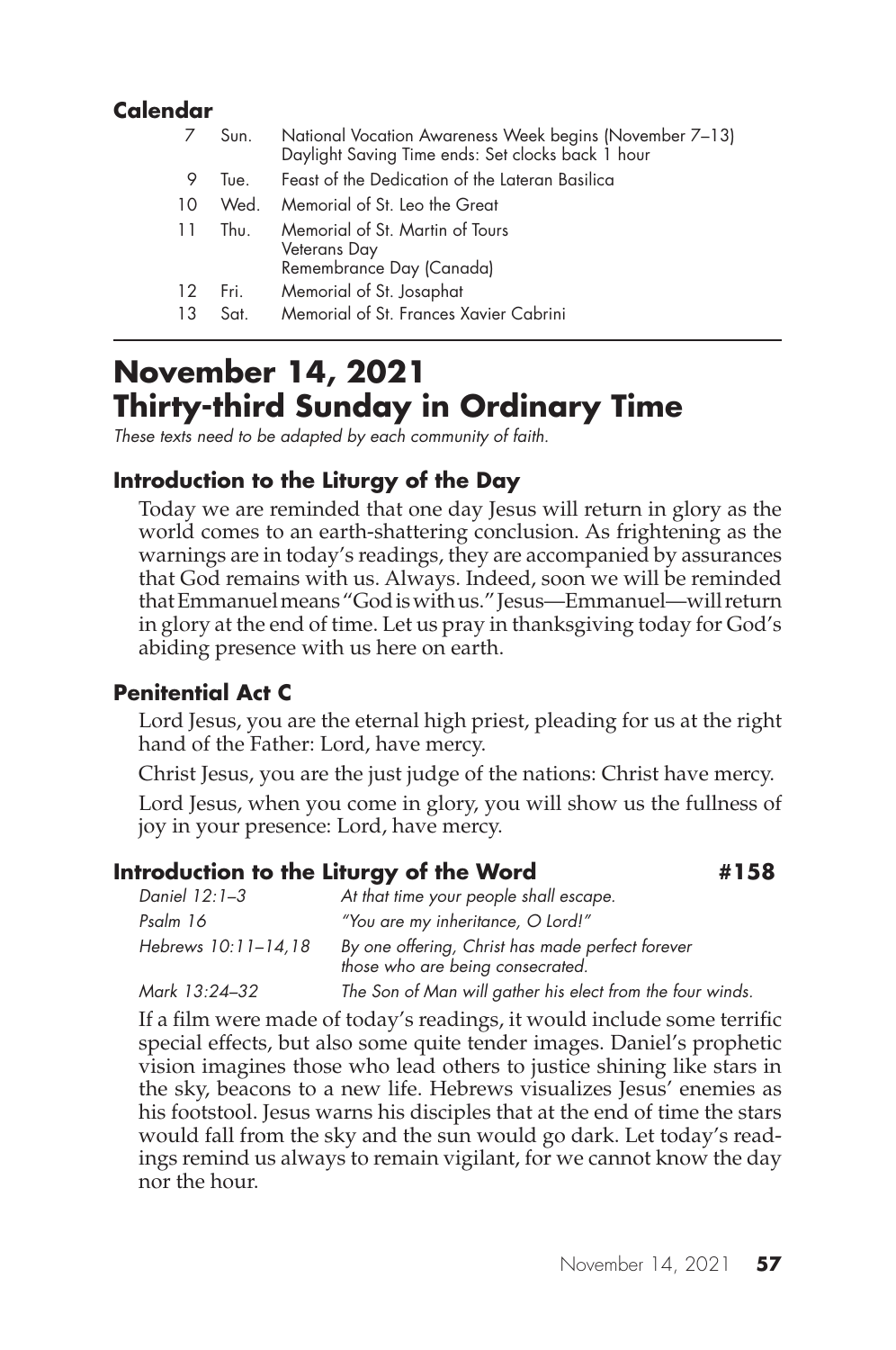### Calendar

| | | |
|---|---|---|
| 7 | Sun. | National Vocation Awareness Week begins (November 7–13)<br>Daylight Saving Time ends: Set clocks back 1 hour |
| 9 | Tue. | Feast of the Dedication of the Lateran Basilica |
| 10 | Wed. | Memorial of St. Leo the Great |
| 11 | Thu. | Memorial of St. Martin of Tours<br>Veterans Day<br>Remembrance Day (Canada) |
| 12 | Fri. | Memorial of St. Josaphat |
| 13 | Sat. | Memorial of St. Frances Xavier Cabrini |

# November 14, 2021
# Thirty-third Sunday in Ordinary Time

*These texts need to be adapted by each community of faith.*

### Introduction to the Liturgy of the Day

Today we are reminded that one day Jesus will return in glory as the world comes to an earth-shattering conclusion. As frightening as the warnings are in today's readings, they are accompanied by assurances that God remains with us. Always. Indeed, soon we will be reminded that Emmanuel means "God is with us." Jesus—Emmanuel—will return in glory at the end of time. Let us pray in thanksgiving today for God's abiding presence with us here on earth.

### Penitential Act C

Lord Jesus, you are the eternal high priest, pleading for us at the right hand of the Father: Lord, have mercy.

Christ Jesus, you are the just judge of the nations: Christ have mercy.

Lord Jesus, when you come in glory, you will show us the fullness of joy in your presence: Lord, have mercy.

### Introduction to the Liturgy of the Word #158

| | |
|---|---|
| *Daniel 12:1–3* | *At that time your people shall escape.* |
| *Psalm 16* | *"You are my inheritance, O Lord!"* |
| *Hebrews 10:11–14,18* | *By one offering, Christ has made perfect forever those who are being consecrated.* |
| *Mark 13:24–32* | *The Son of Man will gather his elect from the four winds.* |

If a film were made of today's readings, it would include some terrific special effects, but also some quite tender images. Daniel's prophetic vision imagines those who lead others to justice shining like stars in the sky, beacons to a new life. Hebrews visualizes Jesus' enemies as his footstool. Jesus warns his disciples that at the end of time the stars would fall from the sky and the sun would go dark. Let today's readings remind us always to remain vigilant, for we cannot know the day nor the hour.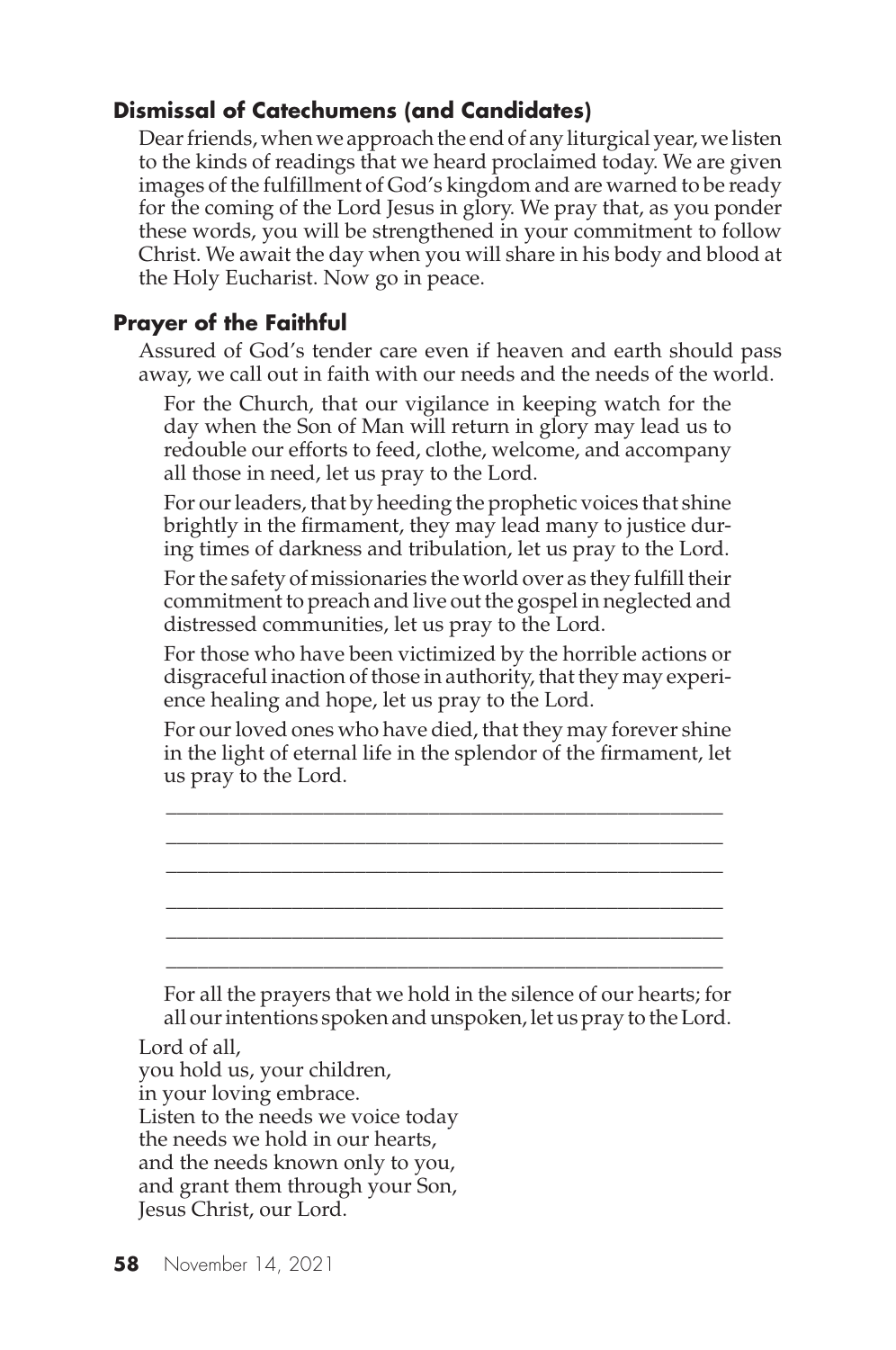### Dismissal of Catechumens (and Candidates)

Dear friends, when we approach the end of any liturgical year, we listen to the kinds of readings that we heard proclaimed today. We are given images of the fulfillment of God's kingdom and are warned to be ready for the coming of the Lord Jesus in glory. We pray that, as you ponder these words, you will be strengthened in your commitment to follow Christ. We await the day when you will share in his body and blood at the Holy Eucharist. Now go in peace.

### Prayer of the Faithful

Assured of God's tender care even if heaven and earth should pass away, we call out in faith with our needs and the needs of the world.

For the Church, that our vigilance in keeping watch for the day when the Son of Man will return in glory may lead us to redouble our efforts to feed, clothe, welcome, and accompany all those in need, let us pray to the Lord.

For our leaders, that by heeding the prophetic voices that shine brightly in the firmament, they may lead many to justice during times of darkness and tribulation, let us pray to the Lord.

For the safety of missionaries the world over as they fulfill their commitment to preach and live out the gospel in neglected and distressed communities, let us pray to the Lord.

For those who have been victimized by the horrible actions or disgraceful inaction of those in authority, that they may experience healing and hope, let us pray to the Lord.

For our loved ones who have died, that they may forever shine in the light of eternal life in the splendor of the firmament, let us pray to the Lord.

\_\_\_\_\_\_\_\_\_\_\_\_\_\_\_\_\_\_\_\_\_\_\_\_\_\_\_\_\_\_\_\_\_\_\_\_\_\_\_\_\_\_\_\_\_\_\_\_\_\_\_\_

\_\_\_\_\_\_\_\_\_\_\_\_\_\_\_\_\_\_\_\_\_\_\_\_\_\_\_\_\_\_\_\_\_\_\_\_\_\_\_\_\_\_\_\_\_\_\_\_\_\_\_\_

\_\_\_\_\_\_\_\_\_\_\_\_\_\_\_\_\_\_\_\_\_\_\_\_\_\_\_\_\_\_\_\_\_\_\_\_\_\_\_\_\_\_\_\_\_\_\_\_\_\_\_\_

\_\_\_\_\_\_\_\_\_\_\_\_\_\_\_\_\_\_\_\_\_\_\_\_\_\_\_\_\_\_\_\_\_\_\_\_\_\_\_\_\_\_\_\_\_\_\_\_\_\_\_\_

\_\_\_\_\_\_\_\_\_\_\_\_\_\_\_\_\_\_\_\_\_\_\_\_\_\_\_\_\_\_\_\_\_\_\_\_\_\_\_\_\_\_\_\_\_\_\_\_\_\_\_\_

\_\_\_\_\_\_\_\_\_\_\_\_\_\_\_\_\_\_\_\_\_\_\_\_\_\_\_\_\_\_\_\_\_\_\_\_\_\_\_\_\_\_\_\_\_\_\_\_\_\_\_\_

For all the prayers that we hold in the silence of our hearts; for all our intentions spoken and unspoken, let us pray to the Lord.

Lord of all,
you hold us, your children,
in your loving embrace.
Listen to the needs we voice today
the needs we hold in our hearts,
and the needs known only to you,
and grant them through your Son,
Jesus Christ, our Lord.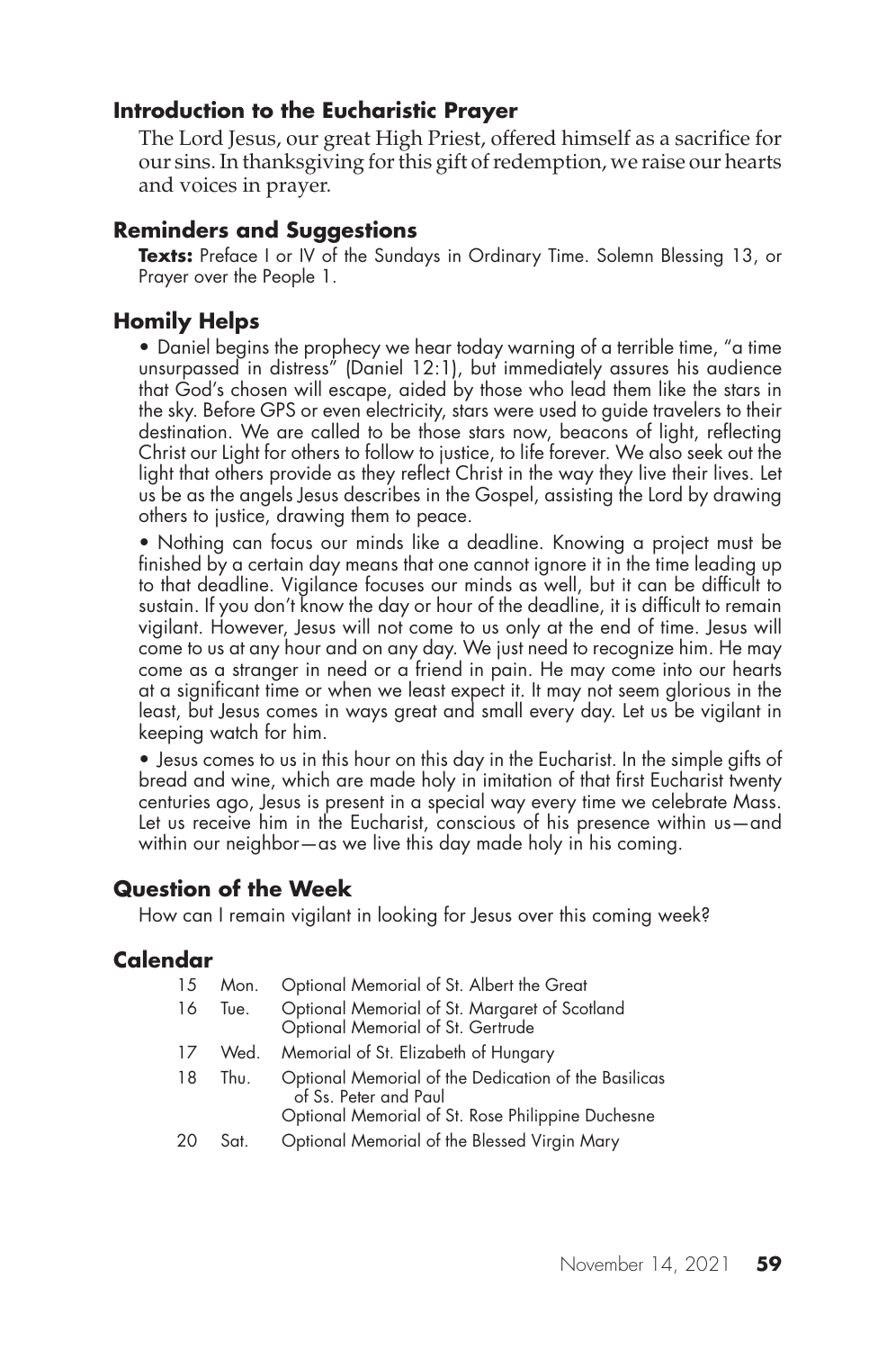## Introduction to the Eucharistic Prayer

The Lord Jesus, our great High Priest, offered himself as a sacrifice for our sins. In thanksgiving for this gift of redemption, we raise our hearts and voices in prayer.

## Reminders and Suggestions

**Texts:** Preface I or IV of the Sundays in Ordinary Time. Solemn Blessing 13, or Prayer over the People 1.

## Homily Helps

- Daniel begins the prophecy we hear today warning of a terrible time, "a time unsurpassed in distress" (Daniel 12:1), but immediately assures his audience that God's chosen will escape, aided by those who lead them like the stars in the sky. Before GPS or even electricity, stars were used to guide travelers to their destination. We are called to be those stars now, beacons of light, reflecting Christ our Light for others to follow to justice, to life forever. We also seek out the light that others provide as they reflect Christ in the way they live their lives. Let us be as the angels Jesus describes in the Gospel, assisting the Lord by drawing others to justice, drawing them to peace.
- Nothing can focus our minds like a deadline. Knowing a project must be finished by a certain day means that one cannot ignore it in the time leading up to that deadline. Vigilance focuses our minds as well, but it can be difficult to sustain. If you don't know the day or hour of the deadline, it is difficult to remain vigilant. However, Jesus will not come to us only at the end of time. Jesus will come to us at any hour and on any day. We just need to recognize him. He may come as a stranger in need or a friend in pain. He may come into our hearts at a significant time or when we least expect it. It may not seem glorious in the least, but Jesus comes in ways great and small every day. Let us be vigilant in keeping watch for him.
- Jesus comes to us in this hour on this day in the Eucharist. In the simple gifts of bread and wine, which are made holy in imitation of that first Eucharist twenty centuries ago, Jesus is present in a special way every time we celebrate Mass. Let us receive him in the Eucharist, conscious of his presence within us—and within our neighbor—as we live this day made holy in his coming.

## Question of the Week

How can I remain vigilant in looking for Jesus over this coming week?

## Calendar

| | | |
|---|---|---|
| 15 | Mon. | Optional Memorial of St. Albert the Great |
| 16 | Tue. | Optional Memorial of St. Margaret of Scotland<br>Optional Memorial of St. Gertrude |
| 17 | Wed. | Memorial of St. Elizabeth of Hungary |
| 18 | Thu. | Optional Memorial of the Dedication of the Basilicas of Ss. Peter and Paul<br>Optional Memorial of St. Rose Philippine Duchesne |
| 20 | Sat. | Optional Memorial of the Blessed Virgin Mary |

November 14, 2021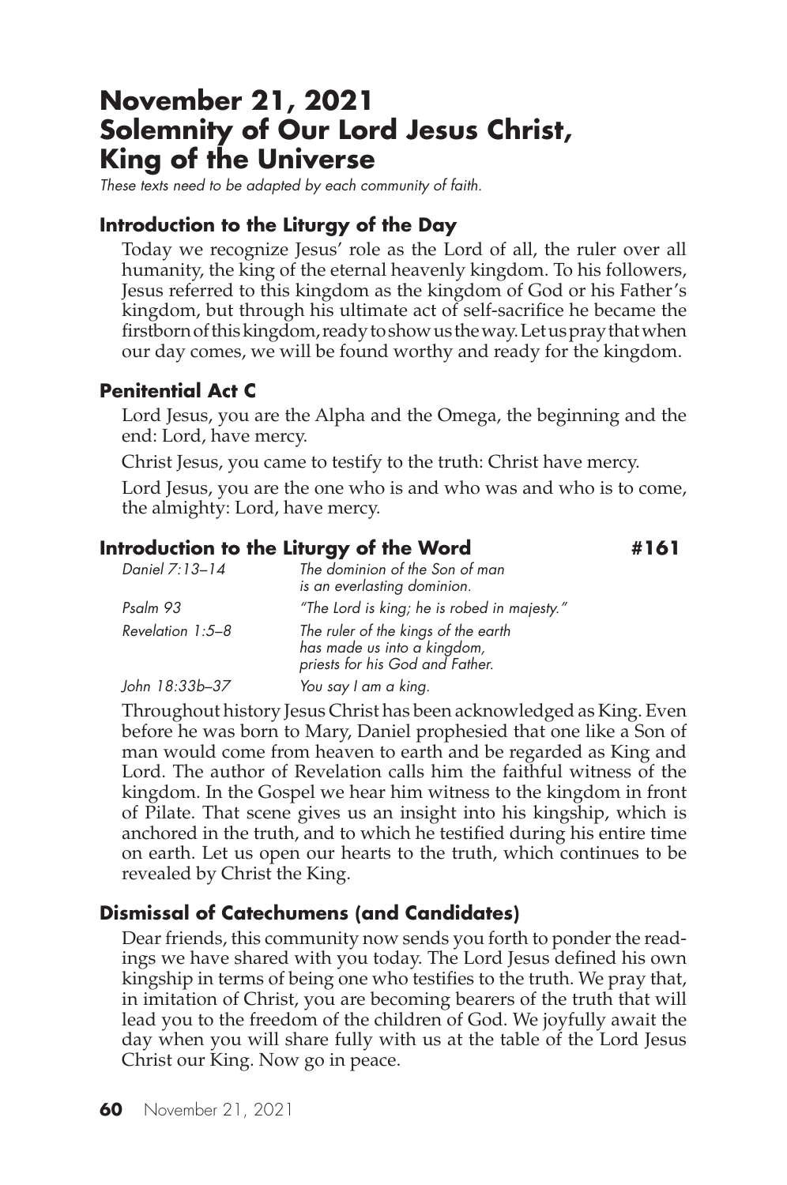# November 21, 2021
# Solemnity of Our Lord Jesus Christ, King of the Universe

*These texts need to be adapted by each community of faith.*

### Introduction to the Liturgy of the Day

Today we recognize Jesus' role as the Lord of all, the ruler over all humanity, the king of the eternal heavenly kingdom. To his followers, Jesus referred to this kingdom as the kingdom of God or his Father's kingdom, but through his ultimate act of self-sacrifice he became the firstborn of this kingdom, ready to show us the way. Let us pray that when our day comes, we will be found worthy and ready for the kingdom.

### Penitential Act C

Lord Jesus, you are the Alpha and the Omega, the beginning and the end: Lord, have mercy.

Christ Jesus, you came to testify to the truth: Christ have mercy.

Lord Jesus, you are the one who is and who was and who is to come, the almighty: Lord, have mercy.

### Introduction to the Liturgy of the Word #161

| | |
|---|---|
| *Daniel 7:13–14* | *The dominion of the Son of man is an everlasting dominion.* |
| *Psalm 93* | *"The Lord is king; he is robed in majesty."* |
| *Revelation 1:5–8* | *The ruler of the kings of the earth has made us into a kingdom, priests for his God and Father.* |
| *John 18:33b–37* | *You say I am a king.* |

Throughout history Jesus Christ has been acknowledged as King. Even before he was born to Mary, Daniel prophesied that one like a Son of man would come from heaven to earth and be regarded as King and Lord. The author of Revelation calls him the faithful witness of the kingdom. In the Gospel we hear him witness to the kingdom in front of Pilate. That scene gives us an insight into his kingship, which is anchored in the truth, and to which he testified during his entire time on earth. Let us open our hearts to the truth, which continues to be revealed by Christ the King.

### Dismissal of Catechumens (and Candidates)

Dear friends, this community now sends you forth to ponder the readings we have shared with you today. The Lord Jesus defined his own kingship in terms of being one who testifies to the truth. We pray that, in imitation of Christ, you are becoming bearers of the truth that will lead you to the freedom of the children of God. We joyfully await the day when you will share fully with us at the table of the Lord Jesus Christ our King. Now go in peace.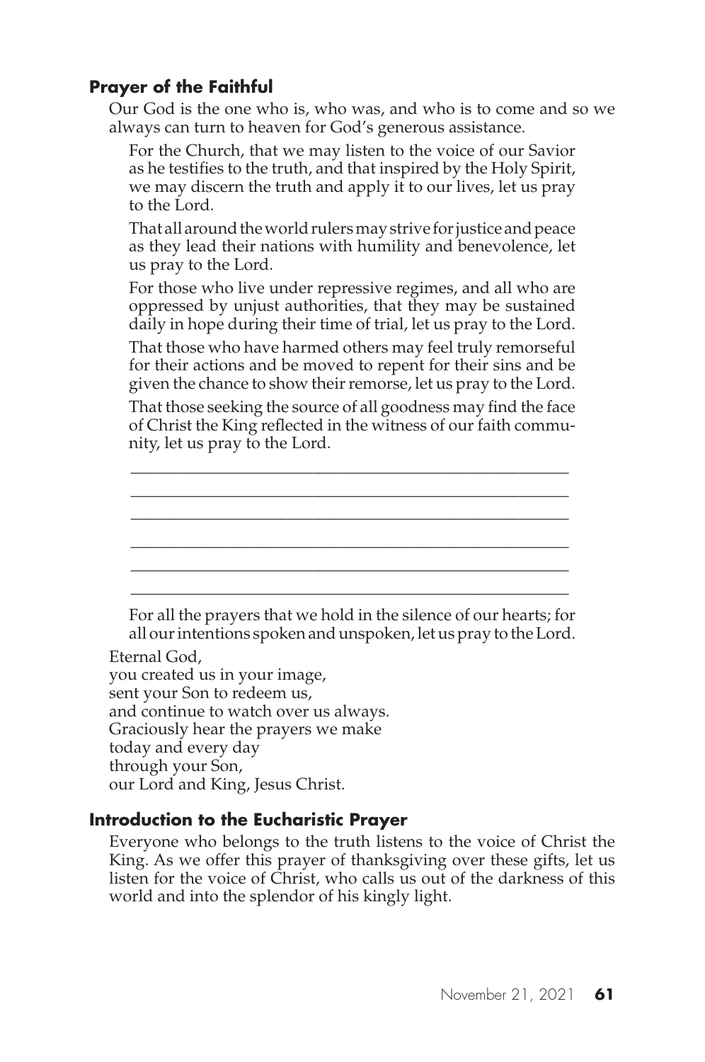### Prayer of the Faithful

Our God is the one who is, who was, and who is to come and so we always can turn to heaven for God's generous assistance.

For the Church, that we may listen to the voice of our Savior as he testifies to the truth, and that inspired by the Holy Spirit, we may discern the truth and apply it to our lives, let us pray to the Lord.

That all around the world rulers may strive for justice and peace as they lead their nations with humility and benevolence, let us pray to the Lord.

For those who live under repressive regimes, and all who are oppressed by unjust authorities, that they may be sustained daily in hope during their time of trial, let us pray to the Lord.

That those who have harmed others may feel truly remorseful for their actions and be moved to repent for their sins and be given the chance to show their remorse, let us pray to the Lord.

That those seeking the source of all goodness may find the face of Christ the King reflected in the witness of our faith community, let us pray to the Lord.

______________________________________________________

______________________________________________________

______________________________________________________

______________________________________________________

______________________________________________________

______________________________________________________

For all the prayers that we hold in the silence of our hearts; for all our intentions spoken and unspoken, let us pray to the Lord.

Eternal God,
you created us in your image,
sent your Son to redeem us,
and continue to watch over us always.
Graciously hear the prayers we make
today and every day
through your Son,
our Lord and King, Jesus Christ.

### Introduction to the Eucharistic Prayer

Everyone who belongs to the truth listens to the voice of Christ the King. As we offer this prayer of thanksgiving over these gifts, let us listen for the voice of Christ, who calls us out of the darkness of this world and into the splendor of his kingly light.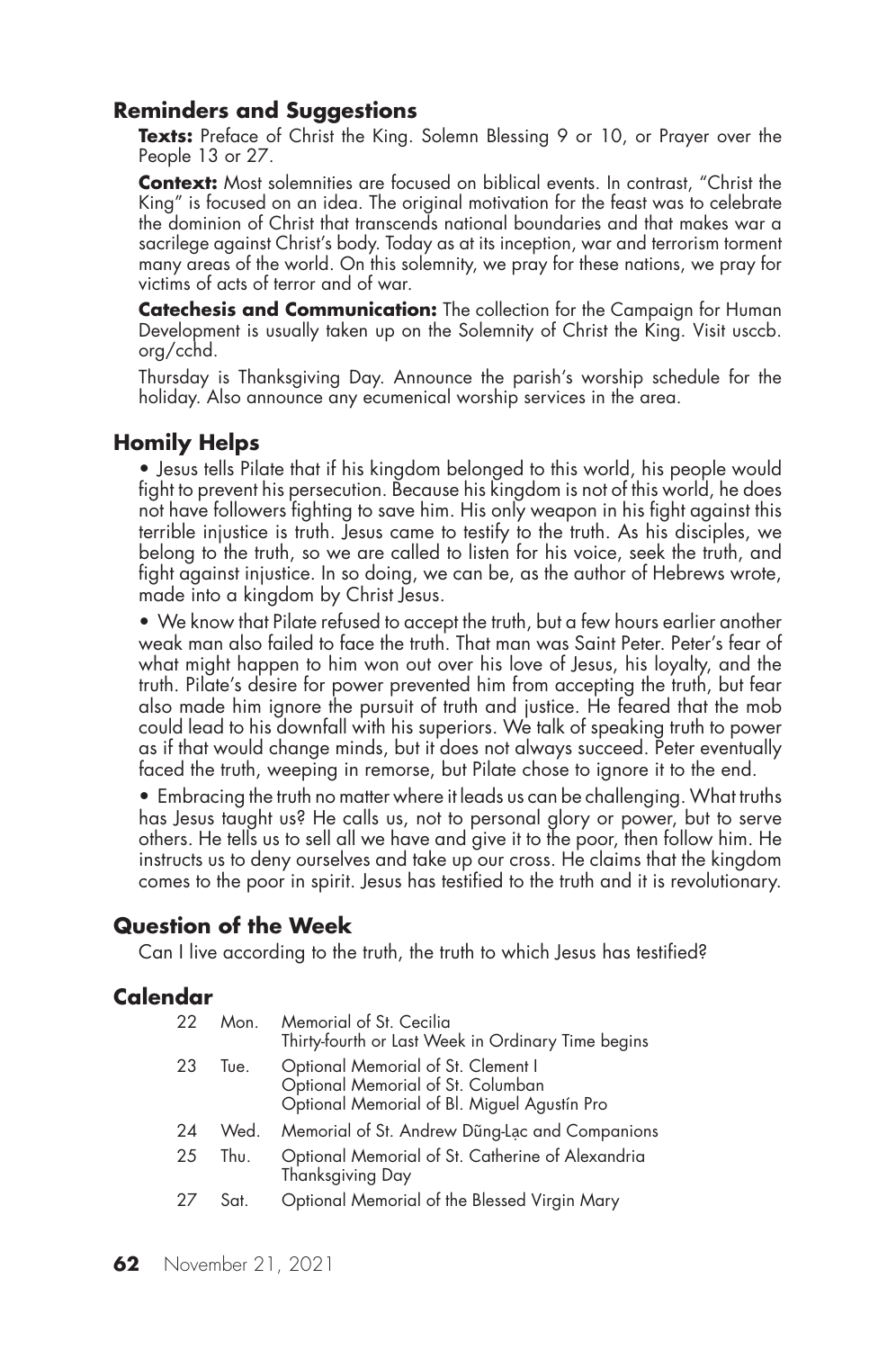## Reminders and Suggestions

**Texts:** Preface of Christ the King. Solemn Blessing 9 or 10, or Prayer over the People 13 or 27.

**Context:** Most solemnities are focused on biblical events. In contrast, "Christ the King" is focused on an idea. The original motivation for the feast was to celebrate the dominion of Christ that transcends national boundaries and that makes war a sacrilege against Christ's body. Today as at its inception, war and terrorism torment many areas of the world. On this solemnity, we pray for these nations, we pray for victims of acts of terror and of war.

**Catechesis and Communication:** The collection for the Campaign for Human Development is usually taken up on the Solemnity of Christ the King. Visit usccb.org/cchd.

Thursday is Thanksgiving Day. Announce the parish's worship schedule for the holiday. Also announce any ecumenical worship services in the area.

## Homily Helps

- Jesus tells Pilate that if his kingdom belonged to this world, his people would fight to prevent his persecution. Because his kingdom is not of this world, he does not have followers fighting to save him. His only weapon in his fight against this terrible injustice is truth. Jesus came to testify to the truth. As his disciples, we belong to the truth, so we are called to listen for his voice, seek the truth, and fight against injustice. In so doing, we can be, as the author of Hebrews wrote, made into a kingdom by Christ Jesus.
- We know that Pilate refused to accept the truth, but a few hours earlier another weak man also failed to face the truth. That man was Saint Peter. Peter's fear of what might happen to him won out over his love of Jesus, his loyalty, and the truth. Pilate's desire for power prevented him from accepting the truth, but fear also made him ignore the pursuit of truth and justice. He feared that the mob could lead to his downfall with his superiors. We talk of speaking truth to power as if that would change minds, but it does not always succeed. Peter eventually faced the truth, weeping in remorse, but Pilate chose to ignore it to the end.
- Embracing the truth no matter where it leads us can be challenging. What truths has Jesus taught us? He calls us, not to personal glory or power, but to serve others. He tells us to sell all we have and give it to the poor, then follow him. He instructs us to deny ourselves and take up our cross. He claims that the kingdom comes to the poor in spirit. Jesus has testified to the truth and it is revolutionary.

## Question of the Week

Can I live according to the truth, the truth to which Jesus has testified?

## Calendar

| | | |
|---|---|---|
| 22 | Mon. | Memorial of St. Cecilia<br>Thirty-fourth or Last Week in Ordinary Time begins |
| 23 | Tue. | Optional Memorial of St. Clement I<br>Optional Memorial of St. Columban<br>Optional Memorial of Bl. Miguel Agustín Pro |
| 24 | Wed. | Memorial of St. Andrew Dũng-Lạc and Companions |
| 25 | Thu. | Optional Memorial of St. Catherine of Alexandria<br>Thanksgiving Day |
| 27 | Sat. | Optional Memorial of the Blessed Virgin Mary |

November 21, 2021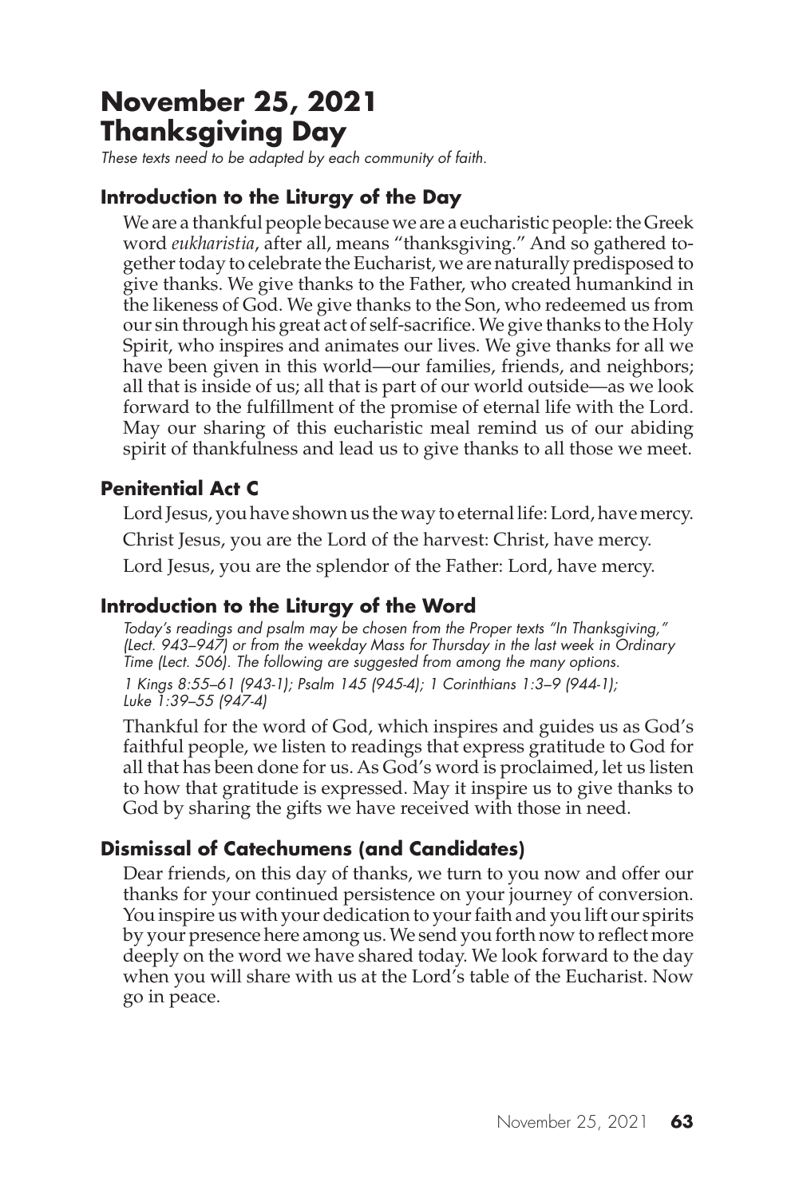# November 25, 2021
# Thanksgiving Day

*These texts need to be adapted by each community of faith.*

## Introduction to the Liturgy of the Day

We are a thankful people because we are a eucharistic people: the Greek word *eukharistia*, after all, means "thanksgiving." And so gathered together today to celebrate the Eucharist, we are naturally predisposed to give thanks. We give thanks to the Father, who created humankind in the likeness of God. We give thanks to the Son, who redeemed us from our sin through his great act of self-sacrifice. We give thanks to the Holy Spirit, who inspires and animates our lives. We give thanks for all we have been given in this world—our families, friends, and neighbors; all that is inside of us; all that is part of our world outside—as we look forward to the fulfillment of the promise of eternal life with the Lord. May our sharing of this eucharistic meal remind us of our abiding spirit of thankfulness and lead us to give thanks to all those we meet.

## Penitential Act C

Lord Jesus, you have shown us the way to eternal life: Lord, have mercy.

Christ Jesus, you are the Lord of the harvest: Christ, have mercy.

Lord Jesus, you are the splendor of the Father: Lord, have mercy.

## Introduction to the Liturgy of the Word

*Today's readings and psalm may be chosen from the Proper texts "In Thanksgiving," (Lect. 943–947) or from the weekday Mass for Thursday in the last week in Ordinary Time (Lect. 506). The following are suggested from among the many options.*

*1 Kings 8:55–61 (943-1); Psalm 145 (945-4); 1 Corinthians 1:3–9 (944-1); Luke 1:39–55 (947-4)*

Thankful for the word of God, which inspires and guides us as God's faithful people, we listen to readings that express gratitude to God for all that has been done for us. As God's word is proclaimed, let us listen to how that gratitude is expressed. May it inspire us to give thanks to God by sharing the gifts we have received with those in need.

## Dismissal of Catechumens (and Candidates)

Dear friends, on this day of thanks, we turn to you now and offer our thanks for your continued persistence on your journey of conversion. You inspire us with your dedication to your faith and you lift our spirits by your presence here among us. We send you forth now to reflect more deeply on the word we have shared today. We look forward to the day when you will share with us at the Lord's table of the Eucharist. Now go in peace.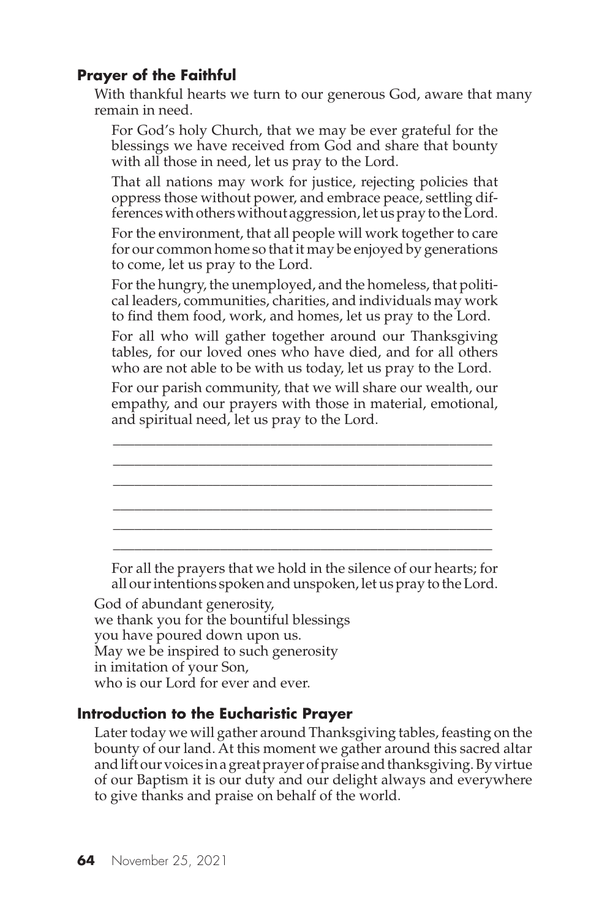### Prayer of the Faithful

With thankful hearts we turn to our generous God, aware that many remain in need.

For God's holy Church, that we may be ever grateful for the blessings we have received from God and share that bounty with all those in need, let us pray to the Lord.

That all nations may work for justice, rejecting policies that oppress those without power, and embrace peace, settling differences with others without aggression, let us pray to the Lord.

For the environment, that all people will work together to care for our common home so that it may be enjoyed by generations to come, let us pray to the Lord.

For the hungry, the unemployed, and the homeless, that political leaders, communities, charities, and individuals may work to find them food, work, and homes, let us pray to the Lord.

For all who will gather together around our Thanksgiving tables, for our loved ones who have died, and for all others who are not able to be with us today, let us pray to the Lord.

For our parish community, that we will share our wealth, our empathy, and our prayers with those in material, emotional, and spiritual need, let us pray to the Lord.

______________________________________________________
______________________________________________________
______________________________________________________
______________________________________________________
______________________________________________________
______________________________________________________

For all the prayers that we hold in the silence of our hearts; for all our intentions spoken and unspoken, let us pray to the Lord.

God of abundant generosity,
we thank you for the bountiful blessings
you have poured down upon us.
May we be inspired to such generosity
in imitation of your Son,
who is our Lord for ever and ever.

### Introduction to the Eucharistic Prayer

Later today we will gather around Thanksgiving tables, feasting on the bounty of our land. At this moment we gather around this sacred altar and lift our voices in a great prayer of praise and thanksgiving. By virtue of our Baptism it is our duty and our delight always and everywhere to give thanks and praise on behalf of the world.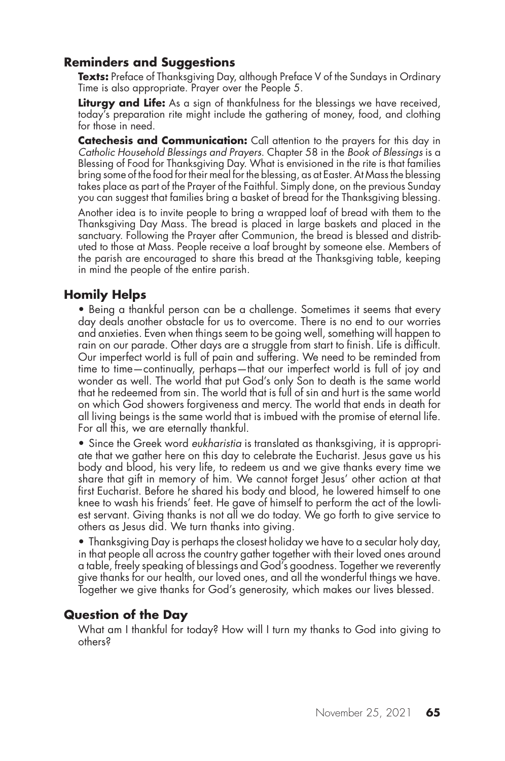## Reminders and Suggestions

**Texts:** Preface of Thanksgiving Day, although Preface V of the Sundays in Ordinary Time is also appropriate. Prayer over the People 5.

**Liturgy and Life:** As a sign of thankfulness for the blessings we have received, today's preparation rite might include the gathering of money, food, and clothing for those in need.

**Catechesis and Communication:** Call attention to the prayers for this day in *Catholic Household Blessings and Prayers*. Chapter 58 in the *Book of Blessings* is a Blessing of Food for Thanksgiving Day. What is envisioned in the rite is that families bring some of the food for their meal for the blessing, as at Easter. At Mass the blessing takes place as part of the Prayer of the Faithful. Simply done, on the previous Sunday you can suggest that families bring a basket of bread for the Thanksgiving blessing.

Another idea is to invite people to bring a wrapped loaf of bread with them to the Thanksgiving Day Mass. The bread is placed in large baskets and placed in the sanctuary. Following the Prayer after Communion, the bread is blessed and distributed to those at Mass. People receive a loaf brought by someone else. Members of the parish are encouraged to share this bread at the Thanksgiving table, keeping in mind the people of the entire parish.

## Homily Helps

- Being a thankful person can be a challenge. Sometimes it seems that every day deals another obstacle for us to overcome. There is no end to our worries and anxieties. Even when things seem to be going well, something will happen to rain on our parade. Other days are a struggle from start to finish. Life is difficult. Our imperfect world is full of pain and suffering. We need to be reminded from time to time—continually, perhaps—that our imperfect world is full of joy and wonder as well. The world that put God's only Son to death is the same world that he redeemed from sin. The world that is full of sin and hurt is the same world on which God showers forgiveness and mercy. The world that ends in death for all living beings is the same world that is imbued with the promise of eternal life. For all this, we are eternally thankful.

- Since the Greek word *eukharistia* is translated as thanksgiving, it is appropriate that we gather here on this day to celebrate the Eucharist. Jesus gave us his body and blood, his very life, to redeem us and we give thanks every time we share that gift in memory of him. We cannot forget Jesus' other action at that first Eucharist. Before he shared his body and blood, he lowered himself to one knee to wash his friends' feet. He gave of himself to perform the act of the lowliest servant. Giving thanks is not all we do today. We go forth to give service to others as Jesus did. We turn thanks into giving.

- Thanksgiving Day is perhaps the closest holiday we have to a secular holy day, in that people all across the country gather together with their loved ones around a table, freely speaking of blessings and God's goodness. Together we reverently give thanks for our health, our loved ones, and all the wonderful things we have. Together we give thanks for God's generosity, which makes our lives blessed.

## Question of the Day

What am I thankful for today? How will I turn my thanks to God into giving to others?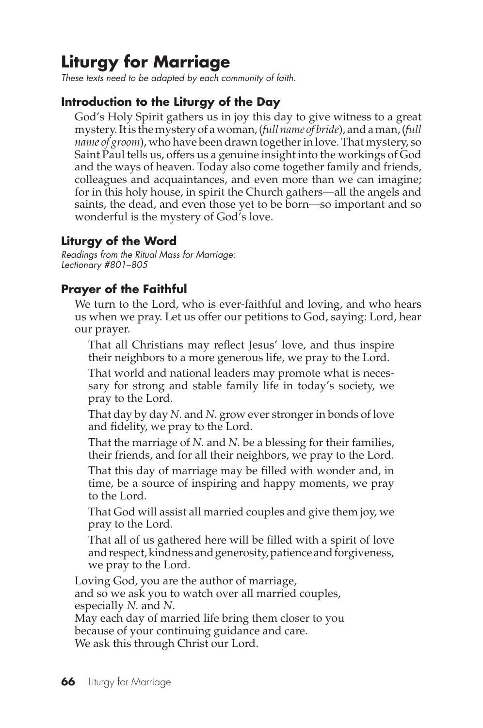# Liturgy for Marriage

*These texts need to be adapted by each community of faith.*

### Introduction to the Liturgy of the Day

God's Holy Spirit gathers us in joy this day to give witness to a great mystery. It is the mystery of a woman, (*full name of bride*), and a man, (*full name of groom*), who have been drawn together in love. That mystery, so Saint Paul tells us, offers us a genuine insight into the workings of God and the ways of heaven. Today also come together family and friends, colleagues and acquaintances, and even more than we can imagine; for in this holy house, in spirit the Church gathers—all the angels and saints, the dead, and even those yet to be born—so important and so wonderful is the mystery of God's love.

### Liturgy of the Word

*Readings from the Ritual Mass for Marriage: Lectionary #801–805*

### Prayer of the Faithful

We turn to the Lord, who is ever-faithful and loving, and who hears us when we pray. Let us offer our petitions to God, saying: Lord, hear our prayer.

That all Christians may reflect Jesus' love, and thus inspire their neighbors to a more generous life, we pray to the Lord.

That world and national leaders may promote what is necessary for strong and stable family life in today's society, we pray to the Lord.

That day by day *N.* and *N.* grow ever stronger in bonds of love and fidelity, we pray to the Lord.

That the marriage of *N.* and *N.* be a blessing for their families, their friends, and for all their neighbors, we pray to the Lord.

That this day of marriage may be filled with wonder and, in time, be a source of inspiring and happy moments, we pray to the Lord.

That God will assist all married couples and give them joy, we pray to the Lord.

That all of us gathered here will be filled with a spirit of love and respect, kindness and generosity, patience and forgiveness, we pray to the Lord.

Loving God, you are the author of marriage,
and so we ask you to watch over all married couples,
especially *N.* and *N.*
May each day of married life bring them closer to you
because of your continuing guidance and care.
We ask this through Christ our Lord.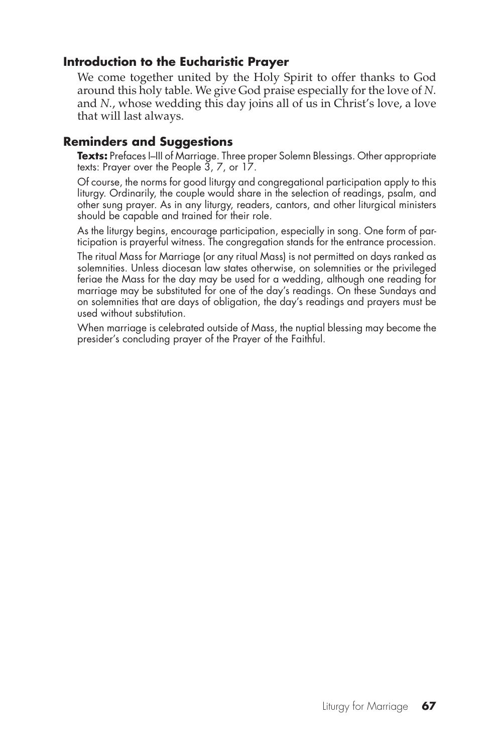### Introduction to the Eucharistic Prayer

We come together united by the Holy Spirit to offer thanks to God around this holy table. We give God praise especially for the love of *N.* and *N.*, whose wedding this day joins all of us in Christ's love, a love that will last always.

### Reminders and Suggestions

**Texts:** Prefaces I–III of Marriage. Three proper Solemn Blessings. Other appropriate texts: Prayer over the People 3, 7, or 17.

Of course, the norms for good liturgy and congregational participation apply to this liturgy. Ordinarily, the couple would share in the selection of readings, psalm, and other sung prayer. As in any liturgy, readers, cantors, and other liturgical ministers should be capable and trained for their role.

As the liturgy begins, encourage participation, especially in song. One form of participation is prayerful witness. The congregation stands for the entrance procession.

The ritual Mass for Marriage (or any ritual Mass) is not permitted on days ranked as solemnities. Unless diocesan law states otherwise, on solemnities or the privileged feriae the Mass for the day may be used for a wedding, although one reading for marriage may be substituted for one of the day's readings. On these Sundays and on solemnities that are days of obligation, the day's readings and prayers must be used without substitution.

When marriage is celebrated outside of Mass, the nuptial blessing may become the presider's concluding prayer of the Prayer of the Faithful.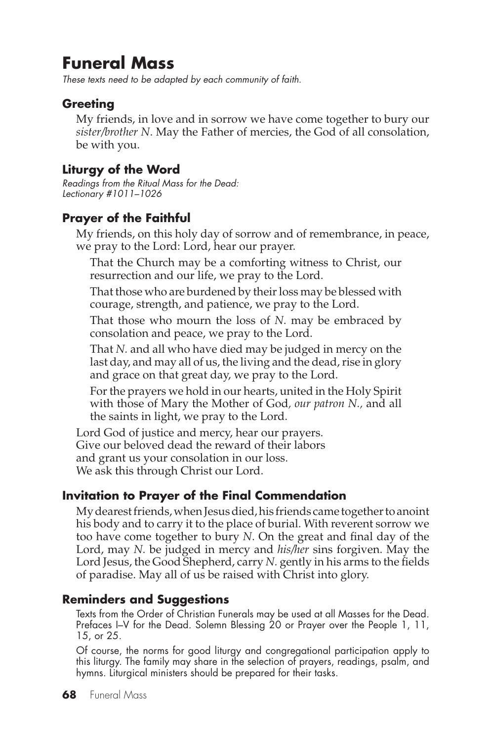# Funeral Mass

*These texts need to be adapted by each community of faith.*

## Greeting

My friends, in love and in sorrow we have come together to bury our *sister/brother N*. May the Father of mercies, the God of all consolation, be with you.

## Liturgy of the Word

*Readings from the Ritual Mass for the Dead: Lectionary #1011–1026*

## Prayer of the Faithful

My friends, on this holy day of sorrow and of remembrance, in peace, we pray to the Lord: Lord, hear our prayer.

That the Church may be a comforting witness to Christ, our resurrection and our life, we pray to the Lord.

That those who are burdened by their loss may be blessed with courage, strength, and patience, we pray to the Lord.

That those who mourn the loss of *N.* may be embraced by consolation and peace, we pray to the Lord.

That *N.* and all who have died may be judged in mercy on the last day, and may all of us, the living and the dead, rise in glory and grace on that great day, we pray to the Lord.

For the prayers we hold in our hearts, united in the Holy Spirit with those of Mary the Mother of God, *our patron N.,* and all the saints in light, we pray to the Lord.

Lord God of justice and mercy, hear our prayers.
Give our beloved dead the reward of their labors
and grant us your consolation in our loss.
We ask this through Christ our Lord.

## Invitation to Prayer of the Final Commendation

My dearest friends, when Jesus died, his friends came together to anoint his body and to carry it to the place of burial. With reverent sorrow we too have come together to bury *N*. On the great and final day of the Lord, may *N.* be judged in mercy and *his/her* sins forgiven. May the Lord Jesus, the Good Shepherd, carry *N.* gently in his arms to the fields of paradise. May all of us be raised with Christ into glory.

## Reminders and Suggestions

Texts from the Order of Christian Funerals may be used at all Masses for the Dead. Prefaces I–V for the Dead. Solemn Blessing 20 or Prayer over the People 1, 11, 15, or 25.

Of course, the norms for good liturgy and congregational participation apply to this liturgy. The family may share in the selection of prayers, readings, psalm, and hymns. Liturgical ministers should be prepared for their tasks.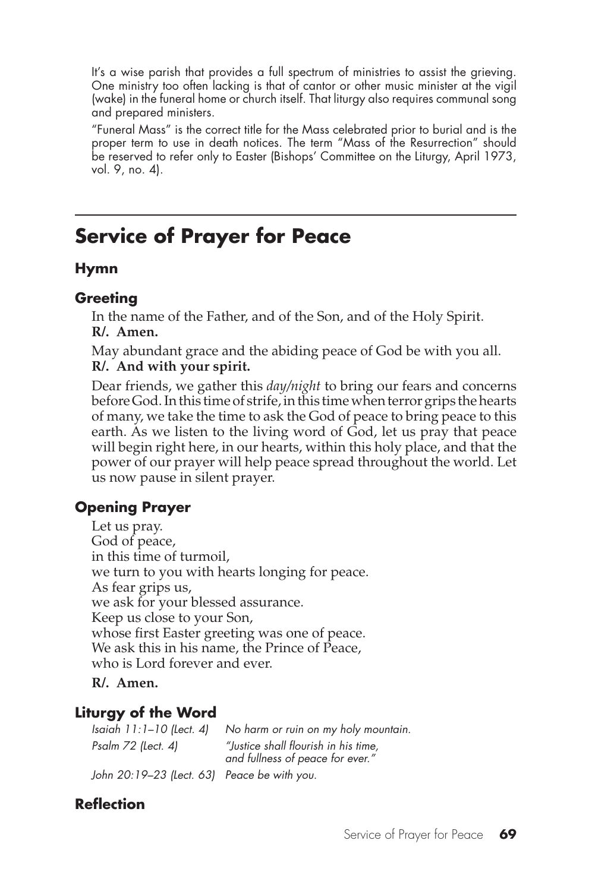It's a wise parish that provides a full spectrum of ministries to assist the grieving. One ministry too often lacking is that of cantor or other music minister at the vigil (wake) in the funeral home or church itself. That liturgy also requires communal song and prepared ministers.

"Funeral Mass" is the correct title for the Mass celebrated prior to burial and is the proper term to use in death notices. The term "Mass of the Resurrection" should be reserved to refer only to Easter (Bishops' Committee on the Liturgy, April 1973, vol. 9, no. 4).

---

## Service of Prayer for Peace

### Hymn

### Greeting

In the name of the Father, and of the Son, and of the Holy Spirit.
**R/. Amen.**

May abundant grace and the abiding peace of God be with you all.
**R/. And with your spirit.**

Dear friends, we gather this *day/night* to bring our fears and concerns before God. In this time of strife, in this time when terror grips the hearts of many, we take the time to ask the God of peace to bring peace to this earth. As we listen to the living word of God, let us pray that peace will begin right here, in our hearts, within this holy place, and that the power of our prayer will help peace spread throughout the world. Let us now pause in silent prayer.

### Opening Prayer

Let us pray.
God of peace,
in this time of turmoil,
we turn to you with hearts longing for peace.
As fear grips us,
we ask for your blessed assurance.
Keep us close to your Son,
whose first Easter greeting was one of peace.
We ask this in his name, the Prince of Peace,
who is Lord forever and ever.

**R/. Amen.**

### Liturgy of the Word

| | |
|---|---|
| *Isaiah 11:1–10 (Lect. 4)* | *No harm or ruin on my holy mountain.* |
| *Psalm 72 (Lect. 4)* | *"Justice shall flourish in his time, and fullness of peace for ever."* |
| *John 20:19–23 (Lect. 63)* | *Peace be with you.* |

### Reflection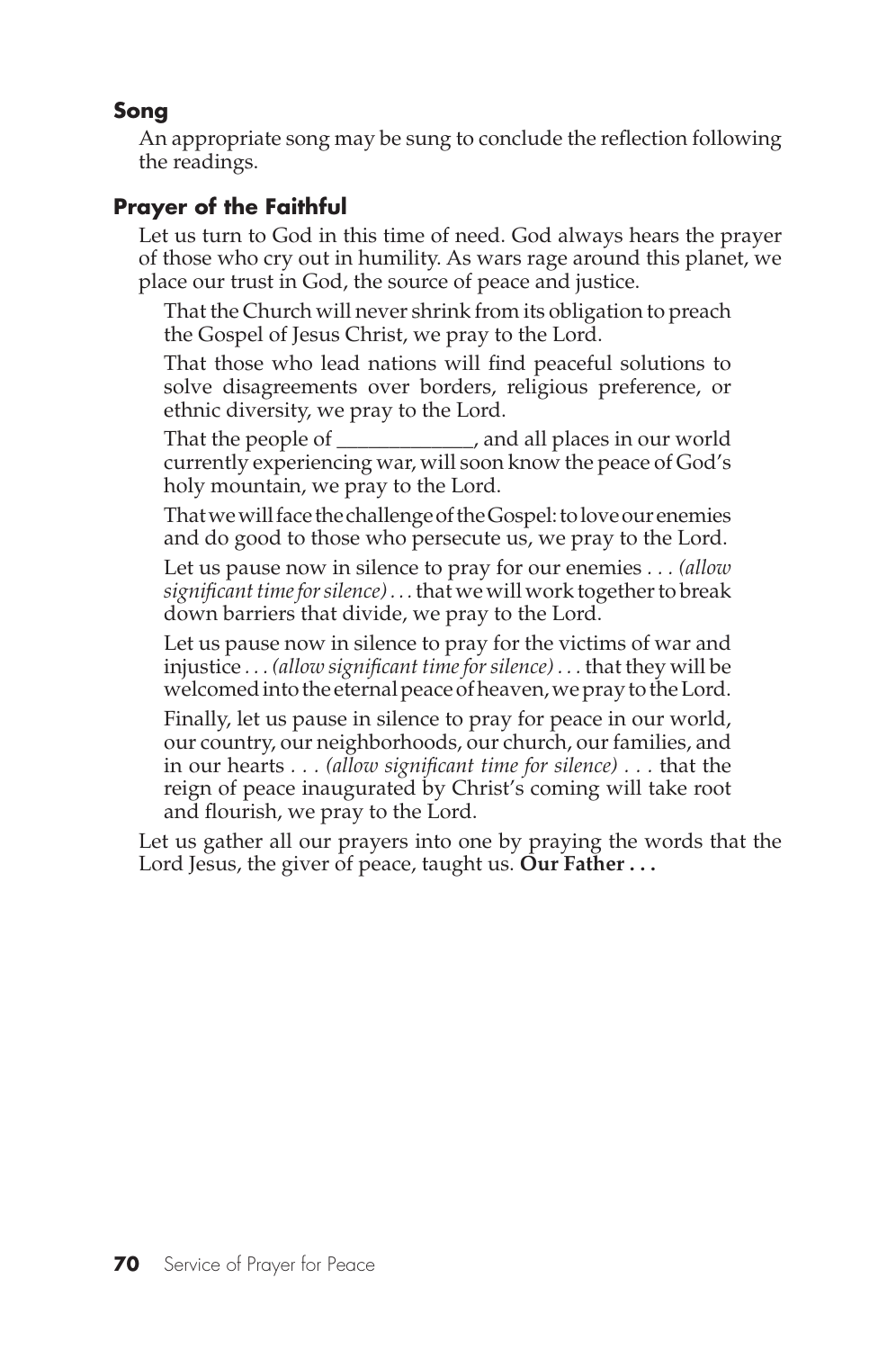### Song

An appropriate song may be sung to conclude the reflection following the readings.

### Prayer of the Faithful

Let us turn to God in this time of need. God always hears the prayer of those who cry out in humility. As wars rage around this planet, we place our trust in God, the source of peace and justice.

That the Church will never shrink from its obligation to preach the Gospel of Jesus Christ, we pray to the Lord.

That those who lead nations will find peaceful solutions to solve disagreements over borders, religious preference, or ethnic diversity, we pray to the Lord.

That the people of _____________, and all places in our world currently experiencing war, will soon know the peace of God's holy mountain, we pray to the Lord.

That we will face the challenge of the Gospel: to love our enemies and do good to those who persecute us, we pray to the Lord.

Let us pause now in silence to pray for our enemies . . . *(allow significant time for silence)* . . . that we will work together to break down barriers that divide, we pray to the Lord.

Let us pause now in silence to pray for the victims of war and injustice . . . *(allow significant time for silence)* . . . that they will be welcomed into the eternal peace of heaven, we pray to the Lord.

Finally, let us pause in silence to pray for peace in our world, our country, our neighborhoods, our church, our families, and in our hearts . . . *(allow significant time for silence)* . . . that the reign of peace inaugurated by Christ's coming will take root and flourish, we pray to the Lord.

Let us gather all our prayers into one by praying the words that the Lord Jesus, the giver of peace, taught us. **Our Father . . .**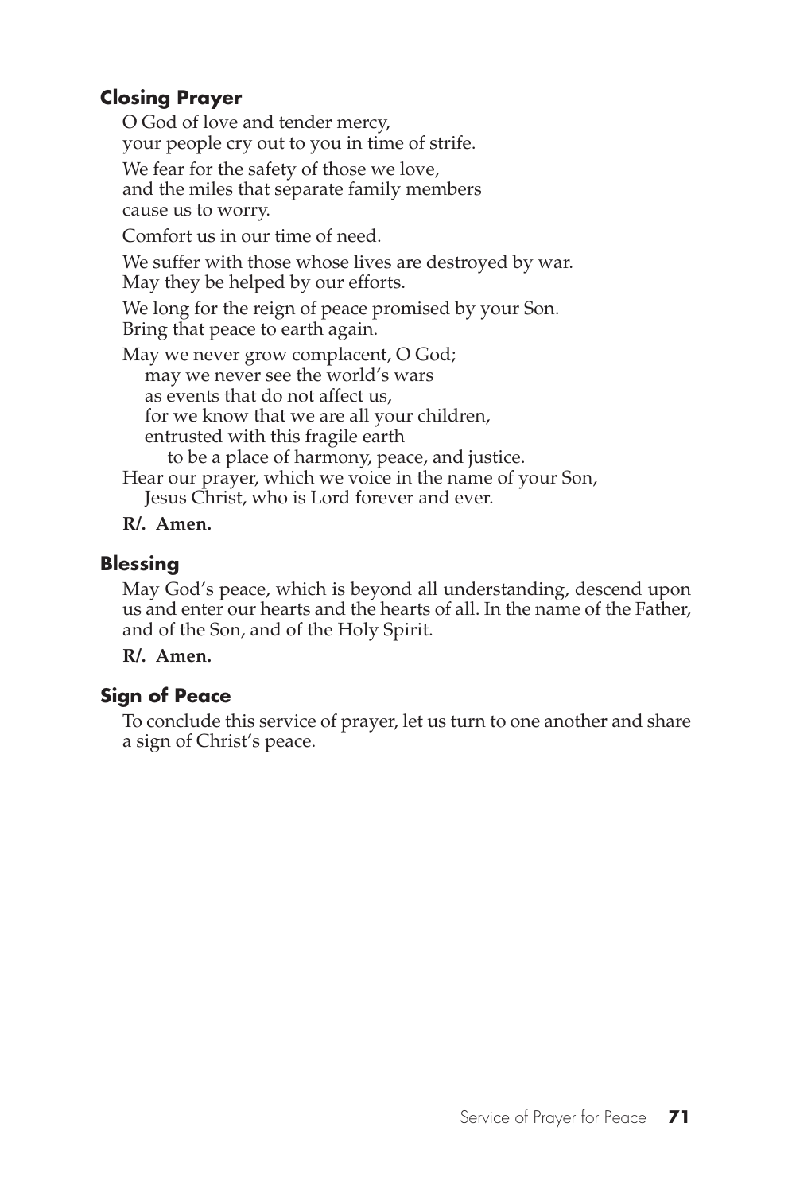### Closing Prayer

O God of love and tender mercy,
your people cry out to you in time of strife.

We fear for the safety of those we love,
and the miles that separate family members
cause us to worry.

Comfort us in our time of need.

We suffer with those whose lives are destroyed by war.
May they be helped by our efforts.

We long for the reign of peace promised by your Son.
Bring that peace to earth again.

May we never grow complacent, O God;
may we never see the world's wars
as events that do not affect us,
for we know that we are all your children,
entrusted with this fragile earth
to be a place of harmony, peace, and justice.
Hear our prayer, which we voice in the name of your Son,
Jesus Christ, who is Lord forever and ever.

**R/. Amen.**

### Blessing

May God's peace, which is beyond all understanding, descend upon us and enter our hearts and the hearts of all. In the name of the Father, and of the Son, and of the Holy Spirit.

**R/. Amen.**

### Sign of Peace

To conclude this service of prayer, let us turn to one another and share a sign of Christ's peace.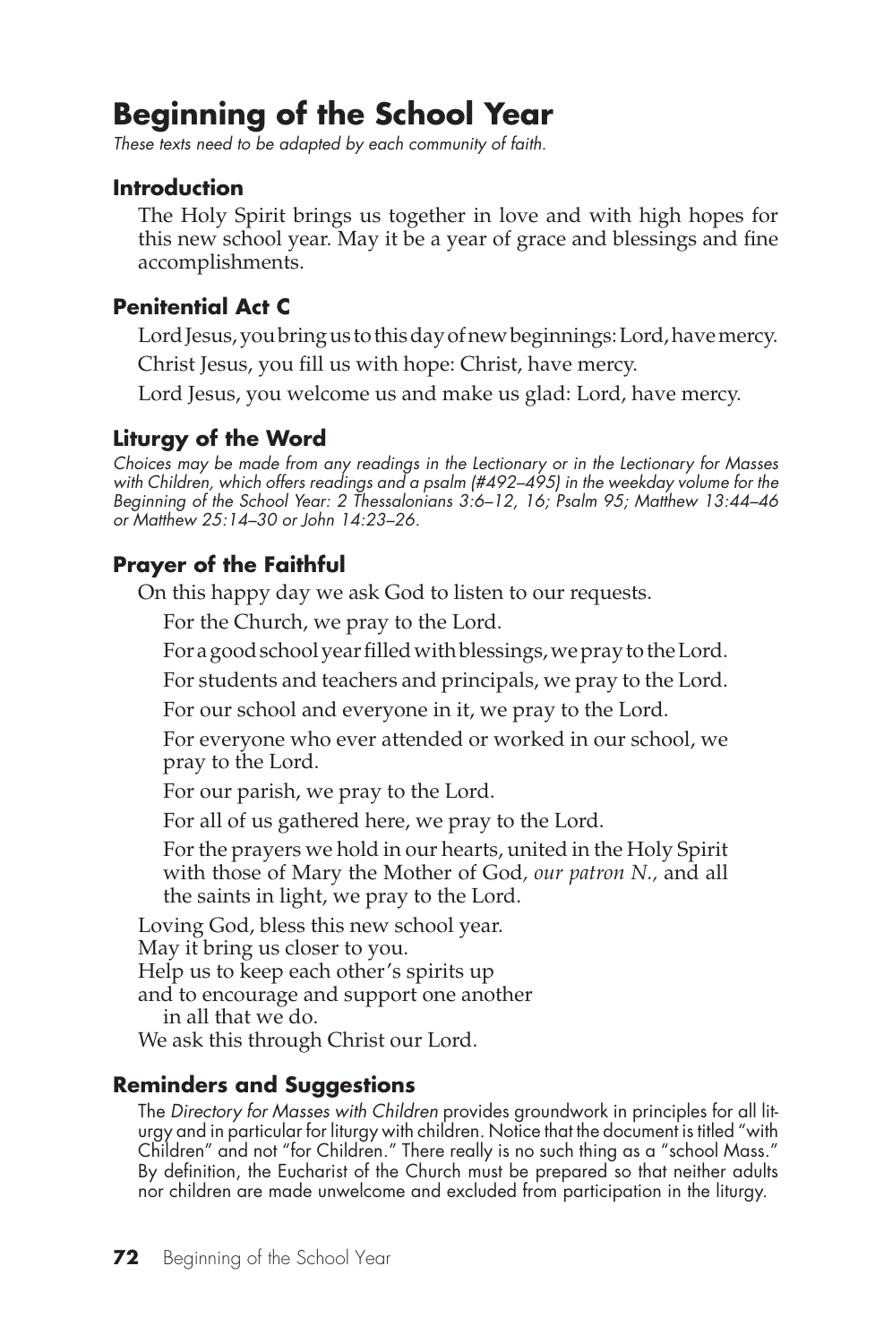# Beginning of the School Year

*These texts need to be adapted by each community of faith.*

## Introduction

The Holy Spirit brings us together in love and with high hopes for this new school year. May it be a year of grace and blessings and fine accomplishments.

## Penitential Act C

Lord Jesus, you bring us to this day of new beginnings: Lord, have mercy.

Christ Jesus, you fill us with hope: Christ, have mercy.

Lord Jesus, you welcome us and make us glad: Lord, have mercy.

## Liturgy of the Word

*Choices may be made from any readings in the Lectionary or in the Lectionary for Masses with Children, which offers readings and a psalm (#492–495) in the weekday volume for the Beginning of the School Year: 2 Thessalonians 3:6–12, 16; Psalm 95; Matthew 13:44–46 or Matthew 25:14–30 or John 14:23–26.*

## Prayer of the Faithful

On this happy day we ask God to listen to our requests.

For the Church, we pray to the Lord.

For a good school year filled with blessings, we pray to the Lord.

For students and teachers and principals, we pray to the Lord.

For our school and everyone in it, we pray to the Lord.

For everyone who ever attended or worked in our school, we pray to the Lord.

For our parish, we pray to the Lord.

For all of us gathered here, we pray to the Lord.

For the prayers we hold in our hearts, united in the Holy Spirit with those of Mary the Mother of God, *our patron N.,* and all the saints in light, we pray to the Lord.

Loving God, bless this new school year.
May it bring us closer to you.
Help us to keep each other's spirits up
and to encourage and support one another
in all that we do.
We ask this through Christ our Lord.

## Reminders and Suggestions

The *Directory for Masses with Children* provides groundwork in principles for all liturgy and in particular for liturgy with children. Notice that the document is titled "with Children" and not "for Children." There really is no such thing as a "school Mass." By definition, the Eucharist of the Church must be prepared so that neither adults nor children are made unwelcome and excluded from participation in the liturgy.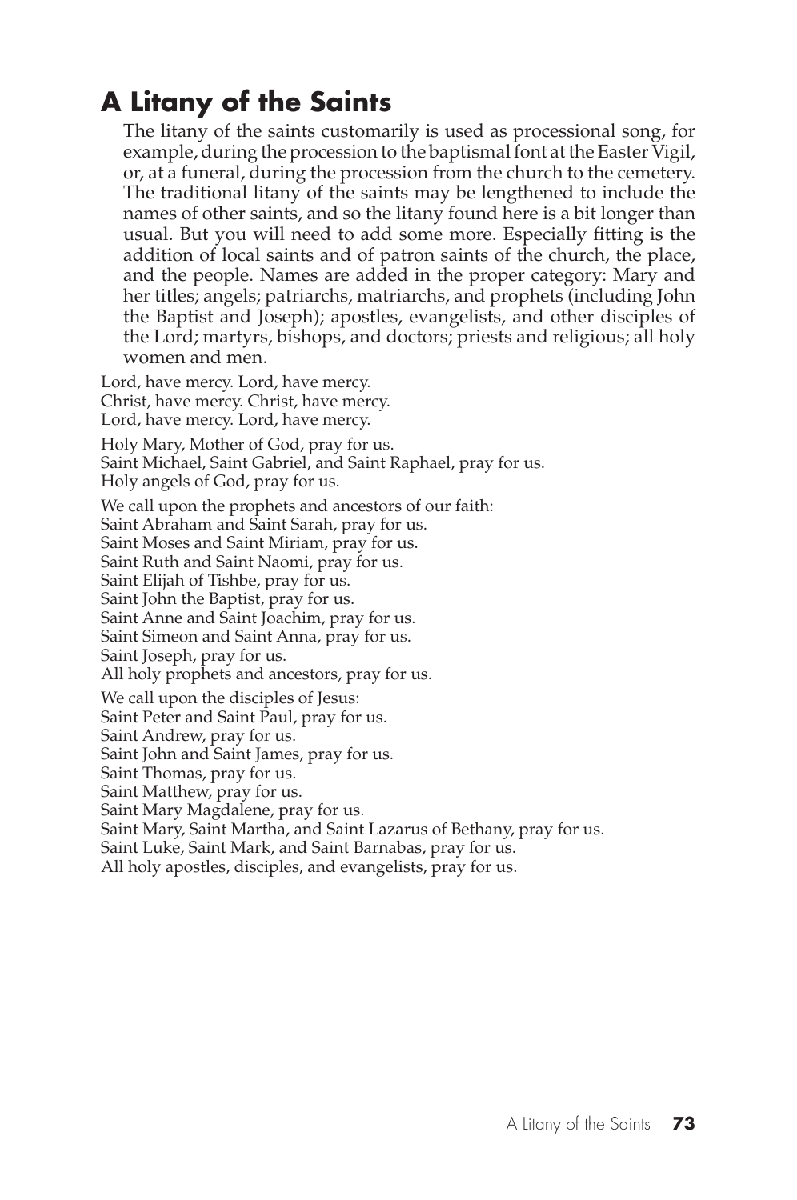## A Litany of the Saints

The litany of the saints customarily is used as processional song, for example, during the procession to the baptismal font at the Easter Vigil, or, at a funeral, during the procession from the church to the cemetery. The traditional litany of the saints may be lengthened to include the names of other saints, and so the litany found here is a bit longer than usual. But you will need to add some more. Especially fitting is the addition of local saints and of patron saints of the church, the place, and the people. Names are added in the proper category: Mary and her titles; angels; patriarchs, matriarchs, and prophets (including John the Baptist and Joseph); apostles, evangelists, and other disciples of the Lord; martyrs, bishops, and doctors; priests and religious; all holy women and men.

Lord, have mercy. Lord, have mercy.
Christ, have mercy. Christ, have mercy.
Lord, have mercy. Lord, have mercy.

Holy Mary, Mother of God, pray for us.
Saint Michael, Saint Gabriel, and Saint Raphael, pray for us.
Holy angels of God, pray for us.

We call upon the prophets and ancestors of our faith:
Saint Abraham and Saint Sarah, pray for us.
Saint Moses and Saint Miriam, pray for us.
Saint Ruth and Saint Naomi, pray for us.
Saint Elijah of Tishbe, pray for us.
Saint John the Baptist, pray for us.
Saint Anne and Saint Joachim, pray for us.
Saint Simeon and Saint Anna, pray for us.
Saint Joseph, pray for us.
All holy prophets and ancestors, pray for us.

We call upon the disciples of Jesus:
Saint Peter and Saint Paul, pray for us.
Saint Andrew, pray for us.
Saint John and Saint James, pray for us.
Saint Thomas, pray for us.
Saint Matthew, pray for us.
Saint Mary Magdalene, pray for us.
Saint Mary, Saint Martha, and Saint Lazarus of Bethany, pray for us.
Saint Luke, Saint Mark, and Saint Barnabas, pray for us.
All holy apostles, disciples, and evangelists, pray for us.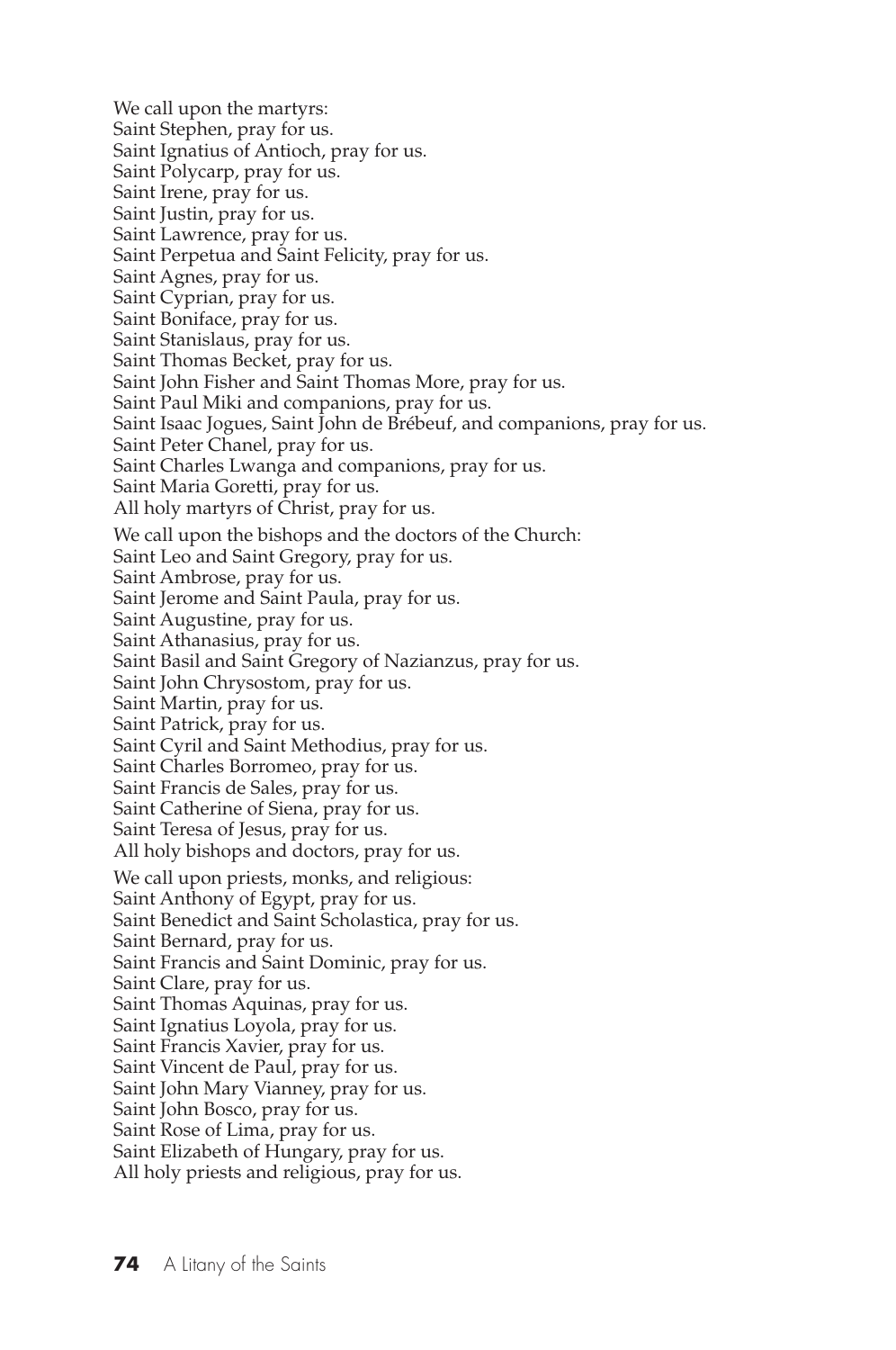We call upon the martyrs:
Saint Stephen, pray for us.
Saint Ignatius of Antioch, pray for us.
Saint Polycarp, pray for us.
Saint Irene, pray for us.
Saint Justin, pray for us.
Saint Lawrence, pray for us.
Saint Perpetua and Saint Felicity, pray for us.
Saint Agnes, pray for us.
Saint Cyprian, pray for us.
Saint Boniface, pray for us.
Saint Stanislaus, pray for us.
Saint Thomas Becket, pray for us.
Saint John Fisher and Saint Thomas More, pray for us.
Saint Paul Miki and companions, pray for us.
Saint Isaac Jogues, Saint John de Brébeuf, and companions, pray for us.
Saint Peter Chanel, pray for us.
Saint Charles Lwanga and companions, pray for us.
Saint Maria Goretti, pray for us.
All holy martyrs of Christ, pray for us.

We call upon the bishops and the doctors of the Church:
Saint Leo and Saint Gregory, pray for us.
Saint Ambrose, pray for us.
Saint Jerome and Saint Paula, pray for us.
Saint Augustine, pray for us.
Saint Athanasius, pray for us.
Saint Basil and Saint Gregory of Nazianzus, pray for us.
Saint John Chrysostom, pray for us.
Saint Martin, pray for us.
Saint Patrick, pray for us.
Saint Cyril and Saint Methodius, pray for us.
Saint Charles Borromeo, pray for us.
Saint Francis de Sales, pray for us.
Saint Catherine of Siena, pray for us.
Saint Teresa of Jesus, pray for us.
All holy bishops and doctors, pray for us.

We call upon priests, monks, and religious:
Saint Anthony of Egypt, pray for us.
Saint Benedict and Saint Scholastica, pray for us.
Saint Bernard, pray for us.
Saint Francis and Saint Dominic, pray for us.
Saint Clare, pray for us.
Saint Thomas Aquinas, pray for us.
Saint Ignatius Loyola, pray for us.
Saint Francis Xavier, pray for us.
Saint Vincent de Paul, pray for us.
Saint John Mary Vianney, pray for us.
Saint John Bosco, pray for us.
Saint Rose of Lima, pray for us.
Saint Elizabeth of Hungary, pray for us.
All holy priests and religious, pray for us.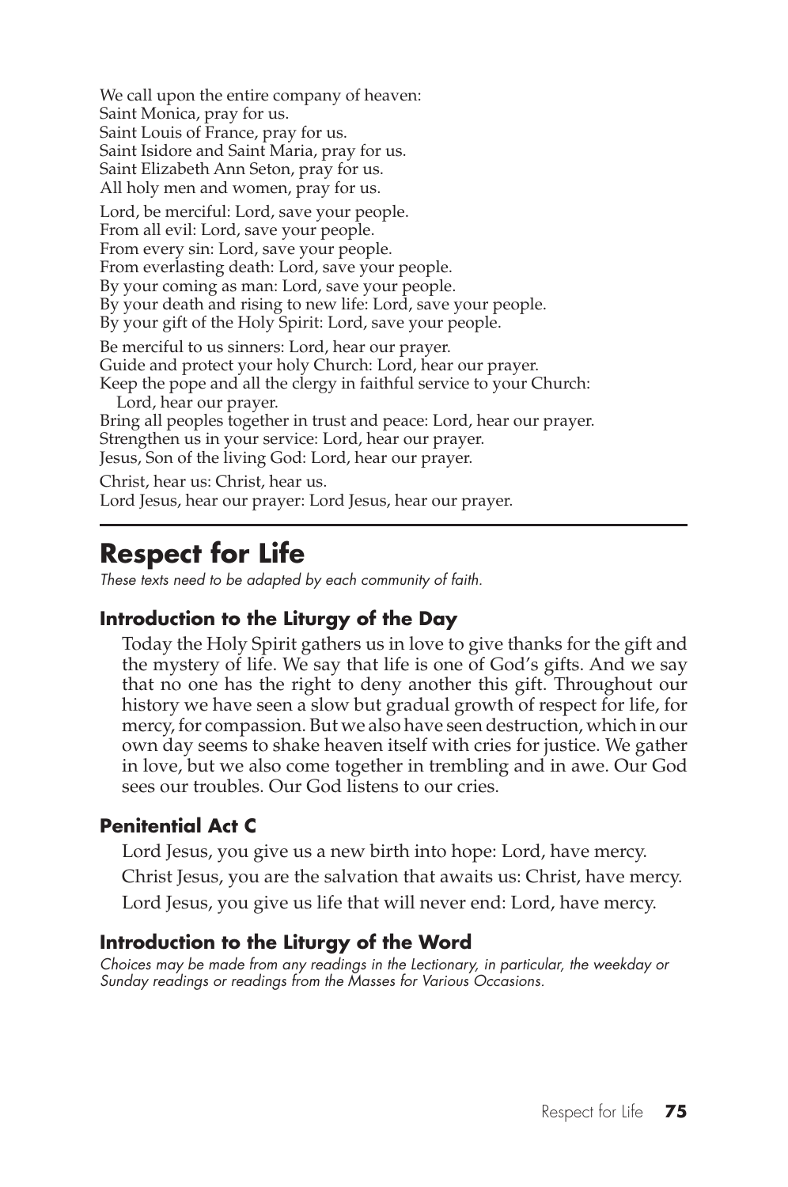We call upon the entire company of heaven:
Saint Monica, pray for us.
Saint Louis of France, pray for us.
Saint Isidore and Saint Maria, pray for us.
Saint Elizabeth Ann Seton, pray for us.
All holy men and women, pray for us.

Lord, be merciful: Lord, save your people.
From all evil: Lord, save your people.
From every sin: Lord, save your people.
From everlasting death: Lord, save your people.
By your coming as man: Lord, save your people.
By your death and rising to new life: Lord, save your people.
By your gift of the Holy Spirit: Lord, save your people.

Be merciful to us sinners: Lord, hear our prayer.
Guide and protect your holy Church: Lord, hear our prayer.
Keep the pope and all the clergy in faithful service to your Church:
Lord, hear our prayer.
Bring all peoples together in trust and peace: Lord, hear our prayer.
Strengthen us in your service: Lord, hear our prayer.
Jesus, Son of the living God: Lord, hear our prayer.

Christ, hear us: Christ, hear us.
Lord Jesus, hear our prayer: Lord Jesus, hear our prayer.

---

# Respect for Life

*These texts need to be adapted by each community of faith.*

### Introduction to the Liturgy of the Day

Today the Holy Spirit gathers us in love to give thanks for the gift and the mystery of life. We say that life is one of God's gifts. And we say that no one has the right to deny another this gift. Throughout our history we have seen a slow but gradual growth of respect for life, for mercy, for compassion. But we also have seen destruction, which in our own day seems to shake heaven itself with cries for justice. We gather in love, but we also come together in trembling and in awe. Our God sees our troubles. Our God listens to our cries.

### Penitential Act C

Lord Jesus, you give us a new birth into hope: Lord, have mercy.

Christ Jesus, you are the salvation that awaits us: Christ, have mercy.

Lord Jesus, you give us life that will never end: Lord, have mercy.

### Introduction to the Liturgy of the Word

*Choices may be made from any readings in the Lectionary, in particular, the weekday or Sunday readings or readings from the Masses for Various Occasions.*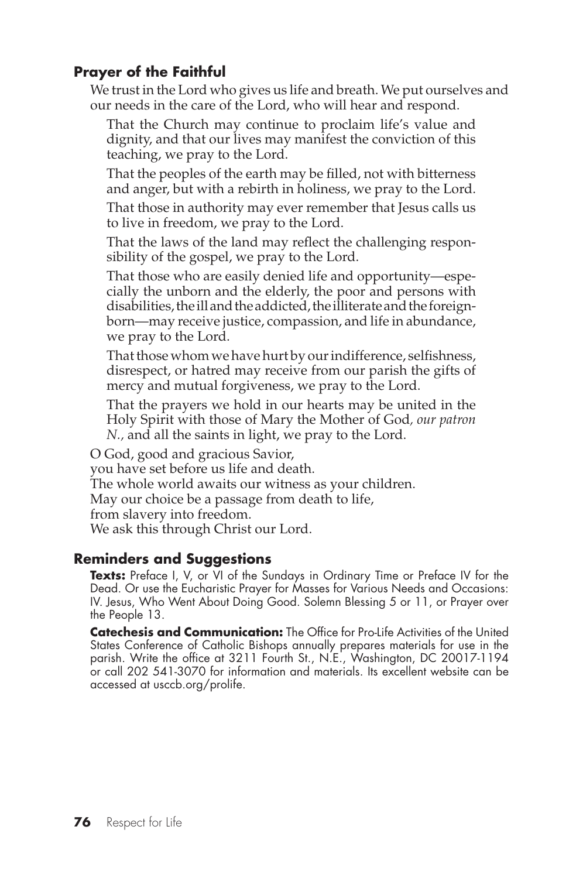### Prayer of the Faithful

We trust in the Lord who gives us life and breath. We put ourselves and our needs in the care of the Lord, who will hear and respond.

That the Church may continue to proclaim life's value and dignity, and that our lives may manifest the conviction of this teaching, we pray to the Lord.

That the peoples of the earth may be filled, not with bitterness and anger, but with a rebirth in holiness, we pray to the Lord.

That those in authority may ever remember that Jesus calls us to live in freedom, we pray to the Lord.

That the laws of the land may reflect the challenging responsibility of the gospel, we pray to the Lord.

That those who are easily denied life and opportunity—especially the unborn and the elderly, the poor and persons with disabilities, the ill and the addicted, the illiterate and the foreign-born—may receive justice, compassion, and life in abundance, we pray to the Lord.

That those whom we have hurt by our indifference, selfishness, disrespect, or hatred may receive from our parish the gifts of mercy and mutual forgiveness, we pray to the Lord.

That the prayers we hold in our hearts may be united in the Holy Spirit with those of Mary the Mother of God, *our patron N.*, and all the saints in light, we pray to the Lord.

O God, good and gracious Savior,
you have set before us life and death.
The whole world awaits our witness as your children.
May our choice be a passage from death to life,
from slavery into freedom.
We ask this through Christ our Lord.

### Reminders and Suggestions

**Texts:** Preface I, V, or VI of the Sundays in Ordinary Time or Preface IV for the Dead. Or use the Eucharistic Prayer for Masses for Various Needs and Occasions: IV. Jesus, Who Went About Doing Good. Solemn Blessing 5 or 11, or Prayer over the People 13.

**Catechesis and Communication:** The Office for Pro-Life Activities of the United States Conference of Catholic Bishops annually prepares materials for use in the parish. Write the office at 3211 Fourth St., N.E., Washington, DC 20017-1194 or call 202 541-3070 for information and materials. Its excellent website can be accessed at usccb.org/prolife.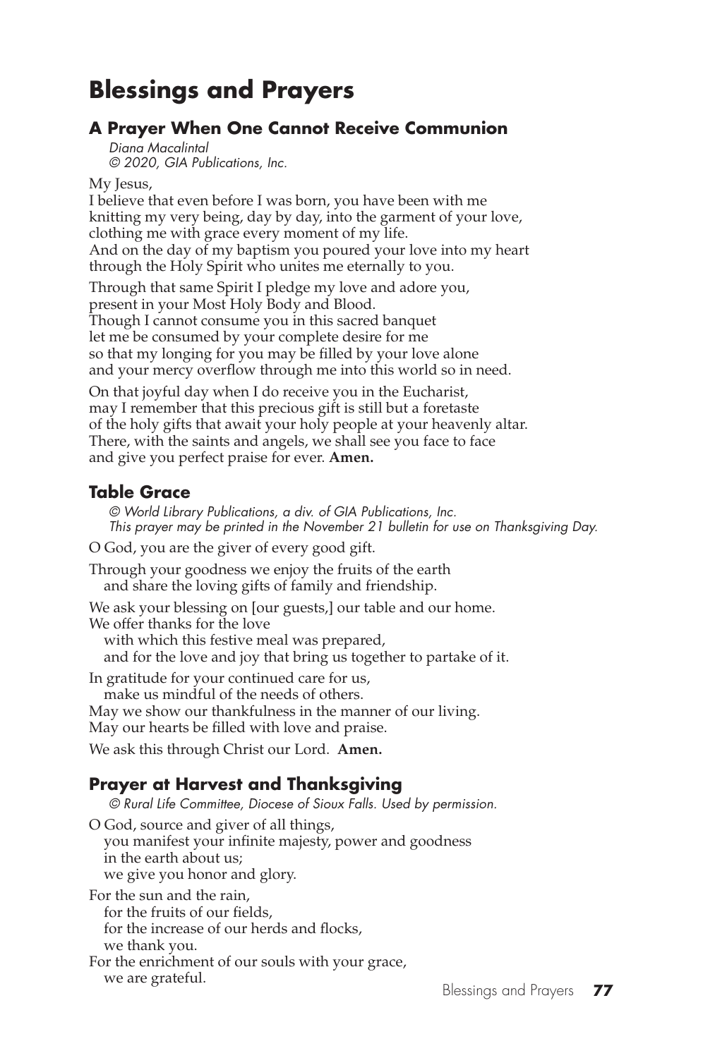# Blessings and Prayers

## A Prayer When One Cannot Receive Communion

*Diana Macalintal*
*© 2020, GIA Publications, Inc.*

My Jesus,
I believe that even before I was born, you have been with me
knitting my very being, day by day, into the garment of your love,
clothing me with grace every moment of my life.
And on the day of my baptism you poured your love into my heart
through the Holy Spirit who unites me eternally to you.

Through that same Spirit I pledge my love and adore you,
present in your Most Holy Body and Blood.
Though I cannot consume you in this sacred banquet
let me be consumed by your complete desire for me
so that my longing for you may be filled by your love alone
and your mercy overflow through me into this world so in need.

On that joyful day when I do receive you in the Eucharist,
may I remember that this precious gift is still but a foretaste
of the holy gifts that await your holy people at your heavenly altar.
There, with the saints and angels, we shall see you face to face
and give you perfect praise for ever. **Amen.**

## Table Grace

*© World Library Publications, a div. of GIA Publications, Inc.*
*This prayer may be printed in the November 21 bulletin for use on Thanksgiving Day.*

O God, you are the giver of every good gift.

Through your goodness we enjoy the fruits of the earth
and share the loving gifts of family and friendship.

We ask your blessing on [our guests,] our table and our home.
We offer thanks for the love
with which this festive meal was prepared,
and for the love and joy that bring us together to partake of it.

In gratitude for your continued care for us,
make us mindful of the needs of others.
May we show our thankfulness in the manner of our living.
May our hearts be filled with love and praise.

We ask this through Christ our Lord. **Amen.**

## Prayer at Harvest and Thanksgiving

*© Rural Life Committee, Diocese of Sioux Falls. Used by permission.*

O God, source and giver of all things,
you manifest your infinite majesty, power and goodness
in the earth about us;
we give you honor and glory.

For the sun and the rain,
for the fruits of our fields,
for the increase of our herds and flocks,
we thank you.
For the enrichment of our souls with your grace,
we are grateful.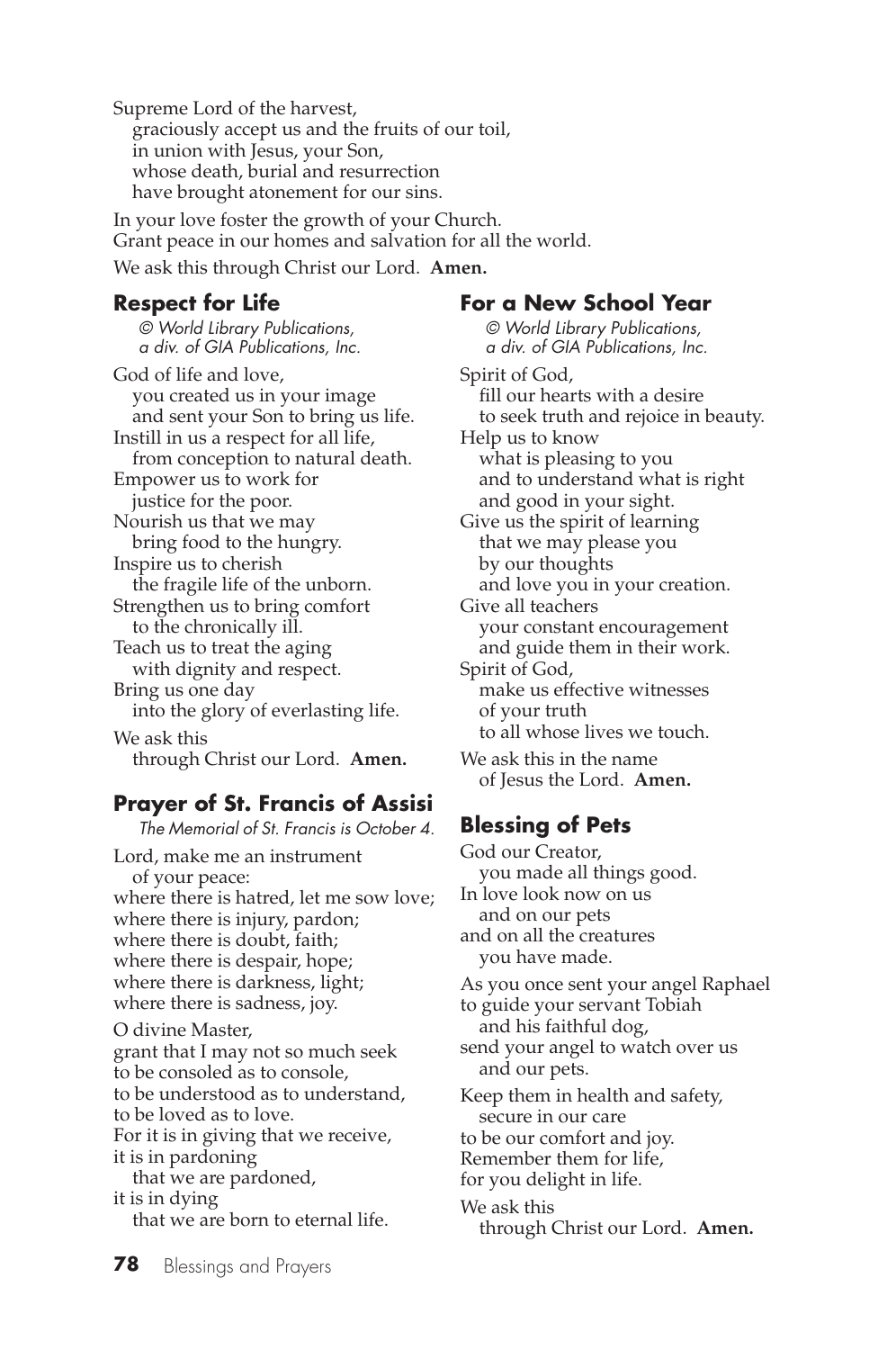Supreme Lord of the harvest,
graciously accept us and the fruits of our toil,
in union with Jesus, your Son,
whose death, burial and resurrection
have brought atonement for our sins.

In your love foster the growth of your Church.
Grant peace in our homes and salvation for all the world.

We ask this through Christ our Lord. **Amen.**

## Respect for Life

*© World Library Publications, a div. of GIA Publications, Inc.*

God of life and love,
you created us in your image
and sent your Son to bring us life.
Instill in us a respect for all life,
from conception to natural death.
Empower us to work for
justice for the poor.
Nourish us that we may
bring food to the hungry.
Inspire us to cherish
the fragile life of the unborn.
Strengthen us to bring comfort
to the chronically ill.
Teach us to treat the aging
with dignity and respect.
Bring us one day
into the glory of everlasting life.

We ask this
through Christ our Lord. **Amen.**

## Prayer of St. Francis of Assisi

*The Memorial of St. Francis is October 4.*

Lord, make me an instrument
of your peace:
where there is hatred, let me sow love;
where there is injury, pardon;
where there is doubt, faith;
where there is despair, hope;
where there is darkness, light;
where there is sadness, joy.

O divine Master,
grant that I may not so much seek
to be consoled as to console,
to be understood as to understand,
to be loved as to love.
For it is in giving that we receive,
it is in pardoning
that we are pardoned,
it is in dying
that we are born to eternal life.

## For a New School Year

*© World Library Publications, a div. of GIA Publications, Inc.*

Spirit of God,
fill our hearts with a desire
to seek truth and rejoice in beauty.
Help us to know
what is pleasing to you
and to understand what is right
and good in your sight.
Give us the spirit of learning
that we may please you
by our thoughts
and love you in your creation.
Give all teachers
your constant encouragement
and guide them in their work.
Spirit of God,
make us effective witnesses
of your truth
to all whose lives we touch.

We ask this in the name
of Jesus the Lord. **Amen.**

## Blessing of Pets

God our Creator,
you made all things good.
In love look now on us
and on our pets
and on all the creatures
you have made.

As you once sent your angel Raphael
to guide your servant Tobiah
and his faithful dog,
send your angel to watch over us
and our pets.

Keep them in health and safety,
secure in our care
to be our comfort and joy.
Remember them for life,
for you delight in life.

We ask this
through Christ our Lord. **Amen.**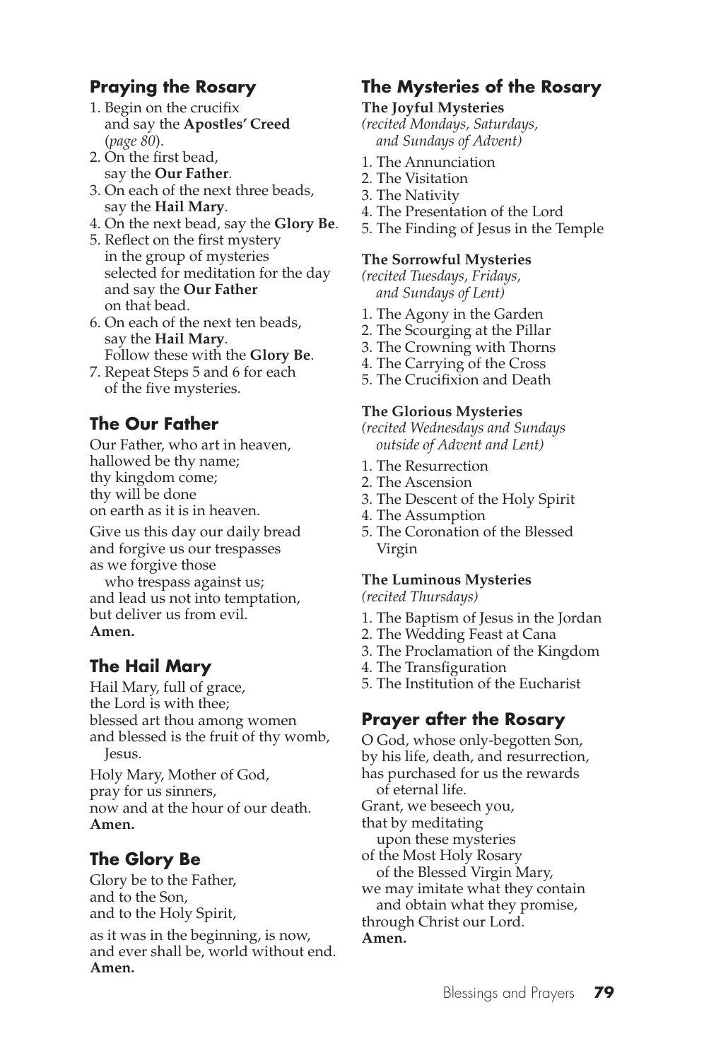## Praying the Rosary

1. Begin on the crucifix and say the **Apostles' Creed** (*page 80*).
2. On the first bead, say the **Our Father**.
3. On each of the next three beads, say the **Hail Mary**.
4. On the next bead, say the **Glory Be**.
5. Reflect on the first mystery in the group of mysteries selected for meditation for the day and say the **Our Father** on that bead.
6. On each of the next ten beads, say the **Hail Mary**. Follow these with the **Glory Be**.
7. Repeat Steps 5 and 6 for each of the five mysteries.

## The Our Father

Our Father, who art in heaven,
hallowed be thy name;
thy kingdom come;
thy will be done
on earth as it is in heaven.

Give us this day our daily bread
and forgive us our trespasses
as we forgive those
who trespass against us;
and lead us not into temptation,
but deliver us from evil.
**Amen.**

## The Hail Mary

Hail Mary, full of grace,
the Lord is with thee;
blessed art thou among women
and blessed is the fruit of thy womb, Jesus.

Holy Mary, Mother of God,
pray for us sinners,
now and at the hour of our death.
**Amen.**

## The Glory Be

Glory be to the Father,
and to the Son,
and to the Holy Spirit,

as it was in the beginning, is now,
and ever shall be, world without end.
**Amen.**

## The Mysteries of the Rosary

**The Joyful Mysteries**
*(recited Mondays, Saturdays, and Sundays of Advent)*

1. The Annunciation
2. The Visitation
3. The Nativity
4. The Presentation of the Lord
5. The Finding of Jesus in the Temple

**The Sorrowful Mysteries**
*(recited Tuesdays, Fridays, and Sundays of Lent)*

1. The Agony in the Garden
2. The Scourging at the Pillar
3. The Crowning with Thorns
4. The Carrying of the Cross
5. The Crucifixion and Death

**The Glorious Mysteries**
*(recited Wednesdays and Sundays outside of Advent and Lent)*

1. The Resurrection
2. The Ascension
3. The Descent of the Holy Spirit
4. The Assumption
5. The Coronation of the Blessed Virgin

**The Luminous Mysteries**
*(recited Thursdays)*

1. The Baptism of Jesus in the Jordan
2. The Wedding Feast at Cana
3. The Proclamation of the Kingdom
4. The Transfiguration
5. The Institution of the Eucharist

## Prayer after the Rosary

O God, whose only-begotten Son,
by his life, death, and resurrection,
has purchased for us the rewards
of eternal life.
Grant, we beseech you,
that by meditating
upon these mysteries
of the Most Holy Rosary
of the Blessed Virgin Mary,
we may imitate what they contain
and obtain what they promise,
through Christ our Lord.
**Amen.**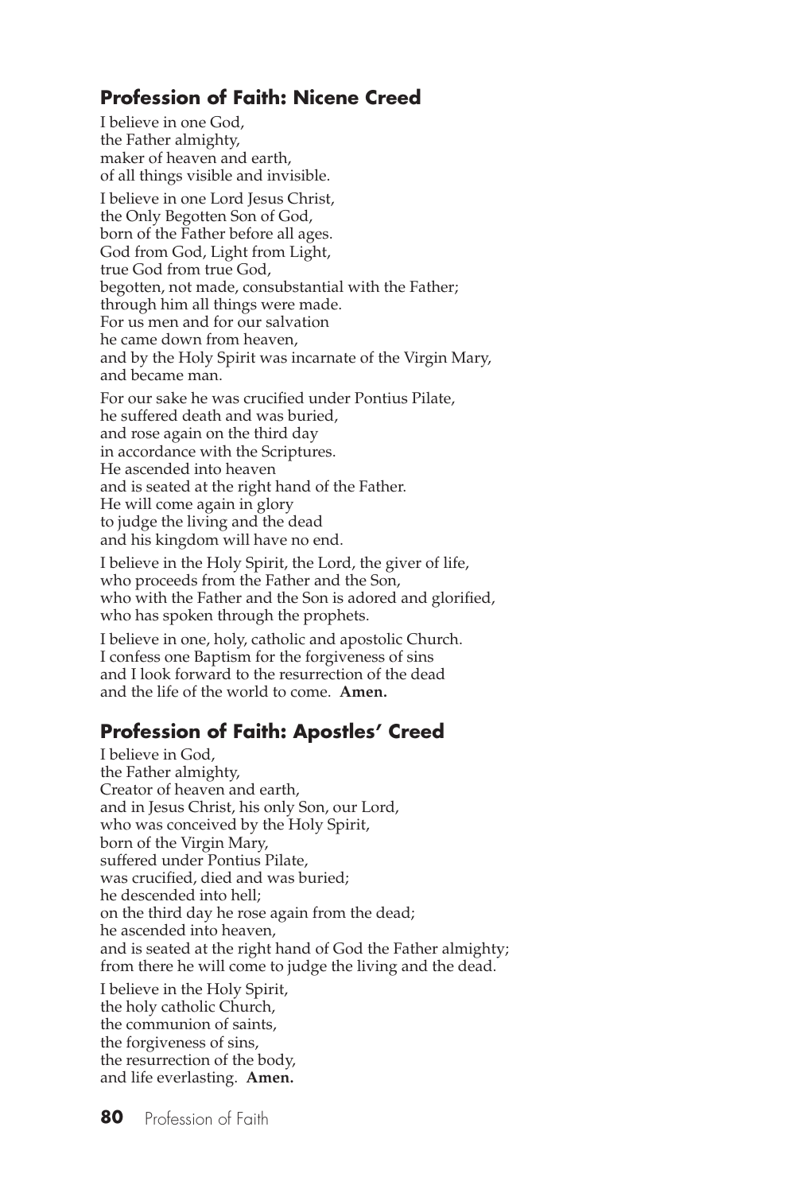## Profession of Faith: Nicene Creed

I believe in one God,
the Father almighty,
maker of heaven and earth,
of all things visible and invisible.

I believe in one Lord Jesus Christ,
the Only Begotten Son of God,
born of the Father before all ages.
God from God, Light from Light,
true God from true God,
begotten, not made, consubstantial with the Father;
through him all things were made.
For us men and for our salvation
he came down from heaven,
and by the Holy Spirit was incarnate of the Virgin Mary,
and became man.

For our sake he was crucified under Pontius Pilate,
he suffered death and was buried,
and rose again on the third day
in accordance with the Scriptures.
He ascended into heaven
and is seated at the right hand of the Father.
He will come again in glory
to judge the living and the dead
and his kingdom will have no end.

I believe in the Holy Spirit, the Lord, the giver of life,
who proceeds from the Father and the Son,
who with the Father and the Son is adored and glorified,
who has spoken through the prophets.

I believe in one, holy, catholic and apostolic Church.
I confess one Baptism for the forgiveness of sins
and I look forward to the resurrection of the dead
and the life of the world to come. **Amen.**

## Profession of Faith: Apostles' Creed

I believe in God,
the Father almighty,
Creator of heaven and earth,
and in Jesus Christ, his only Son, our Lord,
who was conceived by the Holy Spirit,
born of the Virgin Mary,
suffered under Pontius Pilate,
was crucified, died and was buried;
he descended into hell;
on the third day he rose again from the dead;
he ascended into heaven,
and is seated at the right hand of God the Father almighty;
from there he will come to judge the living and the dead.

I believe in the Holy Spirit,
the holy catholic Church,
the communion of saints,
the forgiveness of sins,
the resurrection of the body,
and life everlasting. **Amen.**